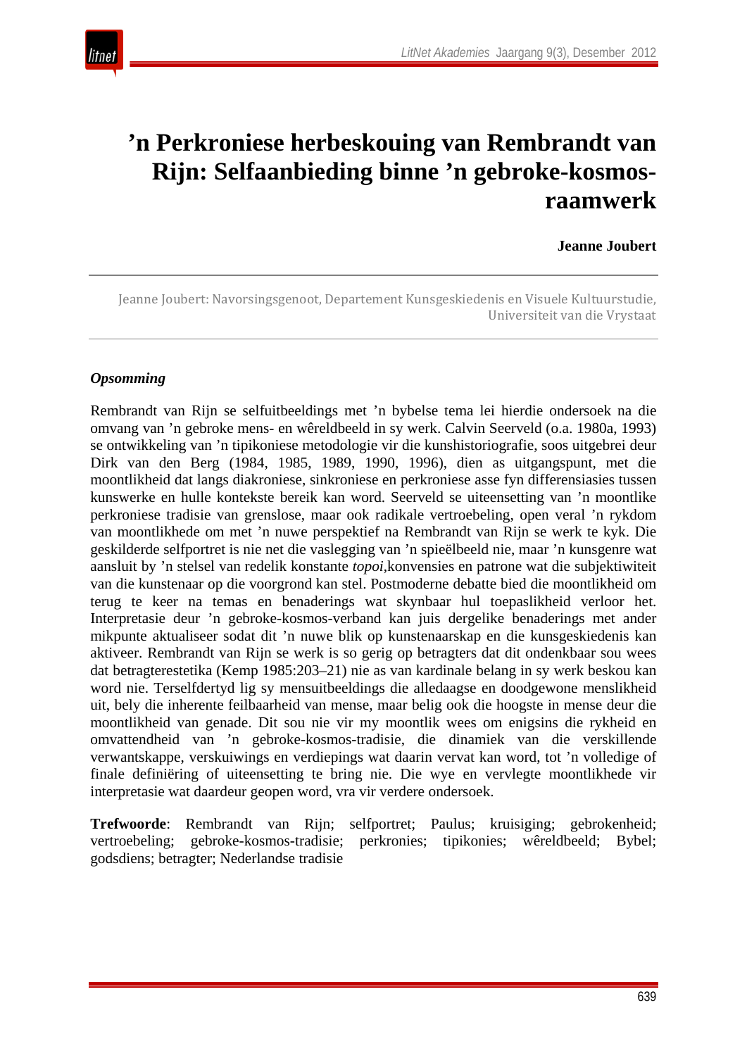# ’n Perkroniese herbeskouing van Rembrandt van Rijn: Selfaanbieding binne ’n gebroke-kosmos-raamwerk

**Jeanne Joubert**

Jeanne Joubert: Navorsingsgenoot, Departement Kunsgeskiedenis en Visuele Kultuurstudie, Universiteit van die Vrystaat

***Opsomming***

Rembrandt van Rijn se selfuitbeeldings met ’n bybelse tema lei hierdie ondersoek na die omvang van ’n gebroke mens- en wêreldbeeld in sy werk. Calvin Seerveld (o.a. 1980a, 1993) se ontwikkeling van ’n tipikoniese metodologie vir die kunshistoriografie, soos uitgebrei deur Dirk van den Berg (1984, 1985, 1989, 1990, 1996), dien as uitgangspunt, met die moontlikheid dat langs diakroniese, sinkroniese en perkroniese asse fyn differensiasies tussen kunswerke en hulle kontekste bereik kan word. Seerveld se uiteensetting van ’n moontlike perkroniese tradisie van grenslose, maar ook radikale vertroebeling, open veral ’n rykdom van moontlikhede om met ’n nuwe perspektief na Rembrandt van Rijn se werk te kyk. Die geskilderde selfportret is nie net die vaslegging van ’n spieëlbeeld nie, maar ’n kunsgenre wat aansluit by ’n stelsel van redelik konstante *topoi*,konvensies en patrone wat die subjektiwiteit van die kunstenaar op die voorgrond kan stel. Postmoderne debatte bied die moontlikheid om terug te keer na temas en benaderings wat skynbaar hul toepaslikheid verloor het. Interpretasie deur ’n gebroke-kosmos-verband kan juis dergelike benaderings met ander mikpunte aktualiseer sodat dit ’n nuwe blik op kunstenaarskap en die kunsgeskiedenis kan aktiveer. Rembrandt van Rijn se werk is so gerig op betragters dat dit ondenkbaar sou wees dat betragterestetika (Kemp 1985:203–21) nie as van kardinale belang in sy werk beskou kan word nie. Terselfdertyd lig sy mensuitbeeldings die alledaagse en doodgewone menslikheid uit, bely die inherente feilbaarheid van mense, maar belig ook die hoogste in mense deur die moontlikheid van genade. Dit sou nie vir my moontlik wees om enigsins die rykheid en omvattendheid van ’n gebroke-kosmos-tradisie, die dinamiek van die verskillende verwantskappe, verskuiwings en verdiepings wat daarin vervat kan word, tot ’n volledige of finale definiëring of uiteensetting te bring nie. Die wye en vervlegte moontlikhede vir interpretasie wat daardeur geopen word, vra vir verdere ondersoek.

**Trefwoorde**: Rembrandt van Rijn; selfportret; Paulus; kruisiging; gebrokenheid; vertroebeling; gebroke-kosmos-tradisie; perkronies; tipikonies; wêreldbeeld; Bybel; godsdiens; betragter; Nederlandse tradisie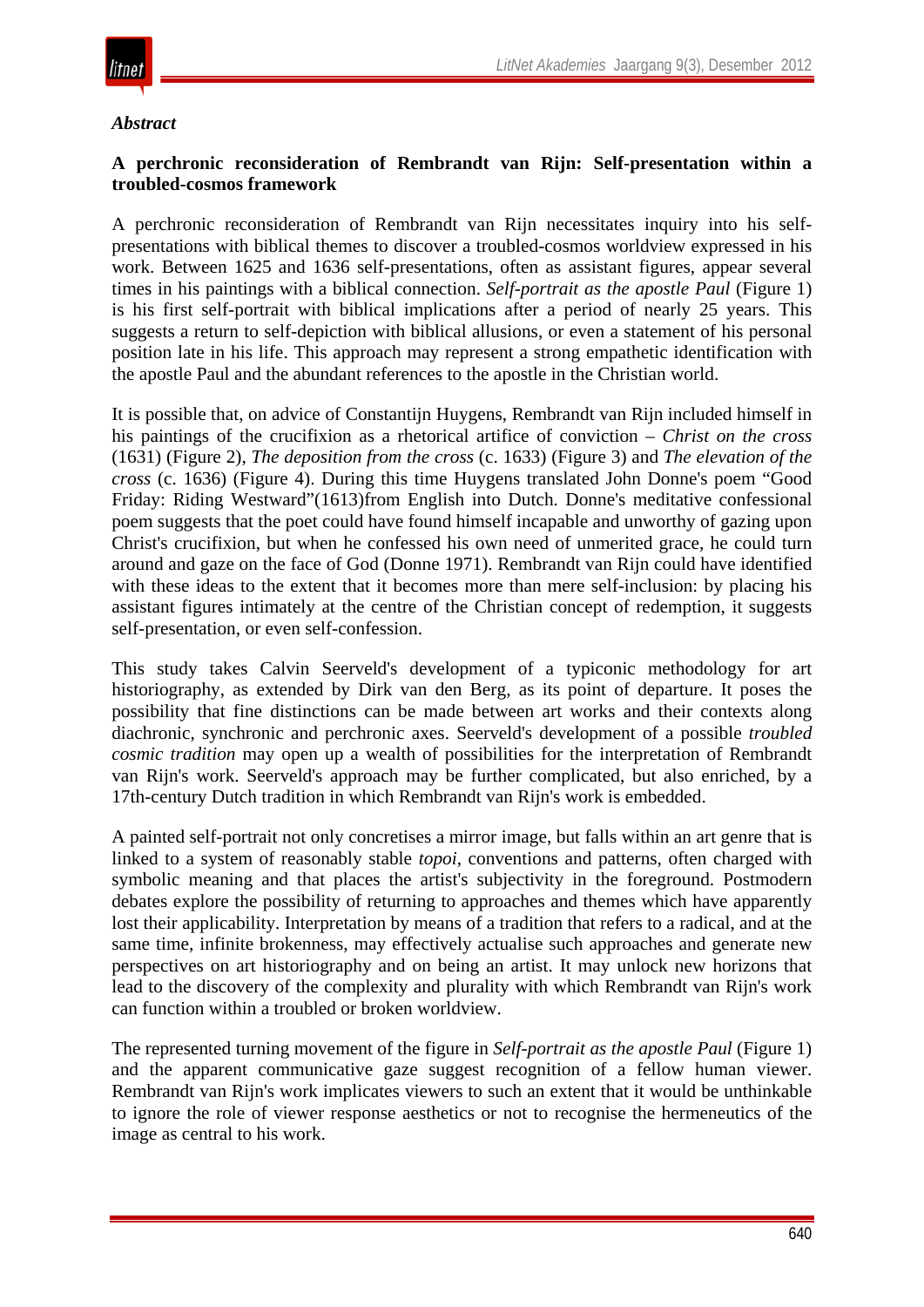*Abstract*

**A perchronic reconsideration of Rembrandt van Rijn: Self-presentation within a troubled-cosmos framework**

A perchronic reconsideration of Rembrandt van Rijn necessitates inquiry into his self-presentations with biblical themes to discover a troubled-cosmos worldview expressed in his work. Between 1625 and 1636 self-presentations, often as assistant figures, appear several times in his paintings with a biblical connection. *Self-portrait as the apostle Paul* (Figure 1) is his first self-portrait with biblical implications after a period of nearly 25 years. This suggests a return to self-depiction with biblical allusions, or even a statement of his personal position late in his life. This approach may represent a strong empathetic identification with the apostle Paul and the abundant references to the apostle in the Christian world.

It is possible that, on advice of Constantijn Huygens, Rembrandt van Rijn included himself in his paintings of the crucifixion as a rhetorical artifice of conviction – *Christ on the cross* (1631) (Figure 2), *The deposition from the cross* (c. 1633) (Figure 3) and *The elevation of the cross* (c. 1636) (Figure 4). During this time Huygens translated John Donne's poem "Good Friday: Riding Westward"(1613)from English into Dutch. Donne's meditative confessional poem suggests that the poet could have found himself incapable and unworthy of gazing upon Christ's crucifixion, but when he confessed his own need of unmerited grace, he could turn around and gaze on the face of God (Donne 1971). Rembrandt van Rijn could have identified with these ideas to the extent that it becomes more than mere self-inclusion: by placing his assistant figures intimately at the centre of the Christian concept of redemption, it suggests self-presentation, or even self-confession.

This study takes Calvin Seerveld's development of a typiconic methodology for art historiography, as extended by Dirk van den Berg, as its point of departure. It poses the possibility that fine distinctions can be made between art works and their contexts along diachronic, synchronic and perchronic axes. Seerveld's development of a possible *troubled cosmic tradition* may open up a wealth of possibilities for the interpretation of Rembrandt van Rijn's work. Seerveld's approach may be further complicated, but also enriched, by a 17th-century Dutch tradition in which Rembrandt van Rijn's work is embedded.

A painted self-portrait not only concretises a mirror image, but falls within an art genre that is linked to a system of reasonably stable *topoi*, conventions and patterns, often charged with symbolic meaning and that places the artist's subjectivity in the foreground. Postmodern debates explore the possibility of returning to approaches and themes which have apparently lost their applicability. Interpretation by means of a tradition that refers to a radical, and at the same time, infinite brokenness, may effectively actualise such approaches and generate new perspectives on art historiography and on being an artist. It may unlock new horizons that lead to the discovery of the complexity and plurality with which Rembrandt van Rijn's work can function within a troubled or broken worldview.

The represented turning movement of the figure in *Self-portrait as the apostle Paul* (Figure 1) and the apparent communicative gaze suggest recognition of a fellow human viewer. Rembrandt van Rijn's work implicates viewers to such an extent that it would be unthinkable to ignore the role of viewer response aesthetics or not to recognise the hermeneutics of the image as central to his work.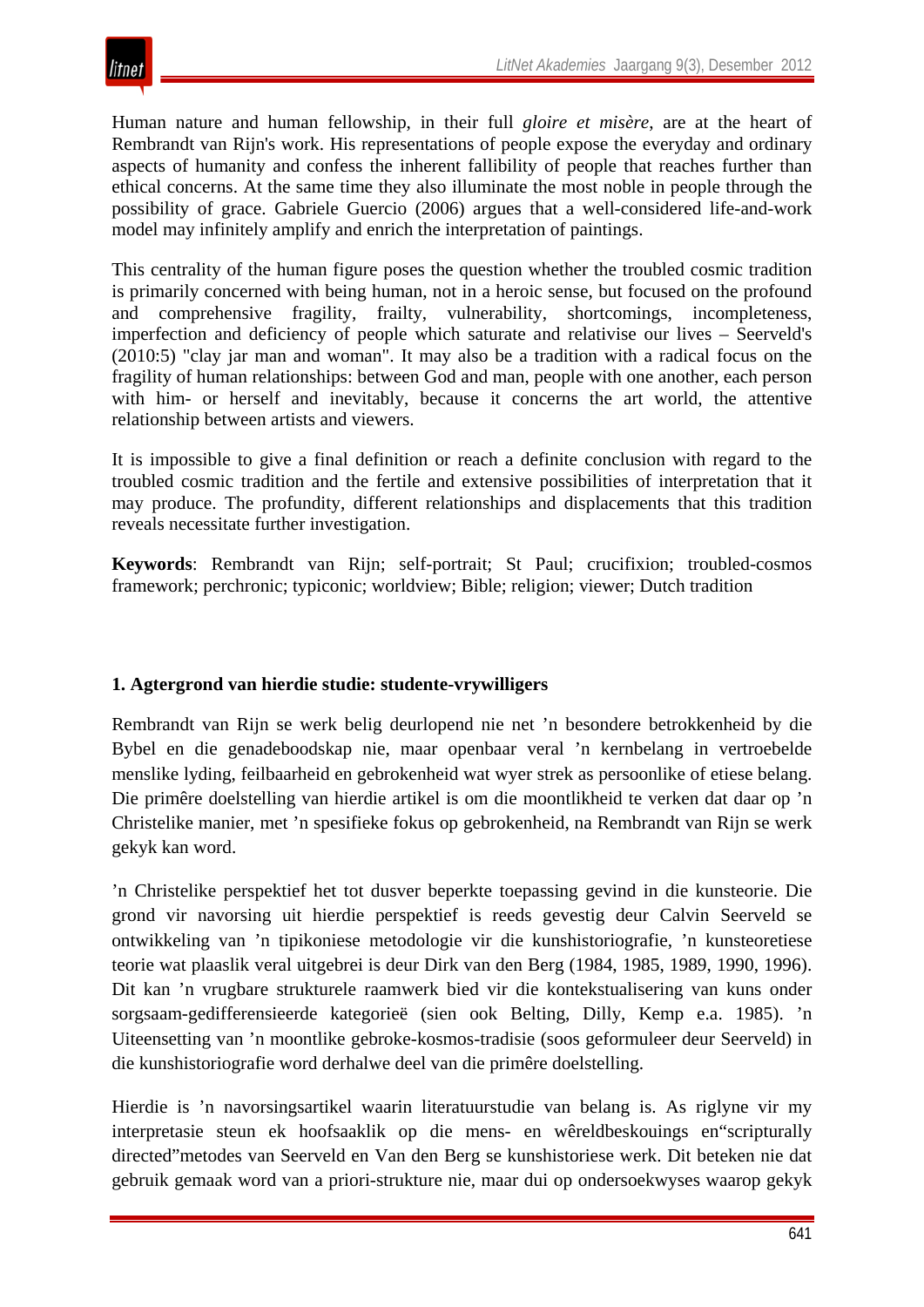Human nature and human fellowship, in their full *gloire et misère*, are at the heart of Rembrandt van Rijn's work. His representations of people expose the everyday and ordinary aspects of humanity and confess the inherent fallibility of people that reaches further than ethical concerns. At the same time they also illuminate the most noble in people through the possibility of grace. Gabriele Guercio (2006) argues that a well-considered life-and-work model may infinitely amplify and enrich the interpretation of paintings.

This centrality of the human figure poses the question whether the troubled cosmic tradition is primarily concerned with being human, not in a heroic sense, but focused on the profound and comprehensive fragility, frailty, vulnerability, shortcomings, incompleteness, imperfection and deficiency of people which saturate and relativise our lives – Seerveld's (2010:5) "clay jar man and woman". It may also be a tradition with a radical focus on the fragility of human relationships: between God and man, people with one another, each person with him- or herself and inevitably, because it concerns the art world, the attentive relationship between artists and viewers.

It is impossible to give a final definition or reach a definite conclusion with regard to the troubled cosmic tradition and the fertile and extensive possibilities of interpretation that it may produce. The profundity, different relationships and displacements that this tradition reveals necessitate further investigation.

**Keywords**: Rembrandt van Rijn; self-portrait; St Paul; crucifixion; troubled-cosmos framework; perchronic; typiconic; worldview; Bible; religion; viewer; Dutch tradition

## 1. Agtergrond van hierdie studie: studente-vrywilligers

Rembrandt van Rijn se werk belig deurlopend nie net ’n besondere betrokkenheid by die Bybel en die genadeboodskap nie, maar openbaar veral ’n kernbelang in vertroebelde menslike lyding, feilbaarheid en gebrokenheid wat wyer strek as persoonlike of etiese belang. Die primêre doelstelling van hierdie artikel is om die moontlikheid te verken dat daar op ’n Christelike manier, met ’n spesifieke fokus op gebrokenheid, na Rembrandt van Rijn se werk gekyk kan word.

’n Christelike perspektief het tot dusver beperkte toepassing gevind in die kunsteorie. Die grond vir navorsing uit hierdie perspektief is reeds gevestig deur Calvin Seerveld se ontwikkeling van ’n tipikoniese metodologie vir die kunshistoriografie, ’n kunsteoretiese teorie wat plaaslik veral uitgebrei is deur Dirk van den Berg (1984, 1985, 1989, 1990, 1996). Dit kan ’n vrugbare strukturele raamwerk bied vir die kontekstualisering van kuns onder sorgsaam-gedifferensieerde kategorieë (sien ook Belting, Dilly, Kemp e.a. 1985). ’n Uiteensetting van ’n moontlike gebroke-kosmos-tradisie (soos geformuleer deur Seerveld) in die kunshistoriografie word derhalwe deel van die primêre doelstelling.

Hierdie is ’n navorsingsartikel waarin literatuurstudie van belang is. As riglyne vir my interpretasie steun ek hoofsaaklik op die mens- en wêreldbeskouings en“scripturally directed”metodes van Seerveld en Van den Berg se kunshistoriese werk. Dit beteken nie dat gebruik gemaak word van a priori-strukture nie, maar dui op ondersoekwyses waarop gekyk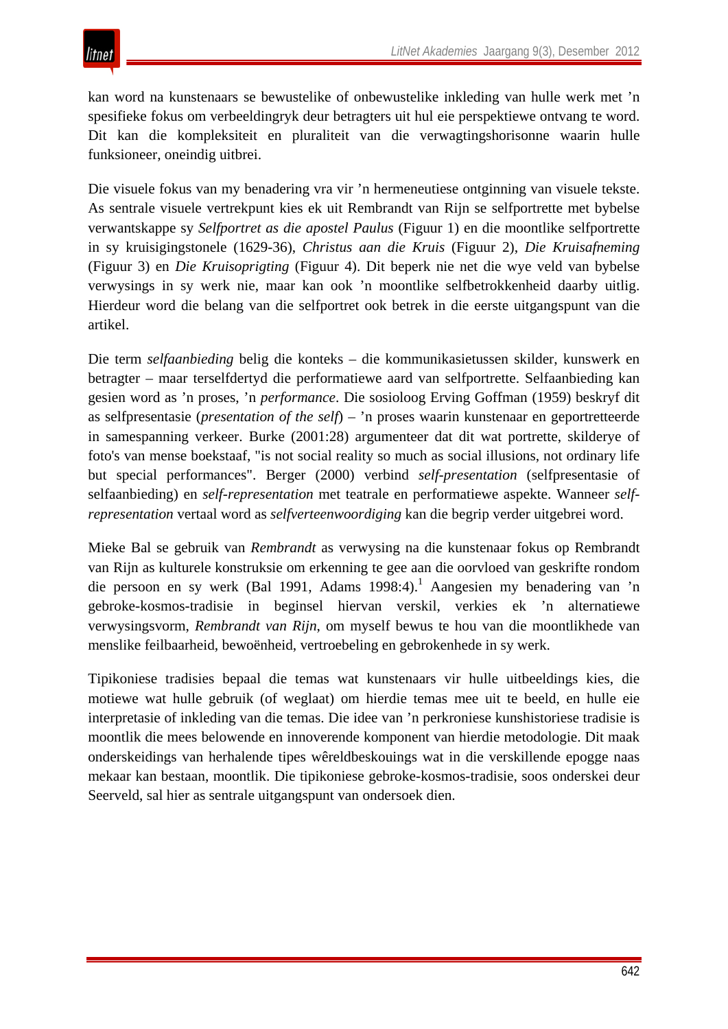kan word na kunstenaars se bewustelike of onbewustelike inkleding van hulle werk met ’n spesifieke fokus om verbeeldingryk deur betragters uit hul eie perspektiewe ontvang te word. Dit kan die kompleksiteit en pluraliteit van die verwagtingshorisonne waarin hulle funksioneer, oneindig uitbrei.

Die visuele fokus van my benadering vra vir ’n hermeneutiese ontginning van visuele tekste. As sentrale visuele vertrekpunt kies ek uit Rembrandt van Rijn se selfportrette met bybelse verwantskappe sy *Selfportret as die apostel Paulus* (Figuur 1) en die moontlike selfportrette in sy kruisigingstonele (1629-36), *Christus aan die Kruis* (Figuur 2), *Die Kruisafneming* (Figuur 3) en *Die Kruisoprigting* (Figuur 4). Dit beperk nie net die wye veld van bybelse verwysings in sy werk nie, maar kan ook ’n moontlike selfbetrokkenheid daarby uitlig. Hierdeur word die belang van die selfportret ook betrek in die eerste uitgangspunt van die artikel.

Die term *selfaanbieding* belig die konteks – die kommunikasietussen skilder, kunswerk en betragter – maar terselfdertyd die performatiewe aard van selfportrette. Selfaanbieding kan gesien word as ’n proses, ’n *performance*. Die sosioloog Erving Goffman (1959) beskryf dit as selfpresentasie (*presentation of the self*) – ’n proses waarin kunstenaar en geportretteerde in samespanning verkeer. Burke (2001:28) argumenteer dat dit wat portrette, skilderye of foto's van mense boekstaaf, "is not social reality so much as social illusions, not ordinary life but special performances". Berger (2000) verbind *self-presentation* (selfpresentasie of selfaanbieding) en *self-representation* met teatrale en performatiewe aspekte. Wanneer *self-representation* vertaal word as *selfverteenwoordiging* kan die begrip verder uitgebrei word.

Mieke Bal se gebruik van *Rembrandt* as verwysing na die kunstenaar fokus op Rembrandt van Rijn as kulturele konstruksie om erkenning te gee aan die oorvloed van geskrifte rondom die persoon en sy werk (Bal 1991, Adams 1998:4).[1] Aangesien my benadering van ’n gebroke-kosmos-tradisie in beginsel hiervan verskil, verkies ek ’n alternatiewe verwysingsvorm, *Rembrandt van Rijn*, om myself bewus te hou van die moontlikhede van menslike feilbaarheid, bewoënheid, vertroebeling en gebrokenhede in sy werk.

Tipikoniese tradisies bepaal die temas wat kunstenaars vir hulle uitbeeldings kies, die motiewe wat hulle gebruik (of weglaat) om hierdie temas mee uit te beeld, en hulle eie interpretasie of inkleding van die temas. Die idee van ’n perkroniese kunshistoriese tradisie is moontlik die mees belowende en innoverende komponent van hierdie metodologie. Dit maak onderskeidings van herhalende tipes wêreldbeskouings wat in die verskillende epogge naas mekaar kan bestaan, moontlik. Die tipikoniese gebroke-kosmos-tradisie, soos onderskei deur Seerveld, sal hier as sentrale uitgangspunt van ondersoek dien.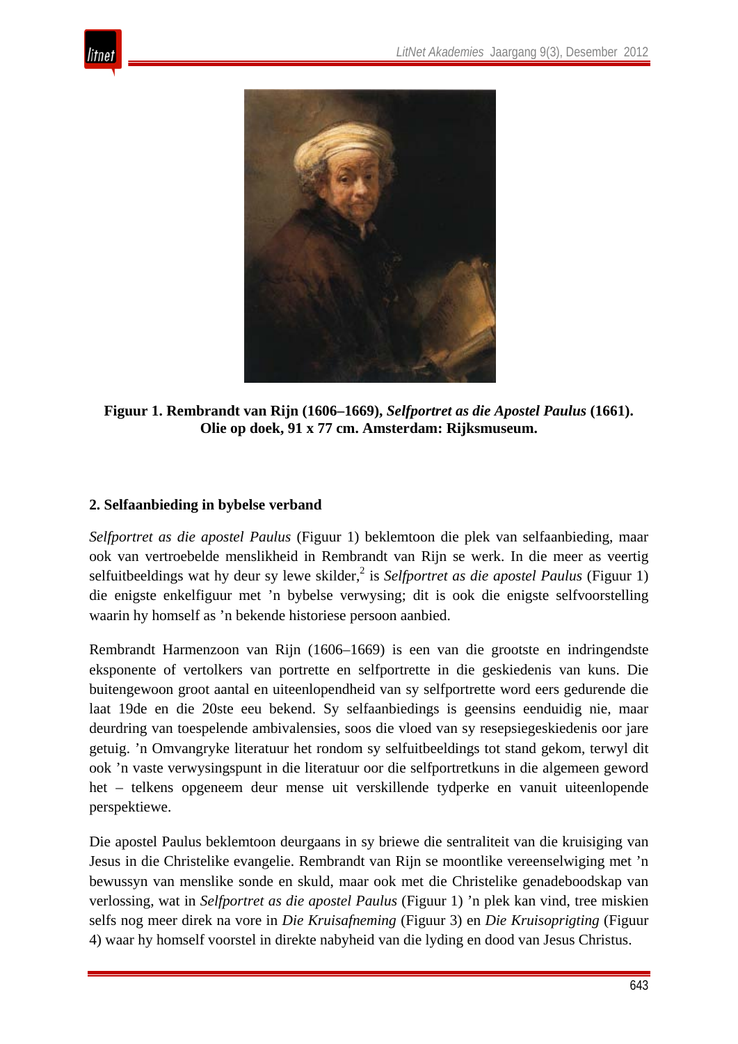**Figuur 1. Rembrandt van Rijn (1606–1669), *Selfportret as die Apostel Paulus* (1661). Olie op doek, 91 x 77 cm. Amsterdam: Rijksmuseum.**

## 2. Selfaanbieding in bybelse verband

*Selfportret as die apostel Paulus* (Figuur 1) beklemtoon die plek van selfaanbieding, maar ook van vertroebelde menslikheid in Rembrandt van Rijn se werk. In die meer as veertig selfuitbeeldings wat hy deur sy lewe skilder,[2] is *Selfportret as die apostel Paulus* (Figuur 1) die enigste enkelfiguur met 'n bybelse verwysing; dit is ook die enigste selfvoorstelling waarin hy homself as 'n bekende historiese persoon aanbied.

Rembrandt Harmenzoon van Rijn (1606–1669) is een van die grootste en indringendste eksponente of vertolkers van portrette en selfportrette in die geskiedenis van kuns. Die buitengewoon groot aantal en uiteenlopendheid van sy selfportrette word eers gedurende die laat 19de en die 20ste eeu bekend. Sy selfaanbiedings is geensins eenduidig nie, maar deurdring van toespelende ambivalensies, soos die vloed van sy resepsiegeskiedenis oor jare getuig. 'n Omvangryke literatuur het rondom sy selfuitbeeldings tot stand gekom, terwyl dit ook 'n vaste verwysingspunt in die literatuur oor die selfportretkuns in die algemeen geword het – telkens opgeneem deur mense uit verskillende tydperke en vanuit uiteenlopende perspektiewe.

Die apostel Paulus beklemtoon deurgaans in sy briewe die sentraliteit van die kruisiging van Jesus in die Christelike evangelie. Rembrandt van Rijn se moontlike vereenselwiging met 'n bewussyn van menslike sonde en skuld, maar ook met die Christelike genadeboodskap van verlossing, wat in *Selfportret as die apostel Paulus* (Figuur 1) 'n plek kan vind, tree miskien selfs nog meer direk na vore in *Die Kruisafneming* (Figuur 3) en *Die Kruisoprigting* (Figuur 4) waar hy homself voorstel in direkte nabyheid van die lyding en dood van Jesus Christus.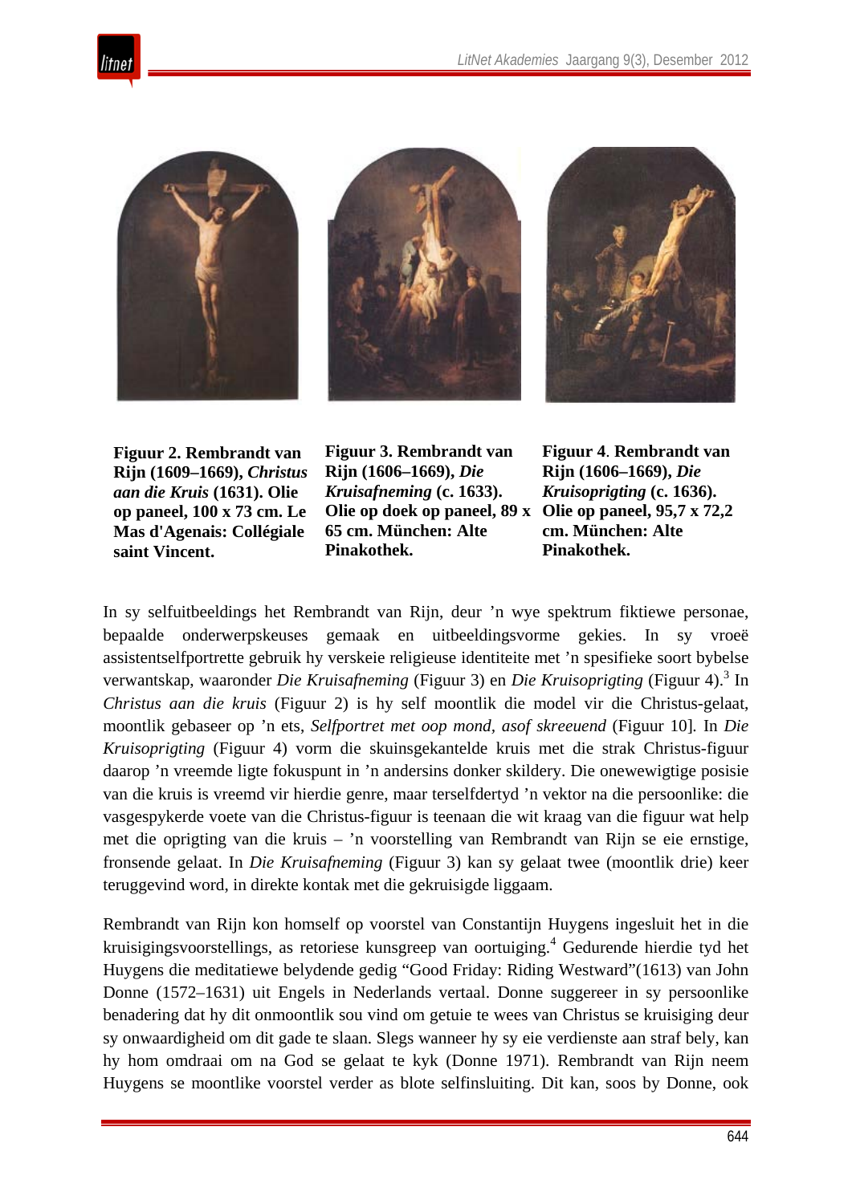**Figuur 2. Rembrandt van Rijn (1609–1669), *Christus aan die Kruis* (1631). Olie op paneel, 100 x 73 cm. Le Mas d'Agenais: Collégiale saint Vincent.**

**Figuur 3. Rembrandt van Rijn (1606–1669), *Die Kruisafneming* (c. 1633). Olie op doek op paneel, 89 x 65 cm. München: Alte Pinakothek.**

**Figuur 4. Rembrandt van Rijn (1606–1669), *Die Kruisoprigting* (c. 1636). Olie op paneel, 95,7 x 72,2 cm. München: Alte Pinakothek.**

In sy selfuitbeeldings het Rembrandt van Rijn, deur 'n wye spektrum fiktiewe personae, bepaalde onderwerpskeuses gemaak en uitbeeldingsvorme gekies. In sy vroeë assistentselfportrette gebruik hy verskeie religieuse identiteite met 'n spesifieke soort bybelse verwantskap, waaronder *Die Kruisafneming* (Figuur 3) en *Die Kruisoprigting* (Figuur 4).[3] In *Christus aan die kruis* (Figuur 2) is hy self moontlik die model vir die Christus-gelaat, moontlik gebaseer op 'n ets, *Selfportret met oop mond*, *asof skreeuend* (Figuur 10]. In *Die Kruisoprigting* (Figuur 4) vorm die skuinsgekantelde kruis met die strak Christus-figuur daarop 'n vreemde ligte fokuspunt in 'n andersins donker skildery. Die onewewigtige posisie van die kruis is vreemd vir hierdie genre, maar terselfdertyd 'n vektor na die persoonlike: die vasgespykerde voete van die Christus-figuur is teenaan die wit kraag van die figuur wat help met die oprigting van die kruis – 'n voorstelling van Rembrandt van Rijn se eie ernstige, fronsende gelaat. In *Die Kruisafneming* (Figuur 3) kan sy gelaat twee (moontlik drie) keer teruggevind word, in direkte kontak met die gekruisigde liggaam.

Rembrandt van Rijn kon homself op voorstel van Constantijn Huygens ingesluit het in die kruisigingsvoorstellings, as retoriese kunsgreep van oortuiging.[4] Gedurende hierdie tyd het Huygens die meditatiewe belydende gedig "Good Friday: Riding Westward"(1613) van John Donne (1572–1631) uit Engels in Nederlands vertaal. Donne suggereer in sy persoonlike benadering dat hy dit onmoontlik sou vind om getuie te wees van Christus se kruisiging deur sy onwaardigheid om dit gade te slaan. Slegs wanneer hy sy eie verdienste aan straf bely, kan hy hom omdraai om na God se gelaat te kyk (Donne 1971). Rembrandt van Rijn neem Huygens se moontlike voorstel verder as blote selfinsluiting. Dit kan, soos by Donne, ook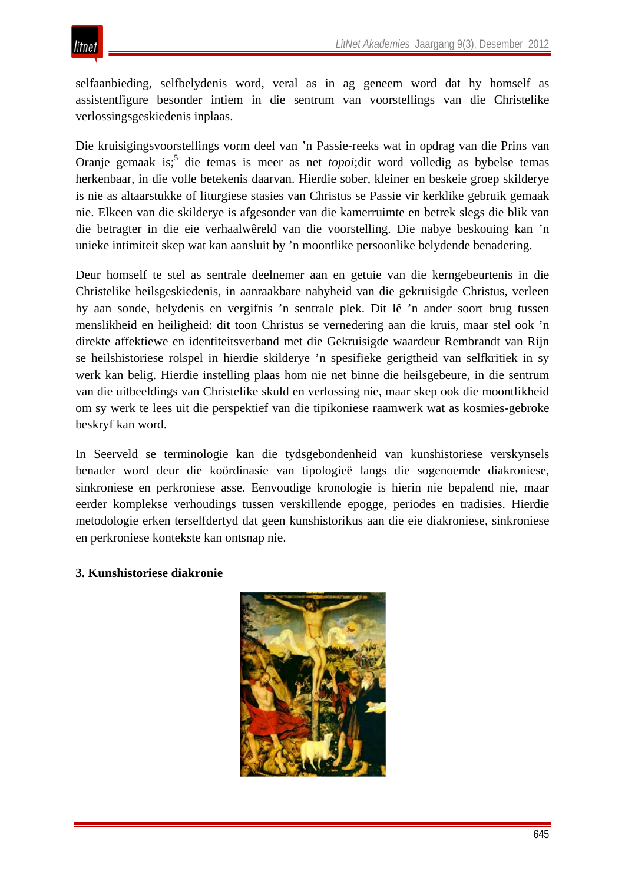selfaanbieding, selfbelydenis word, veral as in ag geneem word dat hy homself as assistentfigure besonder intiem in die sentrum van voorstellings van die Christelike verlossingsgeskiedenis inplaas.

Die kruisigingsvoorstellings vorm deel van ’n Passie-reeks wat in opdrag van die Prins van Oranje gemaak is;[5] die temas is meer as net *topoi*;dit word volledig as bybelse temas herkenbaar, in die volle betekenis daarvan. Hierdie sober, kleiner en beskeie groep skilderye is nie as altaarstukke of liturgiese stasies van Christus se Passie vir kerklike gebruik gemaak nie. Elkeen van die skilderye is afgesonder van die kamerruimte en betrek slegs die blik van die betragter in die eie verhaalwêreld van die voorstelling. Die nabye beskouing kan ’n unieke intimiteit skep wat kan aansluit by ’n moontlike persoonlike belydende benadering.

Deur homself te stel as sentrale deelnemer aan en getuie van die kerngebeurtenis in die Christelike heilsgeskiedenis, in aanraakbare nabyheid van die gekruisigde Christus, verleen hy aan sonde, belydenis en vergifnis ’n sentrale plek. Dit lê ’n ander soort brug tussen menslikheid en heiligheid: dit toon Christus se vernedering aan die kruis, maar stel ook ’n direkte affektiewe en identiteitsverband met die Gekruisigde waardeur Rembrandt van Rijn se heilshistoriese rolspel in hierdie skilderye ’n spesifieke gerigtheid van selfkritiek in sy werk kan belig. Hierdie instelling plaas hom nie net binne die heilsgebeure, in die sentrum van die uitbeeldings van Christelike skuld en verlossing nie, maar skep ook die moontlikheid om sy werk te lees uit die perspektief van die tipikoniese raamwerk wat as kosmies-gebroke beskryf kan word.

In Seerveld se terminologie kan die tydsgebondenheid van kunshistoriese verskynsels benader word deur die koördinasie van tipologieë langs die sogenoemde diakroniese, sinkroniese en perkroniese asse. Eenvoudige kronologie is hierin nie bepalend nie, maar eerder komplekse verhoudings tussen verskillende epogge, periodes en tradisies. Hierdie metodologie erken terselfdertyd dat geen kunshistorikus aan die eie diakroniese, sinkroniese en perkroniese kontekste kan ontsnap nie.

**3. Kunshistoriese diakronie**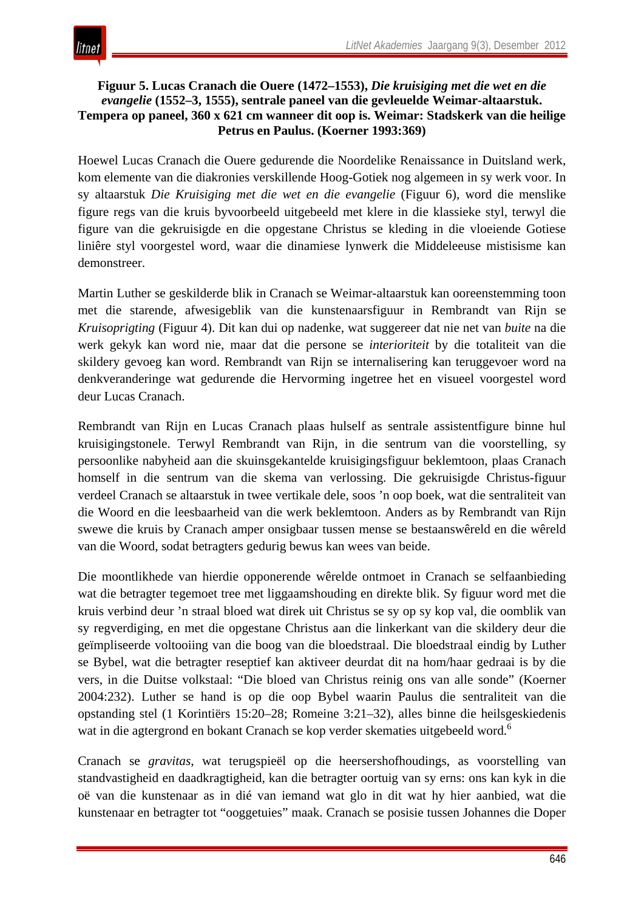**Figuur 5. Lucas Cranach die Ouere (1472–1553), *Die kruisiging met die wet en die evangelie* (1552–3, 1555), sentrale paneel van die gevleuelde Weimar-altaarstuk. Tempera op paneel, 360 x 621 cm wanneer dit oop is. Weimar: Stadskerk van die heilige Petrus en Paulus. (Koerner 1993:369)**

Hoewel Lucas Cranach die Ouere gedurende die Noordelike Renaissance in Duitsland werk, kom elemente van die diakronies verskillende Hoog-Gotiek nog algemeen in sy werk voor. In sy altaarstuk *Die Kruisiging met die wet en die evangelie* (Figuur 6), word die menslike figure regs van die kruis byvoorbeeld uitgebeeld met klere in die klassieke styl, terwyl die figure van die gekruisigde en die opgestane Christus se kleding in die vloeiende Gotiese liniêre styl voorgestel word, waar die dinamiese lynwerk die Middeleeuse mistisisme kan demonstreer.

Martin Luther se geskilderde blik in Cranach se Weimar-altaarstuk kan ooreenstemming toon met die starende, afwesigeblik van die kunstenaarsfiguur in Rembrandt van Rijn se *Kruisoprigting* (Figuur 4). Dit kan dui op nadenke, wat suggereer dat nie net van *buite* na die werk gekyk kan word nie, maar dat die persone se *interioriteit* by die totaliteit van die skildery gevoeg kan word. Rembrandt van Rijn se internalisering kan teruggevoer word na denkveranderinge wat gedurende die Hervorming ingetree het en visueel voorgestel word deur Lucas Cranach.

Rembrandt van Rijn en Lucas Cranach plaas hulself as sentrale assistentfigure binne hul kruisigingstonele. Terwyl Rembrandt van Rijn, in die sentrum van die voorstelling, sy persoonlike nabyheid aan die skuinsgekantelde kruisigingsfiguur beklemtoon, plaas Cranach homself in die sentrum van die skema van verlossing. Die gekruisigde Christus-figuur verdeel Cranach se altaarstuk in twee vertikale dele, soos ’n oop boek, wat die sentraliteit van die Woord en die leesbaarheid van die werk beklemtoon. Anders as by Rembrandt van Rijn swewe die kruis by Cranach amper onsigbaar tussen mense se bestaanswêreld en die wêreld van die Woord, sodat betragters gedurig bewus kan wees van beide.

Die moontlikhede van hierdie opponerende wêrelde ontmoet in Cranach se selfaanbieding wat die betragter tegemoet tree met liggaamshouding en direkte blik. Sy figuur word met die kruis verbind deur ’n straal bloed wat direk uit Christus se sy op sy kop val, die oomblik van sy regverdiging, en met die opgestane Christus aan die linkerkant van die skildery deur die geïmpliseerde voltooiing van die boog van die bloedstraal. Die bloedstraal eindig by Luther se Bybel, wat die betragter reseptief kan aktiveer deurdat dit na hom/haar gedraai is by die vers, in die Duitse volkstaal: “Die bloed van Christus reinig ons van alle sonde” (Koerner 2004:232). Luther se hand is op die oop Bybel waarin Paulus die sentraliteit van die opstanding stel (1 Korintiërs 15:20–28; Romeine 3:21–32), alles binne die heilsgeskiedenis wat in die agtergrond en bokant Cranach se kop verder skematies uitgebeeld word.[6]

Cranach se *gravitas*, wat terugspieël op die heersershofhoudings, as voorstelling van standvastigheid en daadkragtigheid, kan die betragter oortuig van sy erns: ons kan kyk in die oë van die kunstenaar as in dié van iemand wat glo in dit wat hy hier aanbied, wat die kunstenaar en betragter tot “ooggetuies” maak. Cranach se posisie tussen Johannes die Doper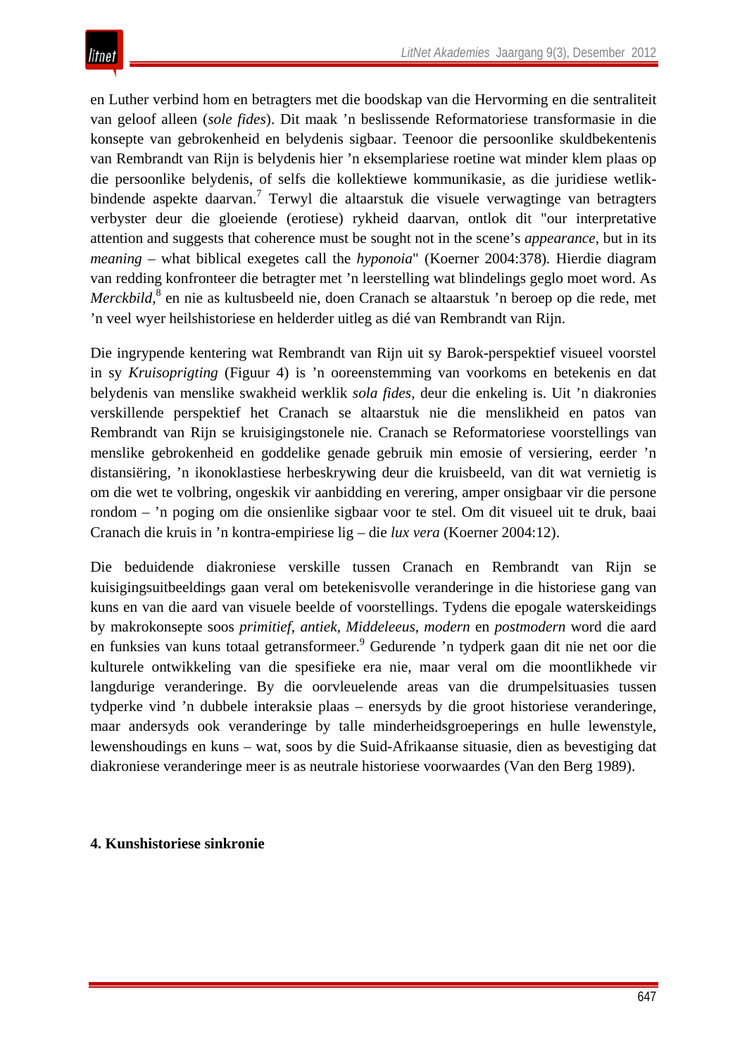en Luther verbind hom en betragters met die boodskap van die Hervorming en die sentraliteit van geloof alleen (*sole fides*). Dit maak 'n beslissende Reformatoriese transformasie in die konsepte van gebrokenheid en belydenis sigbaar. Teenoor die persoonlike skuldbekentenis van Rembrandt van Rijn is belydenis hier 'n eksemplariese roetine wat minder klem plaas op die persoonlike belydenis, of selfs die kollektiewe kommunikasie, as die juridiese wetlik-bindende aspekte daarvan.[7] Terwyl die altaarstuk die visuele verwagtinge van betragters verbyster deur die gloeiende (erotiese) rykheid daarvan, ontlok dit "our interpretative attention and suggests that coherence must be sought not in the scene's *appearance*, but in its *meaning* – what biblical exegetes call the *hyponoia*" (Koerner 2004:378). Hierdie diagram van redding konfronteer die betragter met 'n leerstelling wat blindelings geglo moet word. As *Merckbild*,[8] en nie as kultusbeeld nie, doen Cranach se altaarstuk 'n beroep op die rede, met 'n veel wyer heilshistoriese en helderder uitleg as dié van Rembrandt van Rijn.

Die ingrypende kentering wat Rembrandt van Rijn uit sy Barok-perspektief visueel voorstel in sy *Kruisoprigting* (Figuur 4) is 'n ooreenstemming van voorkoms en betekenis en dat belydenis van menslike swakheid werklik *sola fides*, deur die enkeling is. Uit 'n diakronies verskillende perspektief het Cranach se altaarstuk nie die menslikheid en patos van Rembrandt van Rijn se kruisigingstonele nie. Cranach se Reformatoriese voorstellings van menslike gebrokenheid en goddelike genade gebruik min emosie of versiering, eerder 'n distansiëring, 'n ikonoklastiese herbeskrywing deur die kruisbeeld, van dit wat vernietig is om die wet te volbring, ongeskik vir aanbidding en verering, amper onsigbaar vir die persone rondom – 'n poging om die onsienlike sigbaar voor te stel. Om dit visueel uit te druk, baai Cranach die kruis in 'n kontra-empiriese lig – die *lux vera* (Koerner 2004:12).

Die beduidende diakroniese verskille tussen Cranach en Rembrandt van Rijn se kuisigingsuitbeeldings gaan veral om betekenisvolle veranderinge in die historiese gang van kuns en van die aard van visuele beelde of voorstellings. Tydens die epogale waterskeidings by makrokonsepte soos *primitief*, *antiek*, *Middeleeus*, *modern* en *postmodern* word die aard en funksies van kuns totaal getransformeer.[9] Gedurende 'n tydperk gaan dit nie net oor die kulturele ontwikkeling van die spesifieke era nie, maar veral om die moontlikhede vir langdurige veranderinge. By die oorvleuelende areas van die drumpelsituasies tussen tydperke vind 'n dubbele interaksie plaas – enersyds by die groot historiese veranderinge, maar andersyds ook veranderinge by talle minderheidsgroeperings en hulle lewenstyle, lewenshoudings en kuns – wat, soos by die Suid-Afrikaanse situasie, dien as bevestiging dat diakroniese veranderinge meer is as neutrale historiese voorwaardes (Van den Berg 1989).

**4. Kunshistoriese sinkronie**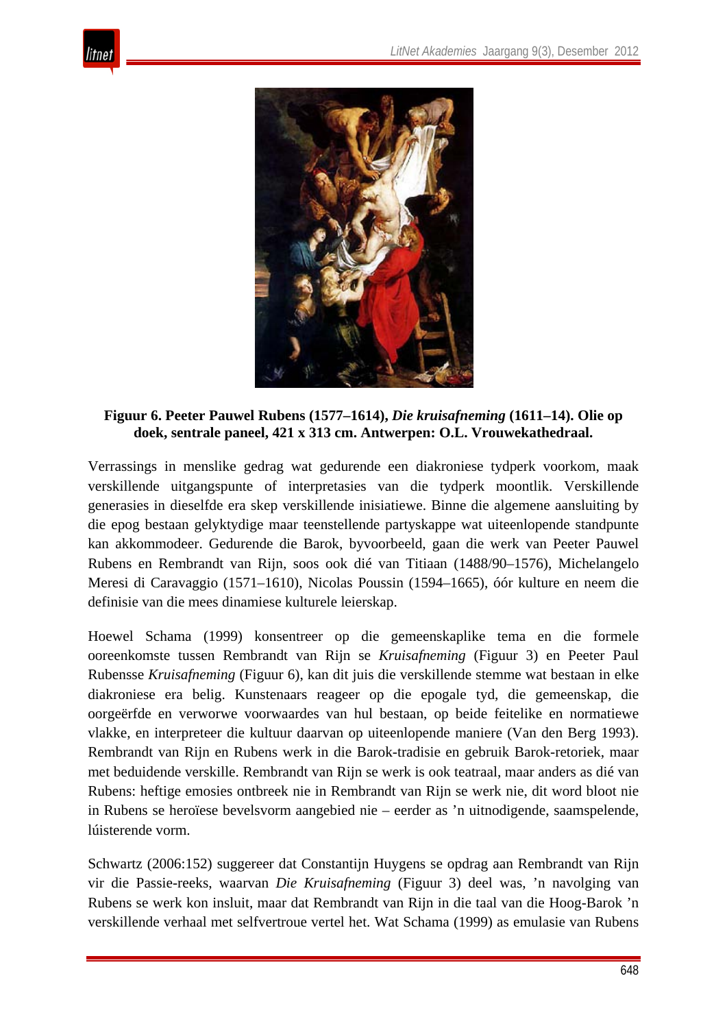**Figuur 6. Peeter Pauwel Rubens (1577–1614), *Die kruisafneming* (1611–14). Olie op doek, sentrale paneel, 421 x 313 cm. Antwerpen: O.L. Vrouwekathedraal.**

Verrassings in menslike gedrag wat gedurende een diakroniese tydperk voorkom, maak verskillende uitgangspunte of interpretasies van die tydperk moontlik. Verskillende generasies in dieselfde era skep verskillende inisiatiewe. Binne die algemene aansluiting by die epog bestaan gelyktydige maar teenstellende partyskappe wat uiteenlopende standpunte kan akkommodeer. Gedurende die Barok, byvoorbeeld, gaan die werk van Peeter Pauwel Rubens en Rembrandt van Rijn, soos ook dié van Titiaan (1488/90–1576), Michelangelo Meresi di Caravaggio (1571–1610), Nicolas Poussin (1594–1665), óór kulture en neem die definisie van die mees dinamiese kulturele leierskap.

Hoewel Schama (1999) konsentreer op die gemeenskaplike tema en die formele ooreenkomste tussen Rembrandt van Rijn se *Kruisafneming* (Figuur 3) en Peeter Paul Rubensse *Kruisafneming* (Figuur 6), kan dit juis die verskillende stemme wat bestaan in elke diakroniese era belig. Kunstenaars reageer op die epogale tyd, die gemeenskap, die oorgeërfde en verworwe voorwaardes van hul bestaan, op beide feitelike en normatiewe vlakke, en interpreteer die kultuur daarvan op uiteenlopende maniere (Van den Berg 1993). Rembrandt van Rijn en Rubens werk in die Barok-tradisie en gebruik Barok-retoriek, maar met beduidende verskille. Rembrandt van Rijn se werk is ook teatraal, maar anders as dié van Rubens: heftige emosies ontbreek nie in Rembrandt van Rijn se werk nie, dit word bloot nie in Rubens se heroïese bevelsvorm aangebied nie – eerder as 'n uitnodigende, saamspelende, lúisterende vorm.

Schwartz (2006:152) suggereer dat Constantijn Huygens se opdrag aan Rembrandt van Rijn vir die Passie-reeks, waarvan *Die Kruisafneming* (Figuur 3) deel was, 'n navolging van Rubens se werk kon insluit, maar dat Rembrandt van Rijn in die taal van die Hoog-Barok 'n verskillende verhaal met selfvertroue vertel het. Wat Schama (1999) as emulasie van Rubens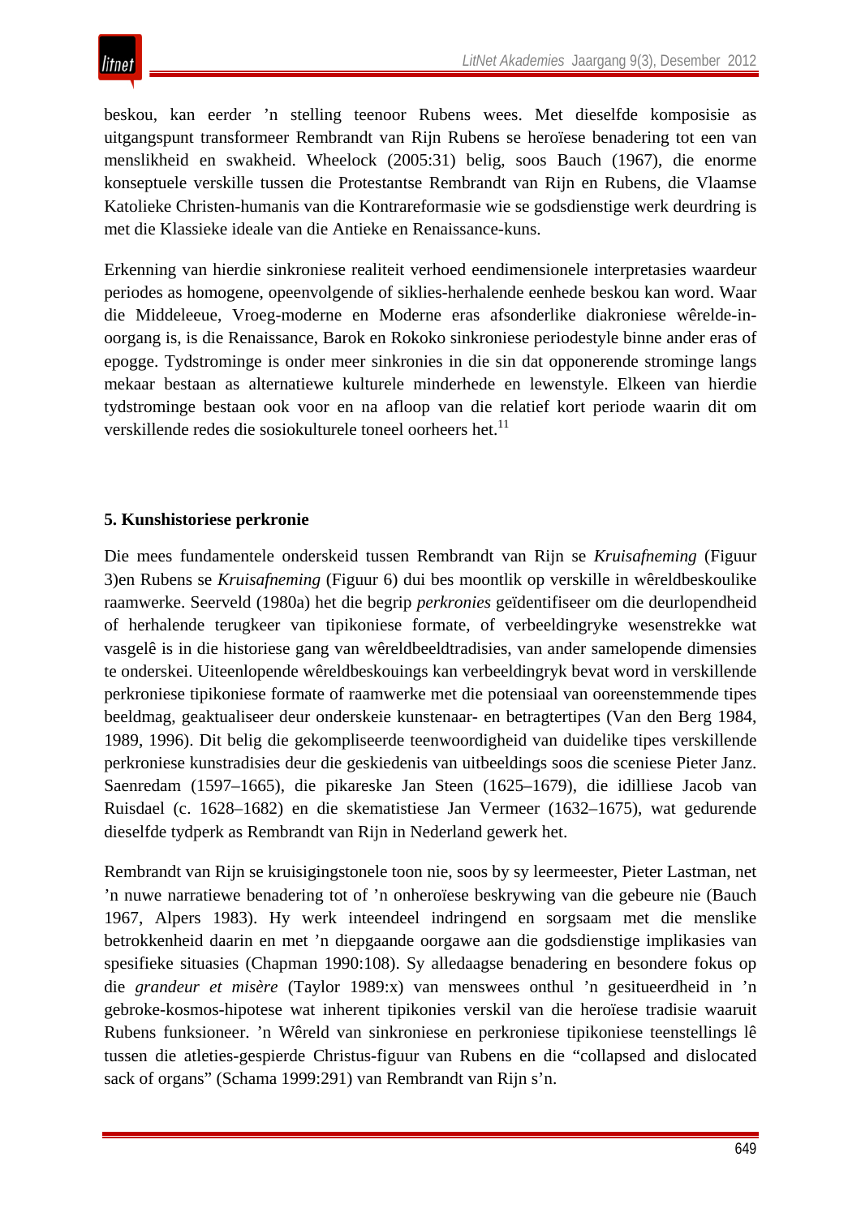beskou, kan eerder ’n stelling teenoor Rubens wees. Met dieselfde komposisie as uitgangspunt transformeer Rembrandt van Rijn Rubens se heroïese benadering tot een van menslikheid en swakheid. Wheelock (2005:31) belig, soos Bauch (1967), die enorme konseptuele verskille tussen die Protestantse Rembrandt van Rijn en Rubens, die Vlaamse Katolieke Christen-humanis van die Kontrareformasie wie se godsdienstige werk deurdring is met die Klassieke ideale van die Antieke en Renaissance-kuns.

Erkenning van hierdie sinkroniese realiteit verhoed eendimensionele interpretasies waardeur periodes as homogene, opeenvolgende of siklies-herhalende eenhede beskou kan word. Waar die Middeleeue, Vroeg-moderne en Moderne eras afsonderlike diakroniese wêrelde-in-oorgang is, is die Renaissance, Barok en Rokoko sinkroniese periodestyle binne ander eras of epogge. Tydstrominge is onder meer sinkronies in die sin dat opponerende strominge langs mekaar bestaan as alternatiewe kulturele minderhede en lewenstyle. Elkeen van hierdie tydstrominge bestaan ook voor en na afloop van die relatief kort periode waarin dit om verskillende redes die sosiokulturele toneel oorheers het.[11]

## 5. Kunshistoriese perkronie

Die mees fundamentele onderskeid tussen Rembrandt van Rijn se *Kruisafneming* (Figuur 3)en Rubens se *Kruisafneming* (Figuur 6) dui bes moontlik op verskille in wêreldbeskoulike raamwerke. Seerveld (1980a) het die begrip *perkronies* geïdentifiseer om die deurlopendheid of herhalende terugkeer van tipikoniese formate, of verbeeldingryke wesenstrekke wat vasgelê is in die historiese gang van wêreldbeeldtradisies, van ander samelopende dimensies te onderskei. Uiteenlopende wêreldbeskouings kan verbeeldingryk bevat word in verskillende perkroniese tipikoniese formate of raamwerke met die potensiaal van ooreenstemmende tipes beeldmag, geaktualiseer deur onderskeie kunstenaar- en betragtertipes (Van den Berg 1984, 1989, 1996). Dit belig die gekompliseerde teenwoordigheid van duidelike tipes verskillende perkroniese kunstradisies deur die geskiedenis van uitbeeldings soos die sceniese Pieter Janz. Saenredam (1597–1665), die pikareske Jan Steen (1625–1679), die idilliese Jacob van Ruisdael (c. 1628–1682) en die skematistiese Jan Vermeer (1632–1675), wat gedurende dieselfde tydperk as Rembrandt van Rijn in Nederland gewerk het.

Rembrandt van Rijn se kruisigingstonele toon nie, soos by sy leermeester, Pieter Lastman, net ’n nuwe narratiewe benadering tot of ’n onheroïese beskrywing van die gebeure nie (Bauch 1967, Alpers 1983). Hy werk inteendeel indringend en sorgsaam met die menslike betrokkenheid daarin en met ’n diepgaande oorgawe aan die godsdienstige implikasies van spesifieke situasies (Chapman 1990:108). Sy alledaagse benadering en besondere fokus op die *grandeur et misère* (Taylor 1989:x) van menswees onthul ’n gesitueerdheid in ’n gebroke-kosmos-hipotese wat inherent tipikonies verskil van die heroïese tradisie waaruit Rubens funksioneer. ’n Wêreld van sinkroniese en perkroniese tipikoniese teenstellings lê tussen die atleties-gespierde Christus-figuur van Rubens en die “collapsed and dislocated sack of organs” (Schama 1999:291) van Rembrandt van Rijn s’n.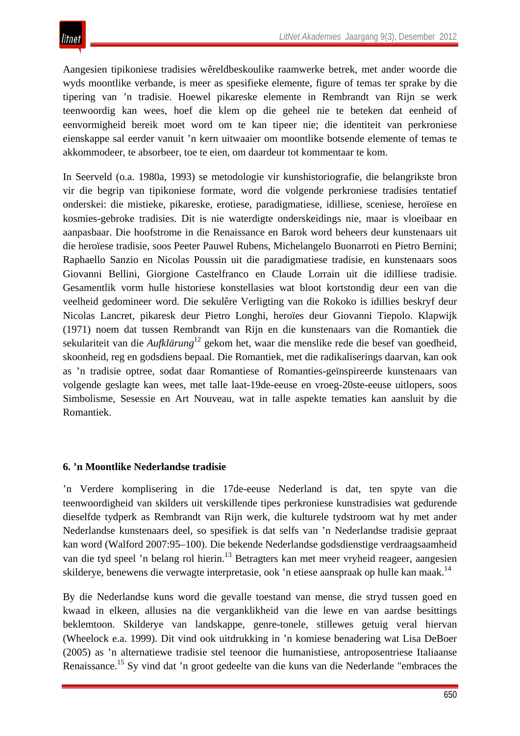Aangesien tipikoniese tradisies wêreldbeskoulike raamwerke betrek, met ander woorde die wyds moontlike verbande, is meer as spesifieke elemente, figure of temas ter sprake by die tipering van ’n tradisie. Hoewel pikareske elemente in Rembrandt van Rijn se werk teenwoordig kan wees, hoef die klem op die geheel nie te beteken dat eenheid of eenvormigheid bereik moet word om te kan tipeer nie; die identiteit van perkroniese eienskappe sal eerder vanuit ’n kern uitwaaier om moontlike botsende elemente of temas te akkommodeer, te absorbeer, toe te eien, om daardeur tot kommentaar te kom.

In Seerveld (o.a. 1980a, 1993) se metodologie vir kunshistoriografie, die belangrikste bron vir die begrip van tipikoniese formate, word die volgende perkroniese tradisies tentatief onderskei: die mistieke, pikareske, erotiese, paradigmatiese, idilliese, sceniese, heroïese en kosmies-gebroke tradisies. Dit is nie waterdigte onderskeidings nie, maar is vloeibaar en aanpasbaar. Die hoofstrome in die Renaissance en Barok word beheers deur kunstenaars uit die heroïese tradisie, soos Peeter Pauwel Rubens, Michelangelo Buonarroti en Pietro Bernini; Raphaello Sanzio en Nicolas Poussin uit die paradigmatiese tradisie, en kunstenaars soos Giovanni Bellini, Giorgione Castelfranco en Claude Lorrain uit die idilliese tradisie. Gesamentlik vorm hulle historiese konstellasies wat bloot kortstondig deur een van die veelheid gedomineer word. Die sekulêre Verligting van die Rokoko is idillies beskryf deur Nicolas Lancret, pikaresk deur Pietro Longhi, heroïes deur Giovanni Tiepolo. Klapwijk (1971) noem dat tussen Rembrandt van Rijn en die kunstenaars van die Romantiek die sekulariteit van die *Aufklärung*[12] gekom het, waar die menslike rede die besef van goedheid, skoonheid, reg en godsdiens bepaal. Die Romantiek, met die radikaliserings daarvan, kan ook as ’n tradisie optree, sodat daar Romantiese of Romanties-geïnspireerde kunstenaars van volgende geslagte kan wees, met talle laat-19de-eeuse en vroeg-20ste-eeuse uitlopers, soos Simbolisme, Sesessie en Art Nouveau, wat in talle aspekte tematies kan aansluit by die Romantiek.

### 6. ’n Moontlike Nederlandse tradisie

’n Verdere komplisering in die 17de-eeuse Nederland is dat, ten spyte van die teenwoordigheid van skilders uit verskillende tipes perkroniese kunstradisies wat gedurende dieselfde tydperk as Rembrandt van Rijn werk, die kulturele tydstroom wat hy met ander Nederlandse kunstenaars deel, so spesifiek is dat selfs van ’n Nederlandse tradisie gepraat kan word (Walford 2007:95–100). Die bekende Nederlandse godsdienstige verdraagsaamheid van die tyd speel ’n belang rol hierin.[13] Betragters kan met meer vryheid reageer, aangesien skilderye, benewens die verwagte interpretasie, ook ’n etiese aanspraak op hulle kan maak.[14]

By die Nederlandse kuns word die gevalle toestand van mense, die stryd tussen goed en kwaad in elkeen, allusies na die verganklikheid van die lewe en van aardse besittings beklemtoon. Skilderye van landskappe, genre-tonele, stillewes getuig veral hiervan (Wheelock e.a. 1999). Dit vind ook uitdrukking in ’n komiese benadering wat Lisa DeBoer (2005) as ’n alternatiewe tradisie stel teenoor die humanistiese, antroposentriese Italiaanse Renaissance.[15] Sy vind dat ’n groot gedeelte van die kuns van die Nederlande "embraces the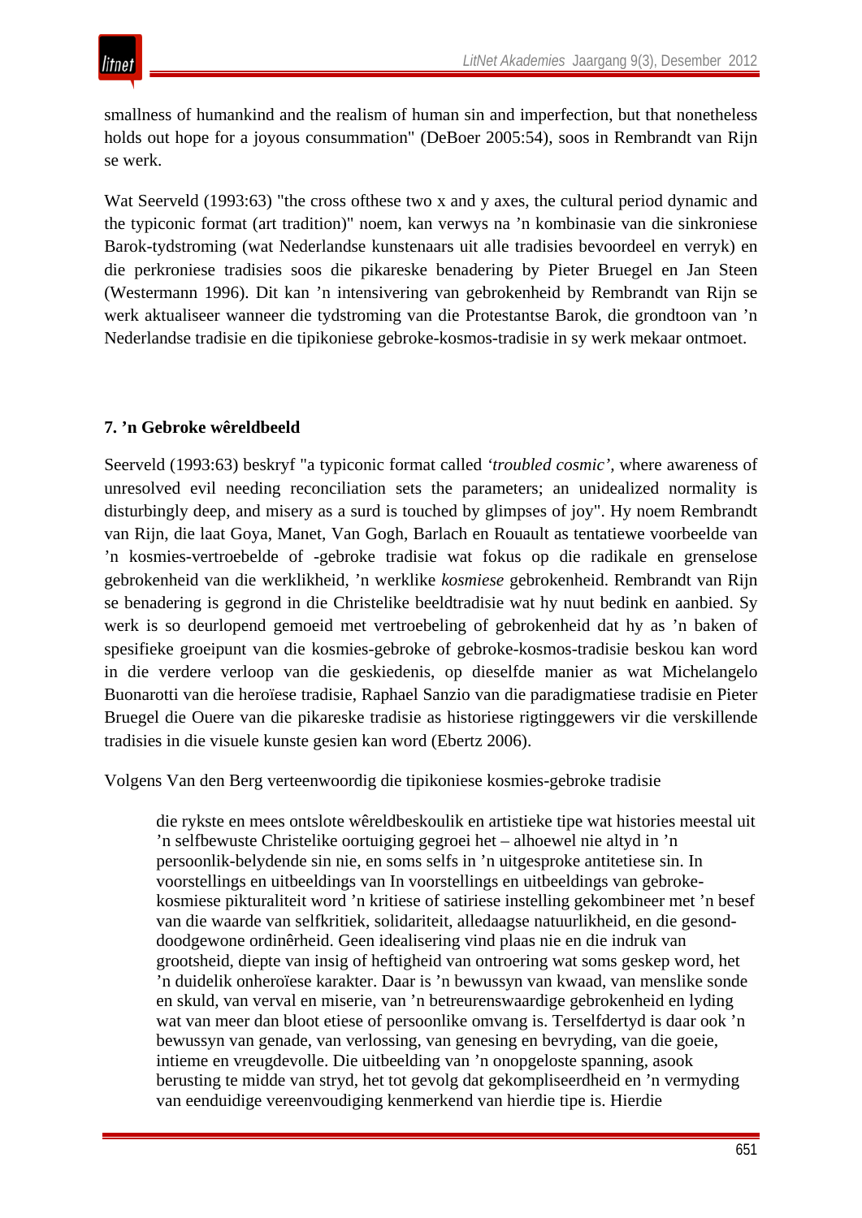smallness of humankind and the realism of human sin and imperfection, but that nonetheless holds out hope for a joyous consummation" (DeBoer 2005:54), soos in Rembrandt van Rijn se werk.

Wat Seerveld (1993:63) "the cross ofthese two x and y axes, the cultural period dynamic and the typiconic format (art tradition)" noem, kan verwys na ’n kombinasie van die sinkroniese Barok-tydstroming (wat Nederlandse kunstenaars uit alle tradisies bevoordeel en verryk) en die perkroniese tradisies soos die pikareske benadering by Pieter Bruegel en Jan Steen (Westermann 1996). Dit kan ’n intensivering van gebrokenheid by Rembrandt van Rijn se werk aktualiseer wanneer die tydstroming van die Protestantse Barok, die grondtoon van ’n Nederlandse tradisie en die tipikoniese gebroke-kosmos-tradisie in sy werk mekaar ontmoet.

## 7. ’n Gebroke wêreldbeeld

Seerveld (1993:63) beskryf "a typiconic format called *‘troubled cosmic’*, where awareness of unresolved evil needing reconciliation sets the parameters; an unidealized normality is disturbingly deep, and misery as a surd is touched by glimpses of joy". Hy noem Rembrandt van Rijn, die laat Goya, Manet, Van Gogh, Barlach en Rouault as tentatiewe voorbeelde van ’n kosmies-vertroebelde of -gebroke tradisie wat fokus op die radikale en grenselose gebrokenheid van die werklikheid, ’n werklike *kosmiese* gebrokenheid. Rembrandt van Rijn se benadering is gegrond in die Christelike beeldtradisie wat hy nuut bedink en aanbied. Sy werk is so deurlopend gemoeid met vertroebeling of gebrokenheid dat hy as ’n baken of spesifieke groeipunt van die kosmies-gebroke of gebroke-kosmos-tradisie beskou kan word in die verdere verloop van die geskiedenis, op dieselfde manier as wat Michelangelo Buonarotti van die heroïese tradisie, Raphael Sanzio van die paradigmatiese tradisie en Pieter Bruegel die Ouere van die pikareske tradisie as historiese rigtinggewers vir die verskillende tradisies in die visuele kunste gesien kan word (Ebertz 2006).

Volgens Van den Berg verteenwoordig die tipikoniese kosmies-gebroke tradisie

> die rykste en mees ontslote wêreldbeskoulik en artistieke tipe wat histories meestal uit ’n selfbewuste Christelike oortuiging gegroei het – alhoewel nie altyd in ’n persoonlik-belydende sin nie, en soms selfs in ’n uitgesproke antitetiese sin. In voorstellings en uitbeeldings van In voorstellings en uitbeeldings van gebroke-kosmiese pikturaliteit word ’n kritiese of satiriese instelling gekombineer met ’n besef van die waarde van selfkritiek, solidariteit, alledaagse natuurlikheid, en die gesond-doodgewone ordinêrheid. Geen idealisering vind plaas nie en die indruk van grootsheid, diepte van insig of heftigheid van ontroering wat soms geskep word, het ’n duidelik onheroïese karakter. Daar is ’n bewussyn van kwaad, van menslike sonde en skuld, van verval en miserie, van ’n betreurenswaardige gebrokenheid en lyding wat van meer dan bloot etiese of persoonlike omvang is. Terselfdertyd is daar ook ’n bewussyn van genade, van verlossing, van genesing en bevryding, van die goeie, intieme en vreugdevolle. Die uitbeelding van ’n onopgeloste spanning, asook berusting te midde van stryd, het tot gevolg dat gekompliseerdheid en ’n vermyding van eenduidige vereenvoudiging kenmerkend van hierdie tipe is. Hierdie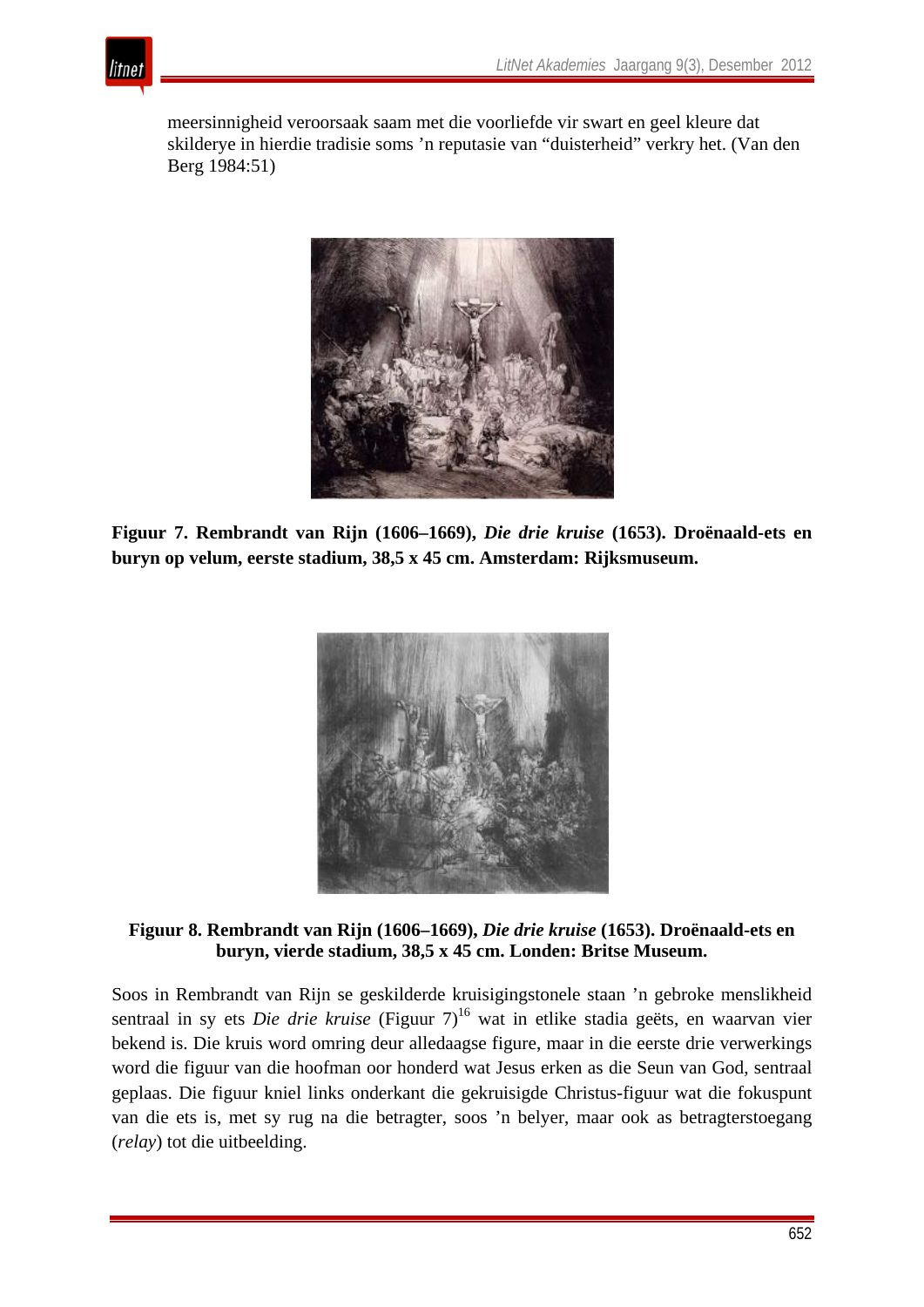meersinnigheid veroorsaak saam met die voorliefde vir swart en geel kleure dat skilderye in hierdie tradisie soms ’n reputasie van “duisterheid” verkry het. (Van den Berg 1984:51)

**Figuur 7. Rembrandt van Rijn (1606–1669), *Die drie kruise* (1653). Droënaald-ets en buryn op velum, eerste stadium, 38,5 x 45 cm. Amsterdam: Rijksmuseum.**

**Figuur 8. Rembrandt van Rijn (1606–1669), *Die drie kruise* (1653). Droënaald-ets en buryn, vierde stadium, 38,5 x 45 cm. Londen: Britse Museum.**

Soos in Rembrandt van Rijn se geskilderde kruisigingstonele staan ’n gebroke menslikheid sentraal in sy ets *Die drie kruise* (Figuur 7)[16] wat in etlike stadia geëts, en waarvan vier bekend is. Die kruis word omring deur alledaagse figure, maar in die eerste drie verwerkings word die figuur van die hoofman oor honderd wat Jesus erken as die Seun van God, sentraal geplaas. Die figuur kniel links onderkant die gekruisigde Christus-figuur wat die fokuspunt van die ets is, met sy rug na die betragter, soos ’n belyer, maar ook as betragterstoegang (*relay*) tot die uitbeelding.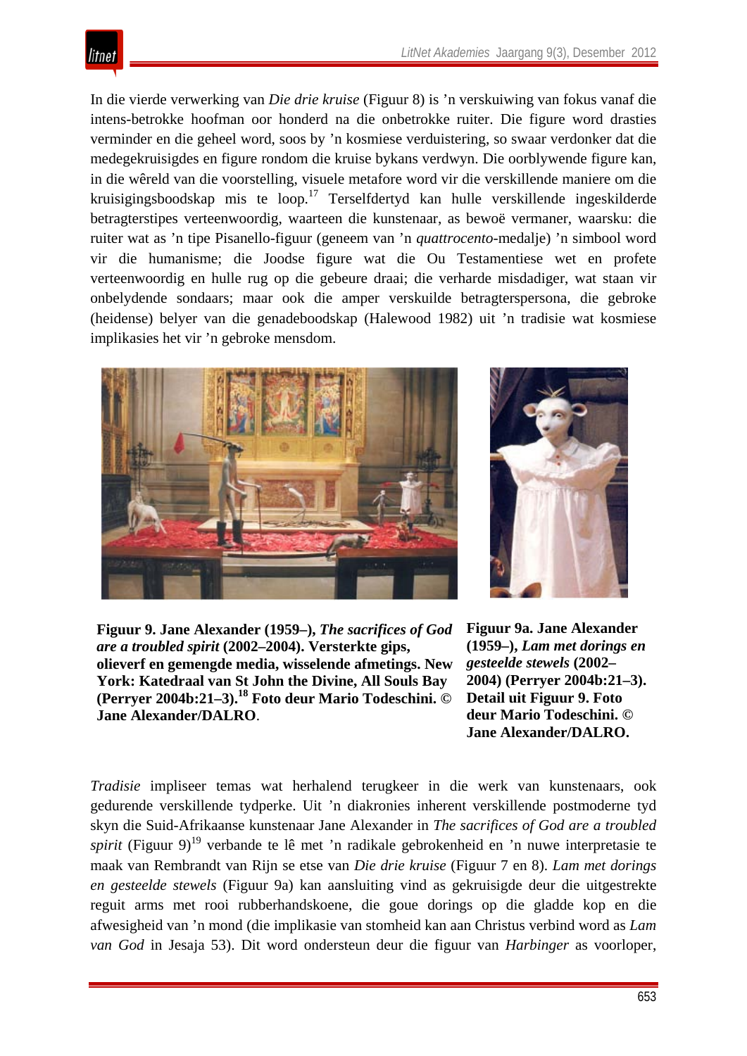In die vierde verwerking van *Die drie kruise* (Figuur 8) is ’n verskuiwing van fokus vanaf die intens-betrokke hoofman oor honderd na die onbetrokke ruiter. Die figure word drasties verminder en die geheel word, soos by ’n kosmiese verduistering, so swaar verdonker dat die medegekruisigdes en figure rondom die kruise bykans verdwyn. Die oorblywende figure kan, in die wêreld van die voorstelling, visuele metafore word vir die verskillende maniere om die kruisigingsboodskap mis te loop.[17] Terselfdertyd kan hulle verskillende ingeskilderde betragterstipes verteenwoordig, waarteen die kunstenaar, as bewoë vermaner, waarsku: die ruiter wat as ’n tipe Pisanello-figuur (geneem van ’n *quattrocento*-medalje) ’n simbool word vir die humanisme; die Joodse figure wat die Ou Testamentiese wet en profete verteenwoordig en hulle rug op die gebeure draai; die verharde misdadiger, wat staan vir onbelydende sondaars; maar ook die amper verskuilde betragterspersona, die gebroke (heidense) belyer van die genadeboodskap (Halewood 1982) uit ’n tradisie wat kosmiese implikasies het vir ’n gebroke mensdom.

**Figuur 9. Jane Alexander (1959–), *The sacrifices of God are a troubled spirit* (2002–2004). Versterkte gips, olieverf en gemengde media, wisselende afmetings. New York: Katedraal van St John the Divine, All Souls Bay (Perryer 2004b:21–3).[18] Foto deur Mario Todeschini. © Jane Alexander/DALRO**.

**Figuur 9a. Jane Alexander (1959–), *Lam met dorings en gesteelde stewels* (2002–2004) (Perryer 2004b:21–3). Detail uit Figuur 9. Foto deur Mario Todeschini. © Jane Alexander/DALRO.**

*Tradisie* impliseer temas wat herhalend terugkeer in die werk van kunstenaars, ook gedurende verskillende tydperke. Uit ’n diakronies inherent verskillende postmoderne tyd skyn die Suid-Afrikaanse kunstenaar Jane Alexander in *The sacrifices of God are a troubled spirit* (Figuur 9)[19] verbande te lê met ’n radikale gebrokenheid en ’n nuwe interpretasie te maak van Rembrandt van Rijn se etse van *Die drie kruise* (Figuur 7 en 8). *Lam met dorings en gesteelde stewels* (Figuur 9a) kan aansluiting vind as gekruisigde deur die uitgestrekte reguit arms met rooi rubberhandskoene, die goue dorings op die gladde kop en die afwesigheid van ’n mond (die implikasie van stomheid kan aan Christus verbind word as *Lam van God* in Jesaja 53). Dit word ondersteun deur die figuur van *Harbinger* as voorloper,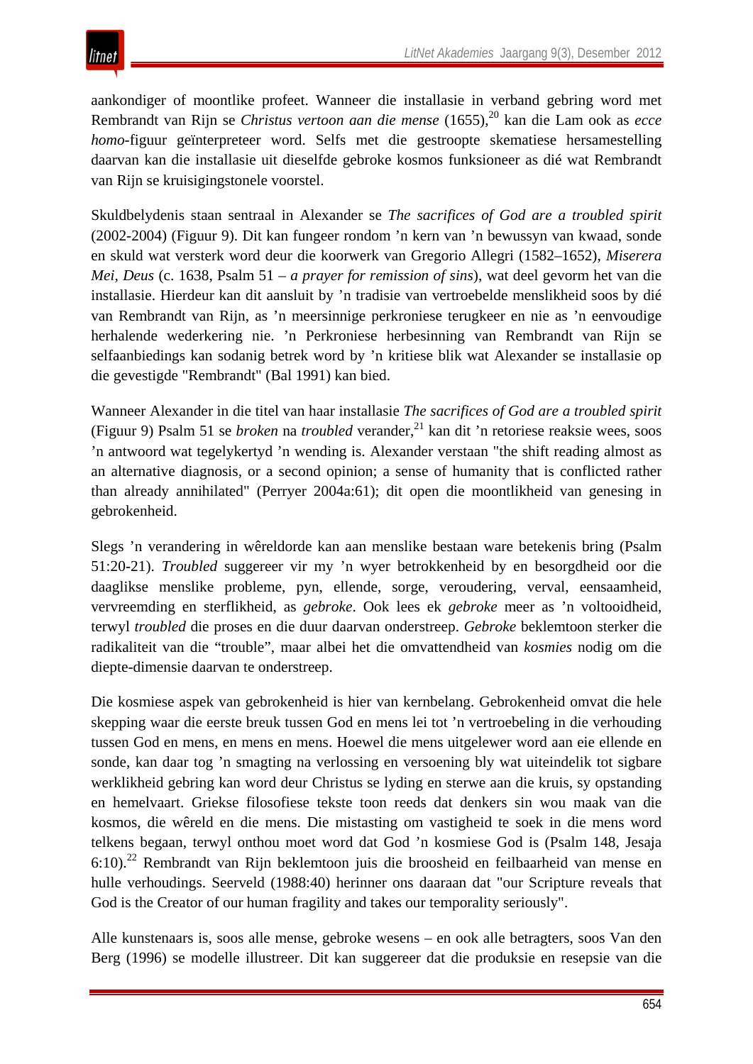aankondiger of moontlike profeet. Wanneer die installasie in verband gebring word met Rembrandt van Rijn se *Christus vertoon aan die mense* (1655),[20] kan die Lam ook as *ecce homo*-figuur geïnterpreteer word. Selfs met die gestroopte skematiese hersamestelling daarvan kan die installasie uit dieselfde gebroke kosmos funksioneer as dié wat Rembrandt van Rijn se kruisigingstonele voorstel.

Skuldbelydenis staan sentraal in Alexander se *The sacrifices of God are a troubled spirit* (2002-2004) (Figuur 9). Dit kan fungeer rondom ’n kern van ’n bewussyn van kwaad, sonde en skuld wat versterk word deur die koorwerk van Gregorio Allegri (1582–1652), *Miserera Mei, Deus* (c. 1638, Psalm 51 – *a prayer for remission of sins*), wat deel gevorm het van die installasie. Hierdeur kan dit aansluit by ’n tradisie van vertroebelde menslikheid soos by dié van Rembrandt van Rijn, as ’n meersinnige perkroniese terugkeer en nie as ’n eenvoudige herhalende wederkering nie. ’n Perkroniese herbesinning van Rembrandt van Rijn se selfaanbiedings kan sodanig betrek word by ’n kritiese blik wat Alexander se installasie op die gevestigde "Rembrandt" (Bal 1991) kan bied.

Wanneer Alexander in die titel van haar installasie *The sacrifices of God are a troubled spirit* (Figuur 9) Psalm 51 se *broken* na *troubled* verander,[21] kan dit ’n retoriese reaksie wees, soos ’n antwoord wat tegelykertyd ’n wending is. Alexander verstaan "the shift reading almost as an alternative diagnosis, or a second opinion; a sense of humanity that is conflicted rather than already annihilated" (Perryer 2004a:61); dit open die moontlikheid van genesing in gebrokenheid.

Slegs ’n verandering in wêreldorde kan aan menslike bestaan ware betekenis bring (Psalm 51:20-21). *Troubled* suggereer vir my ’n wyer betrokkenheid by en besorgdheid oor die daaglikse menslike probleme, pyn, ellende, sorge, veroudering, verval, eensaamheid, vervreemding en sterflikheid, as *gebroke*. Ook lees ek *gebroke* meer as ’n voltooidheid, terwyl *troubled* die proses en die duur daarvan onderstreep. *Gebroke* beklemtoon sterker die radikaliteit van die “trouble”, maar albei het die omvattendheid van *kosmies* nodig om die diepte-dimensie daarvan te onderstreep.

Die kosmiese aspek van gebrokenheid is hier van kernbelang. Gebrokenheid omvat die hele skepping waar die eerste breuk tussen God en mens lei tot ’n vertroebeling in die verhouding tussen God en mens, en mens en mens. Hoewel die mens uitgelewer word aan eie ellende en sonde, kan daar tog ’n smagting na verlossing en versoening bly wat uiteindelik tot sigbare werklikheid gebring kan word deur Christus se lyding en sterwe aan die kruis, sy opstanding en hemelvaart. Griekse filosofiese tekste toon reeds dat denkers sin wou maak van die kosmos, die wêreld en die mens. Die mistasting om vastigheid te soek in die mens word telkens begaan, terwyl onthou moet word dat God ’n kosmiese God is (Psalm 148, Jesaja 6:10).[22] Rembrandt van Rijn beklemtoon juis die broosheid en feilbaarheid van mense en hulle verhoudings. Seerveld (1988:40) herinner ons daaraan dat "our Scripture reveals that God is the Creator of our human fragility and takes our temporality seriously".

Alle kunstenaars is, soos alle mense, gebroke wesens – en ook alle betragters, soos Van den Berg (1996) se modelle illustreer. Dit kan suggereer dat die produksie en resepsie van die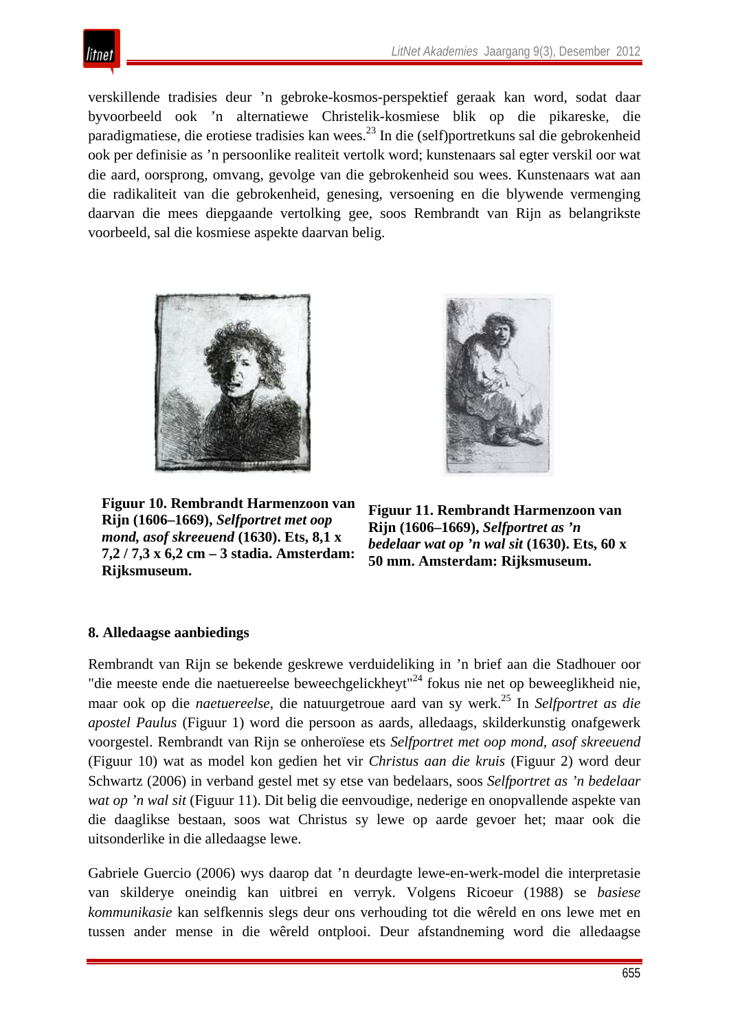verskillende tradisies deur ’n gebroke-kosmos-perspektief geraak kan word, sodat daar byvoorbeeld ook ’n alternatiewe Christelik-kosmiese blik op die pikareske, die paradigmatiese, die erotiese tradisies kan wees.[23] In die (self)portretkuns sal die gebrokenheid ook per definisie as ’n persoonlike realiteit vertolk word; kunstenaars sal egter verskil oor wat die aard, oorsprong, omvang, gevolge van die gebrokenheid sou wees. Kunstenaars wat aan die radikaliteit van die gebrokenheid, genesing, versoening en die blywende vermenging daarvan die mees diepgaande vertolking gee, soos Rembrandt van Rijn as belangrikste voorbeeld, sal die kosmiese aspekte daarvan belig.

**Figuur 10. Rembrandt Harmenzoon van Rijn (1606–1669), *Selfportret met oop mond, asof skreeuend* (1630). Ets, 8,1 x 7,2 / 7,3 x 6,2 cm – 3 stadia. Amsterdam: Rijksmuseum.**

**Figuur 11. Rembrandt Harmenzoon van Rijn (1606–1669), *Selfportret as ’n bedelaar wat op ’n wal sit* (1630). Ets, 60 x 50 mm. Amsterdam: Rijksmuseum.**

## 8. Alledaagse aanbiedings

Rembrandt van Rijn se bekende geskrewe verduideliking in ’n brief aan die Stadhouer oor "die meeste ende die naetuereelse beweechgelickheyt"[24] fokus nie net op beweeglikheid nie, maar ook op die *naetuereelse*, die natuurgetroue aard van sy werk.[25] In *Selfportret as die apostel Paulus* (Figuur 1) word die persoon as aards, alledaags, skilderkunstig onafgewerk voorgestel. Rembrandt van Rijn se onheroïese ets *Selfportret met oop mond, asof skreeuend* (Figuur 10) wat as model kon gedien het vir *Christus aan die kruis* (Figuur 2) word deur Schwartz (2006) in verband gestel met sy etse van bedelaars, soos *Selfportret as ’n bedelaar wat op ’n wal sit* (Figuur 11). Dit belig die eenvoudige, nederige en onopvallende aspekte van die daaglikse bestaan, soos wat Christus sy lewe op aarde gevoer het; maar ook die uitsonderlike in die alledaagse lewe.

Gabriele Guercio (2006) wys daarop dat ’n deurdagte lewe-en-werk-model die interpretasie van skilderye oneindig kan uitbrei en verryk. Volgens Ricoeur (1988) se *basiese kommunikasie* kan selfkennis slegs deur ons verhouding tot die wêreld en ons lewe met en tussen ander mense in die wêreld ontplooi. Deur afstandneming word die alledaagse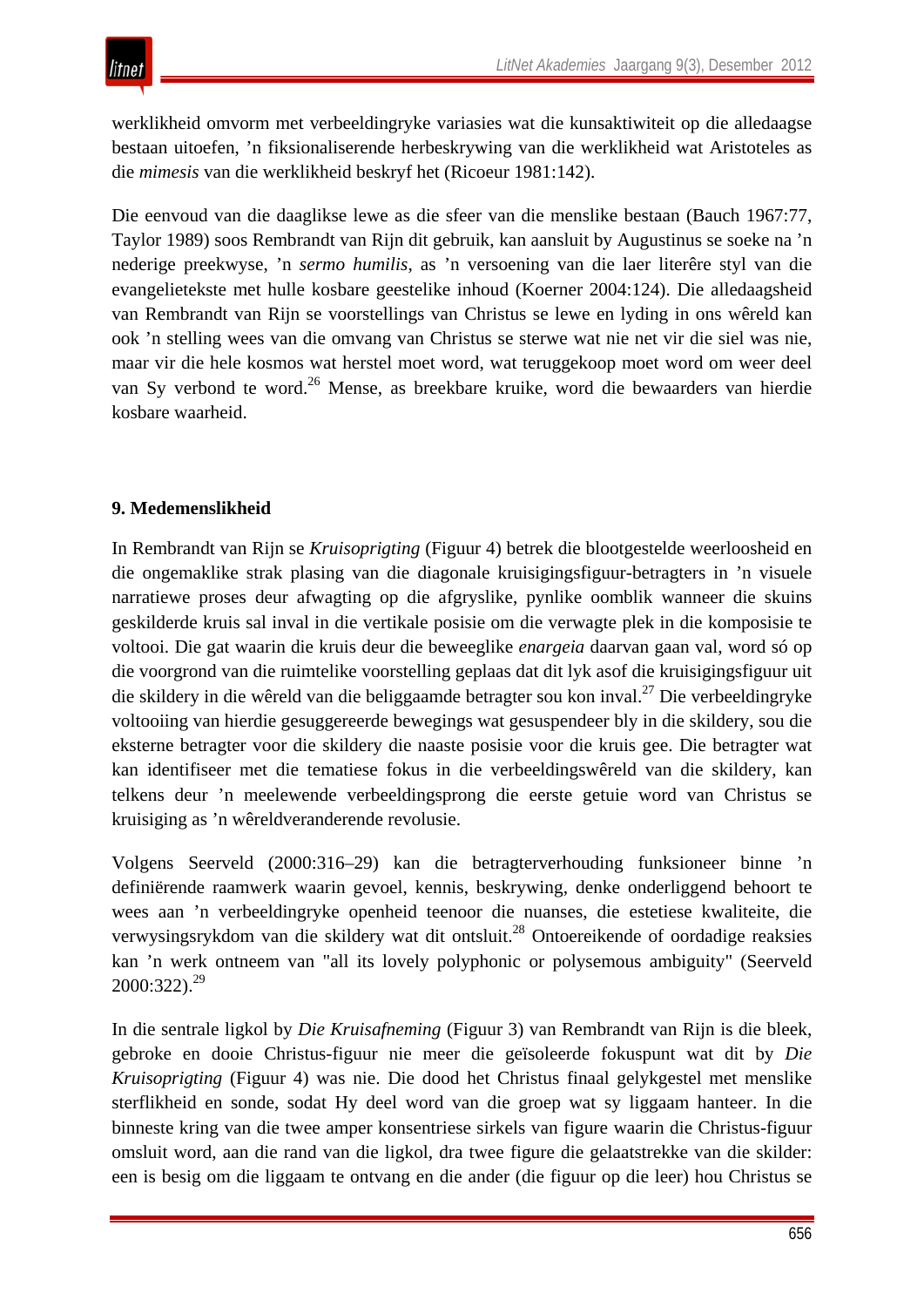werklikheid omvorm met verbeeldingryke variasies wat die kunsaktiwiteit op die alledaagse bestaan uitoefen, ’n fiksionaliserende herbeskrywing van die werklikheid wat Aristoteles as die *mimesis* van die werklikheid beskryf het (Ricoeur 1981:142).

Die eenvoud van die daaglikse lewe as die sfeer van die menslike bestaan (Bauch 1967:77, Taylor 1989) soos Rembrandt van Rijn dit gebruik, kan aansluit by Augustinus se soeke na ’n nederige preekwyse, ’n *sermo humilis*, as ’n versoening van die laer literêre styl van die evangelietekste met hulle kosbare geestelike inhoud (Koerner 2004:124). Die alledaagsheid van Rembrandt van Rijn se voorstellings van Christus se lewe en lyding in ons wêreld kan ook ’n stelling wees van die omvang van Christus se sterwe wat nie net vir die siel was nie, maar vir die hele kosmos wat herstel moet word, wat teruggekoop moet word om weer deel van Sy verbond te word.[26] Mense, as breekbare kruike, word die bewaarders van hierdie kosbare waarheid.

## 9. Medemenslikheid

In Rembrandt van Rijn se *Kruisoprigting* (Figuur 4) betrek die blootgestelde weerloosheid en die ongemaklike strak plasing van die diagonale kruisigingsfiguur-betragters in ’n visuele narratiewe proses deur afwagting op die afgryslike, pynlike oomblik wanneer die skuins geskilderde kruis sal inval in die vertikale posisie om die verwagte plek in die komposisie te voltooi. Die gat waarin die kruis deur die beweeglike *energeia* daarvan gaan val, word só op die voorgrond van die ruimtelike voorstelling geplaas dat dit lyk asof die kruisigingsfiguur uit die skildery in die wêreld van die beliggaamde betragter sou kon inval.[27] Die verbeeldingryke voltooiing van hierdie gesuggereerde bewegings wat gesuspendeer bly in die skildery, sou die eksterne betragter voor die skildery die naaste posisie voor die kruis gee. Die betragter wat kan identifiseer met die tematiese fokus in die verbeeldingswêreld van die skildery, kan telkens deur ’n meelewende verbeeldingsprong die eerste getuie word van Christus se kruisiging as ’n wêreldveranderende revolusie.

Volgens Seerveld (2000:316–29) kan die betragterverhouding funksioneer binne ’n definiërende raamwerk waarin gevoel, kennis, beskrywing, denke onderliggend behoort te wees aan ’n verbeeldingryke openheid teenoor die nuanses, die estetiese kwaliteite, die verwysingsrykdom van die skildery wat dit ontsluit.[28] Ontoereikende of oordadige reaksies kan ’n werk ontneem van "all its lovely polyphonic or polysemous ambiguity" (Seerveld 2000:322).[29]

In die sentrale ligkol by *Die Kruisafneming* (Figuur 3) van Rembrandt van Rijn is die bleek, gebroke en dooie Christus-figuur nie meer die geïsoleerde fokuspunt wat dit by *Die Kruisoprigting* (Figuur 4) was nie. Die dood het Christus finaal gelykgestel met menslike sterflikheid en sonde, sodat Hy deel word van die groep wat sy liggaam hanteer. In die binneste kring van die twee amper konsentriese sirkels van figure waarin die Christus-figuur omsluit word, aan die rand van die ligkol, dra twee figure die gelaatstrekke van die skilder: een is besig om die liggaam te ontvang en die ander (die figuur op die leer) hou Christus se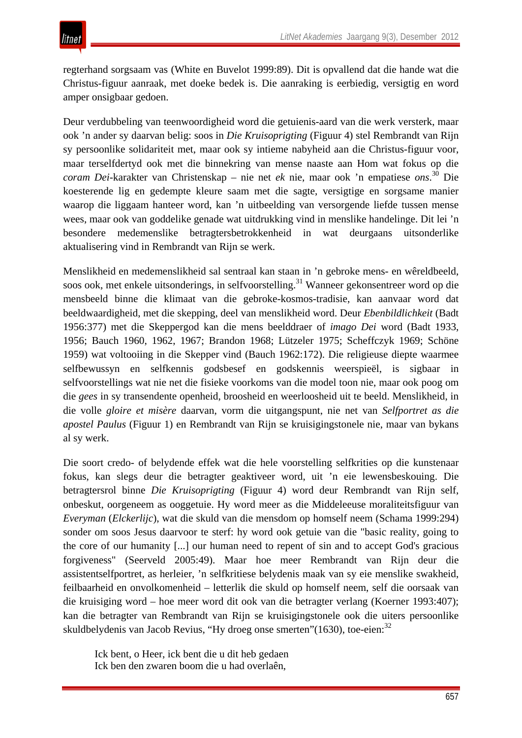regterhand sorgsaam vas (White en Buvelot 1999:89). Dit is opvallend dat die hande wat die Christus-figuur aanraak, met doeke bedek is. Die aanraking is eerbiedig, versigtig en word amper onsigbaar gedoen.

Deur verdubbeling van teenwoordigheid word die getuienis-aard van die werk versterk, maar ook 'n ander sy daarvan belig: soos in *Die Kruisoprigting* (Figuur 4) stel Rembrandt van Rijn sy persoonlike solidariteit met, maar ook sy intieme nabyheid aan die Christus-figuur voor, maar terselfdertyd ook met die binnekring van mense naaste aan Hom wat fokus op die *coram Dei*-karakter van Christenskap – nie net *ek* nie, maar ook 'n empatiese *ons*.[30] Die koesterende lig en gedempte kleure saam met die sagte, versigtige en sorgsame manier waarop die liggaam hanteer word, kan 'n uitbeelding van versorgende liefde tussen mense wees, maar ook van goddelike genade wat uitdrukking vind in menslike handelinge. Dit lei 'n besondere medemenslike betragtersbetrokkenheid in wat deurgaans uitsonderlike aktualisering vind in Rembrandt van Rijn se werk.

Menslikheid en medemenslikheid sal sentraal kan staan in 'n gebroke mens- en wêreldbeeld, soos ook, met enkele uitsonderings, in selfvoorstelling.[31] Wanneer gekonsentreer word op die mensbeeld binne die klimaat van die gebroke-kosmos-tradisie, kan aanvaar word dat beeldwaardigheid, met die skepping, deel van menslikheid word. Deur *Ebenbildlichkeit* (Badt 1956:377) met die Skeppergod kan die mens beelddraer of *imago Dei* word (Badt 1933, 1956; Bauch 1960, 1962, 1967; Brandon 1968; Lützeler 1975; Scheffczyk 1969; Schöne 1959) wat voltooiing in die Skepper vind (Bauch 1962:172). Die religieuse diepte waarmee selfbewussyn en selfkennis godsbesef en godskennis weerspieël, is sigbaar in selfvoorstellings wat nie net die fisieke voorkoms van die model toon nie, maar ook poog om die *gees* in sy transendente openheid, broosheid en weerloosheid uit te beeld. Menslikheid, in die volle *gloire et misère* daarvan, vorm die uitgangspunt, nie net van *Selfportret as die apostel Paulus* (Figuur 1) en Rembrandt van Rijn se kruisigingstonele nie, maar van bykans al sy werk.

Die soort credo- of belydende effek wat die hele voorstelling selfkrities op die kunstenaar fokus, kan slegs deur die betragter geaktiveer word, uit 'n eie lewensbeskouing. Die betragtersrol binne *Die Kruisoprigting* (Figuur 4) word deur Rembrandt van Rijn self, onbeskut, oorgeneem as ooggetuie. Hy word meer as die Middeleeuse moraliteitsfiguur van *Everyman* (*Elckerlijc*), wat die skuld van die mensdom op homself neem (Schama 1999:294) sonder om soos Jesus daarvoor te sterf: hy word ook getuie van die "basic reality, going to the core of our humanity [...] our human need to repent of sin and to accept God's gracious forgiveness" (Seerveld 2005:49). Maar hoe meer Rembrandt van Rijn deur die assistentselfportret, as herleier, 'n selfkritiese belydenis maak van sy eie menslike swakheid, feilbaarheid en onvolkomenheid – letterlik die skuld op homself neem, self die oorsaak van die kruisiging word – hoe meer word dit ook van die betragter verlang (Koerner 1993:407); kan die betragter van Rembrandt van Rijn se kruisigingstonele ook die uiters persoonlike skuldbelydenis van Jacob Revius, "Hy droeg onse smerten"(1630), toe-eien:[32]

> Ick bent, o Heer, ick bent die u dit heb gedaen
> Ick ben den zwaren boom die u had overlaên,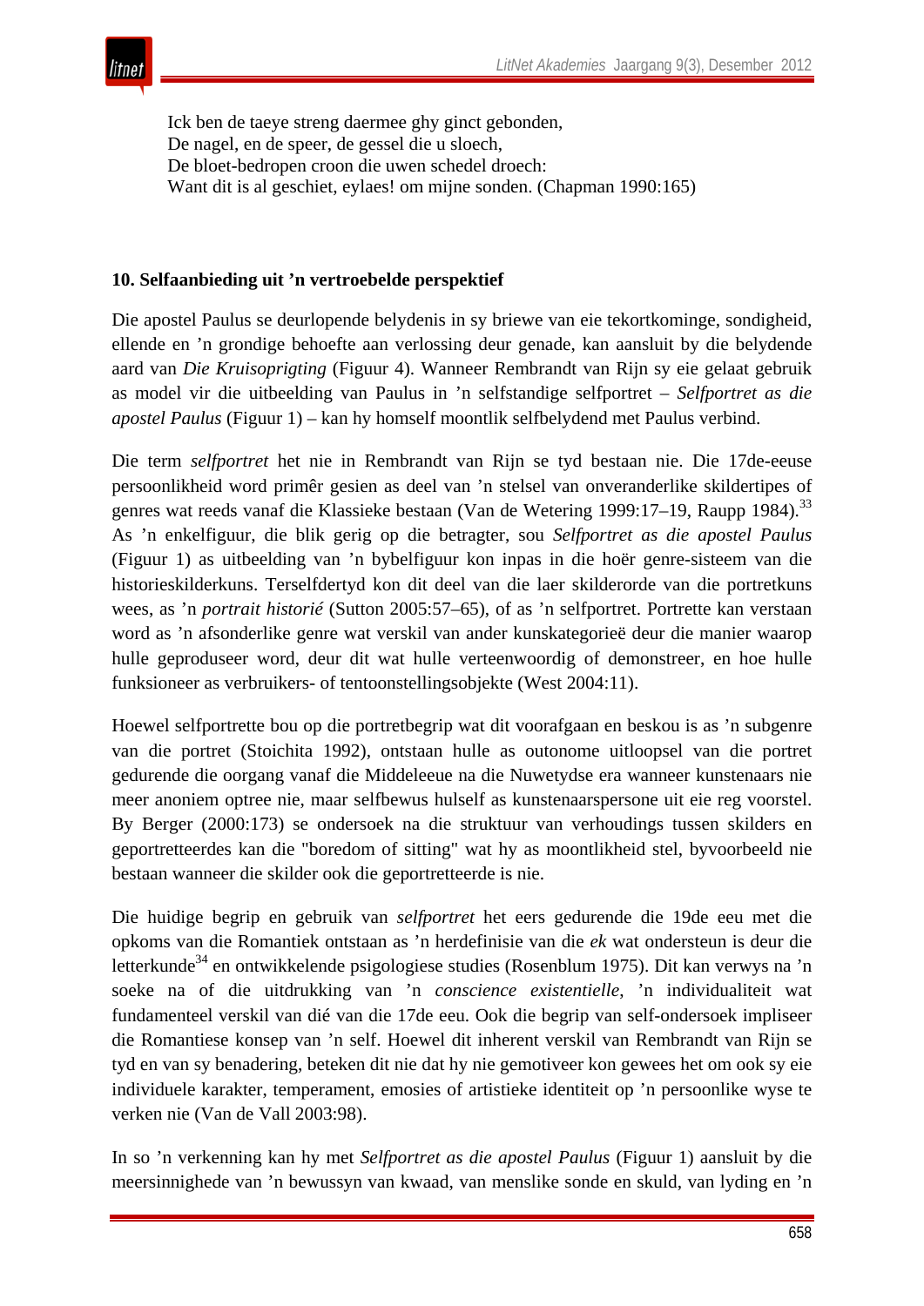Ick ben de taeye streng daermee ghy ginct gebonden,  
De nagel, en de speer, de gessel die u sloech,  
De bloet-bedropen croon die uwen schedel droech:  
Want dit is al geschiet, eylaes! om mijne sonden. (Chapman 1990:165)

### 10. Selfaanbieding uit ’n vertroebelde perspektief

Die apostel Paulus se deurlopende belydenis in sy briewe van eie tekortkominge, sondigheid, ellende en ’n grondige behoefte aan verlossing deur genade, kan aansluit by die belydende aard van *Die Kruisoprigting* (Figuur 4). Wanneer Rembrandt van Rijn sy eie gelaat gebruik as model vir die uitbeelding van Paulus in ’n selfstandige selfportret – *Selfportret as die apostel Paulus* (Figuur 1) – kan hy homself moontlik selfbelydend met Paulus verbind.

Die term *selfportret* het nie in Rembrandt van Rijn se tyd bestaan nie. Die 17de-eeuse persoonlikheid word primêr gesien as deel van ’n stelsel van onveranderlike skildertipes of genres wat reeds vanaf die Klassieke bestaan (Van de Wetering 1999:17–19, Raupp 1984).[33] As ’n enkelfiguur, die blik gerig op die betragter, sou *Selfportret as die apostel Paulus* (Figuur 1) as uitbeelding van ’n bybelfiguur kon inpas in die hoër genre-sisteem van die historieskilderkuns. Terselfdertyd kon dit deel van die laer skilderorde van die portretkuns wees, as ’n *portrait historié* (Sutton 2005:57–65), of as ’n selfportret. Portrette kan verstaan word as ’n afsonderlike genre wat verskil van ander kunskategorieë deur die manier waarop hulle geproduseer word, deur dit wat hulle verteenwoordig of demonstreer, en hoe hulle funksioneer as verbruikers- of tentoonstellingsobjekte (West 2004:11).

Hoewel selfportrette bou op die portretbegrip wat dit voorafgaan en beskou is as ’n subgenre van die portret (Stoichita 1992), ontstaan hulle as outonome uitloopsel van die portret gedurende die oorgang vanaf die Middeleeue na die Nuwetydse era wanneer kunstenaars nie meer anoniem optree nie, maar selfbewus hulself as kunstenaarspersone uit eie reg voorstel. By Berger (2000:173) se ondersoek na die struktuur van verhoudings tussen skilders en geportretteerdes kan die "boredom of sitting" wat hy as moontlikheid stel, byvoorbeeld nie bestaan wanneer die skilder ook die geportretteerde is nie.

Die huidige begrip en gebruik van *selfportret* het eers gedurende die 19de eeu met die opkoms van die Romantiek ontstaan as ’n herdefinisie van die *ek* wat ondersteun is deur die letterkunde[34] en ontwikkelende psigologiese studies (Rosenblum 1975). Dit kan verwys na ’n soeke na of die uitdrukking van ’n *conscience existentielle*, ’n individualiteit wat fundamenteel verskil van dié van die 17de eeu. Ook die begrip van self-ondersoek impliseer die Romantiese konsep van ’n self. Hoewel dit inherent verskil van Rembrandt van Rijn se tyd en van sy benadering, beteken dit nie dat hy nie gemotiveer kon gewees het om ook sy eie individuele karakter, temperament, emosies of artistieke identiteit op ’n persoonlike wyse te verken nie (Van de Vall 2003:98).

In so ’n verkenning kan hy met *Selfportret as die apostel Paulus* (Figuur 1) aansluit by die meersinnighede van ’n bewussyn van kwaad, van menslike sonde en skuld, van lyding en ’n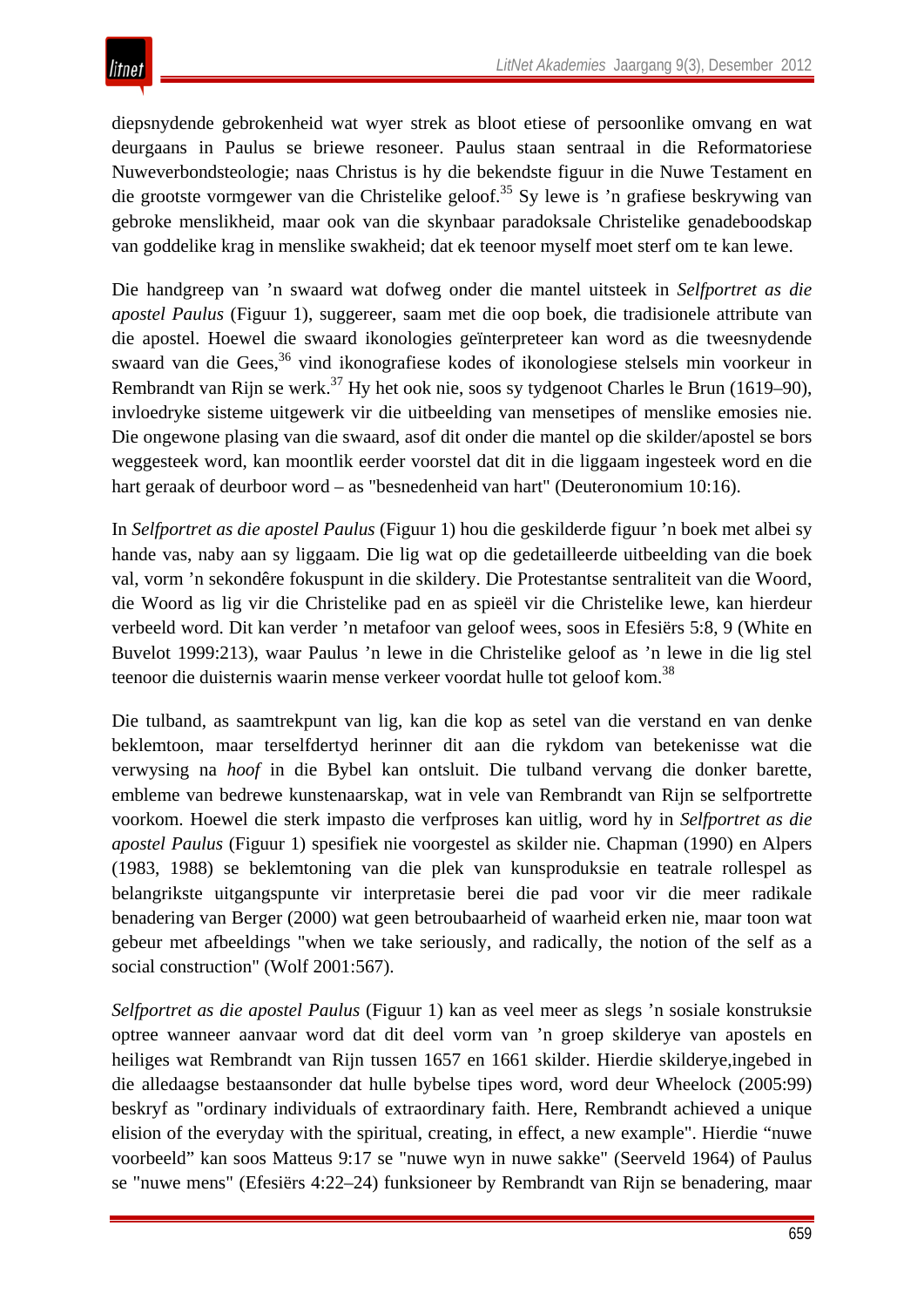diepsnydende gebrokenheid wat wyer strek as bloot etiese of persoonlike omvang en wat deurgaans in Paulus se briewe resoneer. Paulus staan sentraal in die Reformatoriese Nuweverbondsteologie; naas Christus is hy die bekendste figuur in die Nuwe Testament en die grootste vormgewer van die Christelike geloof.[35] Sy lewe is ’n grafiese beskrywing van gebroke menslikheid, maar ook van die skynbaar paradoksale Christelike genadeboodskap van goddelike krag in menslike swakheid; dat ek teenoor myself moet sterf om te kan lewe.

Die handgreep van ’n swaard wat dofweg onder die mantel uitsteek in *Selfportret as die apostel Paulus* (Figuur 1), suggereer, saam met die oop boek, die tradisionele attribute van die apostel. Hoewel die swaard ikonologies geïnterpreteer kan word as die tweesnydende swaard van die Gees,[36] vind ikonografiese kodes of ikonologiese stelsels min voorkeur in Rembrandt van Rijn se werk.[37] Hy het ook nie, soos sy tydgenoot Charles le Brun (1619–90), invloedryke sisteme uitgewerk vir die uitbeelding van mensetipes of menslike emosies nie. Die ongewone plasing van die swaard, asof dit onder die mantel op die skilder/apostel se bors weggesteek word, kan moontlik eerder voorstel dat dit in die liggaam ingesteek word en die hart geraak of deurboor word – as "besnedenheid van hart" (Deuteronomium 10:16).

In *Selfportret as die apostel Paulus* (Figuur 1) hou die geskilderde figuur ’n boek met albei sy hande vas, naby aan sy liggaam. Die lig wat op die gedetailleerde uitbeelding van die boek val, vorm ’n sekondêre fokuspunt in die skildery. Die Protestantse sentraliteit van die Woord, die Woord as lig vir die Christelike pad en as spieël vir die Christelike lewe, kan hierdeur verbeeld word. Dit kan verder ’n metafoor van geloof wees, soos in Efesiërs 5:8, 9 (White en Buvelot 1999:213), waar Paulus ’n lewe in die Christelike geloof as ’n lewe in die lig stel teenoor die duisternis waarin mense verkeer voordat hulle tot geloof kom.[38]

Die tulband, as saamtrekpunt van lig, kan die kop as setel van die verstand en van denke beklemtoon, maar terselfdertyd herinner dit aan die rykdom van betekenisse wat die verwysing na *hoof* in die Bybel kan ontsluit. Die tulband vervang die donker barette, embleme van bedrewe kunstenaarskap, wat in vele van Rembrandt van Rijn se selfportrette voorkom. Hoewel die sterk impasto die verfproses kan uitlig, word hy in *Selfportret as die apostel Paulus* (Figuur 1) spesifiek nie voorgestel as skilder nie. Chapman (1990) en Alpers (1983, 1988) se beklemtoning van die plek van kunsproduksie en teatrale rollespel as belangrikste uitgangspunte vir interpretasie berei die pad voor vir die meer radikale benadering van Berger (2000) wat geen betroubaarheid of waarheid erken nie, maar toon wat gebeur met afbeeldings "when we take seriously, and radically, the notion of the self as a social construction" (Wolf 2001:567).

*Selfportret as die apostel Paulus* (Figuur 1) kan as veel meer as slegs ’n sosiale konstruksie optree wanneer aanvaar word dat dit deel vorm van ’n groep skilderye van apostels en heiliges wat Rembrandt van Rijn tussen 1657 en 1661 skilder. Hierdie skilderye,ingebed in die alledaagse bestaansonder dat hulle bybelse tipes word, word deur Wheelock (2005:99) beskryf as "ordinary individuals of extraordinary faith. Here, Rembrandt achieved a unique elision of the everyday with the spiritual, creating, in effect, a new example". Hierdie “nuwe voorbeeld” kan soos Matteus 9:17 se "nuwe wyn in nuwe sakke" (Seerveld 1964) of Paulus se "nuwe mens" (Efesiërs 4:22–24) funksioneer by Rembrandt van Rijn se benadering, maar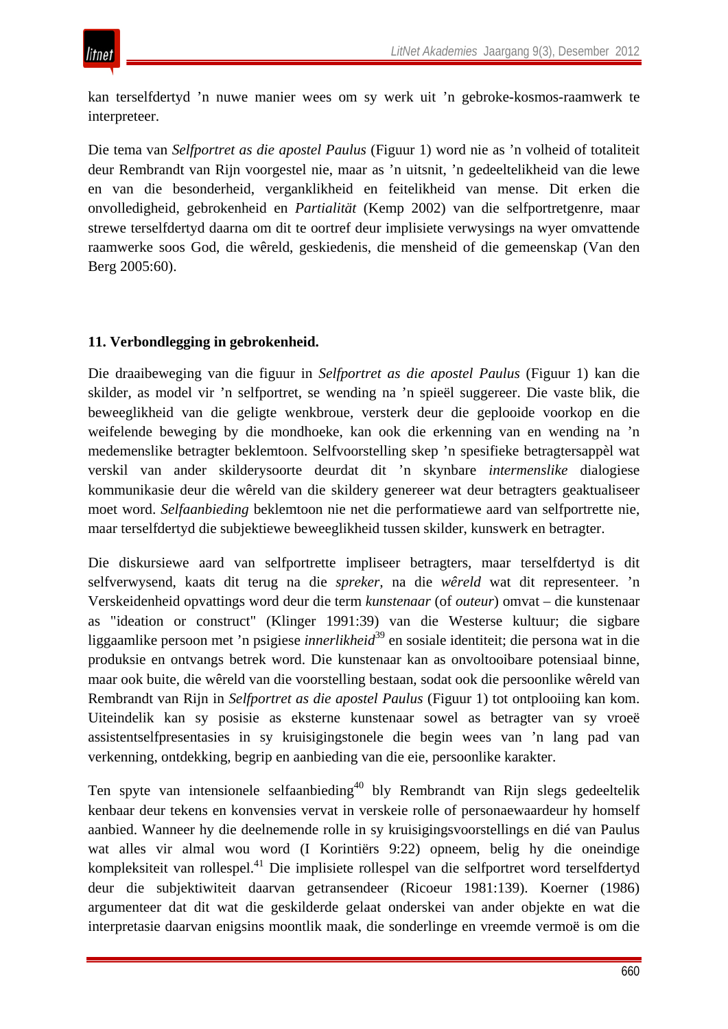kan terselfdertyd ’n nuwe manier wees om sy werk uit ’n gebroke-kosmos-raamwerk te interpreteer.

Die tema van *Selfportret as die apostel Paulus* (Figuur 1) word nie as ’n volheid of totaliteit deur Rembrandt van Rijn voorgestel nie, maar as ’n uitsnit, ’n gedeeltelikheid van die lewe en van die besonderheid, verganklikheid en feitelikheid van mense. Dit erken die onvolledigheid, gebrokenheid en *Partialität* (Kemp 2002) van die selfportretgenre, maar strewe terselfdertyd daarna om dit te oortref deur implisiete verwysings na wyer omvattende raamwerke soos God, die wêreld, geskiedenis, die mensheid of die gemeenskap (Van den Berg 2005:60).

## 11. Verbondlegging in gebrokenheid.

Die draaibeweging van die figuur in *Selfportret as die apostel Paulus* (Figuur 1) kan die skilder, as model vir ’n selfportret, se wending na ’n spieël suggereer. Die vaste blik, die beweeglikheid van die geligte wenkbroue, versterk deur die geplooide voorkop en die weifelende beweging by die mondhoeke, kan ook die erkenning van en wending na ’n medemenslike betragter beklemtoon. Selfvoorstelling skep ’n spesifieke betragtersappèl wat verskil van ander skilderysoorte deurdat dit ’n skynbare *intermenslike* dialogiese kommunikasie deur die wêreld van die skildery genereer wat deur betragters geaktualiseer moet word. *Selfaanbieding* beklemtoon nie net die performatiewe aard van selfportrette nie, maar terselfdertyd die subjektiewe beweeglikheid tussen skilder, kunswerk en betragter.

Die diskursiewe aard van selfportrette impliseer betragters, maar terselfdertyd is dit selfverwysend, kaats dit terug na die *spreker,* na die *wêreld* wat dit representeer. ’n Verskeidenheid opvattings word deur die term *kunstenaar* (of *outeur*) omvat – die kunstenaar as "ideation or construct" (Klinger 1991:39) van die Westerse kultuur; die sigbare liggaamlike persoon met ’n psigiese *innerlikheid*[39] en sosiale identiteit; die persona wat in die produksie en ontvangs betrek word. Die kunstenaar kan as onvoltooibare potensiaal binne, maar ook buite, die wêreld van die voorstelling bestaan, sodat ook die persoonlike wêreld van Rembrandt van Rijn in *Selfportret as die apostel Paulus* (Figuur 1) tot ontplooiing kan kom. Uiteindelik kan sy posisie as eksterne kunstenaar sowel as betragter van sy vroeë assistentselfpresentasies in sy kruisigingstonele die begin wees van ’n lang pad van verkenning, ontdekking, begrip en aanbieding van die eie, persoonlike karakter.

Ten spyte van intensionele selfaanbieding[40] bly Rembrandt van Rijn slegs gedeeltelik kenbaar deur tekens en konvensies vervat in verskeie rolle of personaewaardeur hy homself aanbied. Wanneer hy die deelnemende rolle in sy kruisigingsvoorstellings en dié van Paulus wat alles vir almal wou word (I Korintiërs 9:22) opneem, belig hy die oneindige kompleksiteit van rollespel.[41] Die implisiete rollespel van die selfportret word terselfdertyd deur die subjektiwiteit daarvan getransendeer (Ricoeur 1981:139). Koerner (1986) argumenteer dat dit wat die geskilderde gelaat onderskei van ander objekte en wat die interpretasie daarvan enigsins moontlik maak, die sonderlinge en vreemde vermoë is om die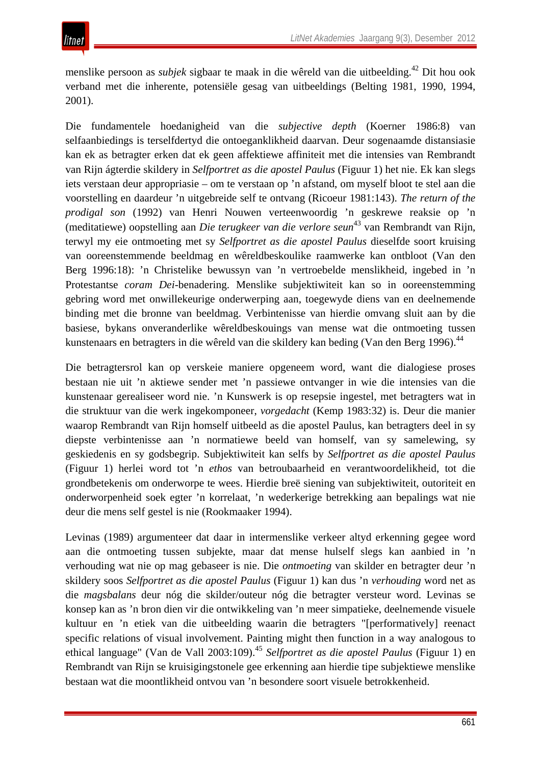menslike persoon as *subjek* sigbaar te maak in die wêreld van die uitbeelding.[42] Dit hou ook verband met die inherente, potensiële gesag van uitbeeldings (Belting 1981, 1990, 1994, 2001).

Die fundamentele hoedanigheid van die *subjective depth* (Koerner 1986:8) van selfaanbiedings is terselfdertyd die ontoeganklikheid daarvan. Deur sogenaamde distansiasie kan ek as betragter erken dat ek geen affektiewe affiniteit met die intensies van Rembrandt van Rijn ágterdie skildery in *Selfportret as die apostel Paulus* (Figuur 1) het nie. Ek kan slegs iets verstaan deur appropriasie – om te verstaan op ’n afstand, om myself bloot te stel aan die voorstelling en daardeur ’n uitgebreide self te ontvang (Ricoeur 1981:143). *The return of the prodigal son* (1992) van Henri Nouwen verteenwoordig ’n geskrewe reaksie op ’n (meditatiewe) oopstelling aan *Die terugkeer van die verlore seun*[43] van Rembrandt van Rijn, terwyl my eie ontmoeting met sy *Selfportret as die apostel Paulus* dieselfde soort kruising van ooreenstemmende beeldmag en wêreldbeskoulike raamwerke kan ontbloot (Van den Berg 1996:18): ’n Christelike bewussyn van ’n vertroebelde menslikheid, ingebed in ’n Protestantse *coram Dei*-benadering. Menslike subjektiwiteit kan so in ooreenstemming gebring word met onwillekeurige onderwerping aan, toegewyde diens van en deelnemende binding met die bronne van beeldmag. Verbintenisse van hierdie omvang sluit aan by die basiese, bykans onveranderlike wêreldbeskouings van mense wat die ontmoeting tussen kunstenaars en betragters in die wêreld van die skildery kan beding (Van den Berg 1996).[44]

Die betragtersrol kan op verskeie maniere opgeneem word, want die dialogiese proses bestaan nie uit ’n aktiewe sender met ’n passiewe ontvanger in wie die intensies van die kunstenaar gerealiseer word nie. ’n Kunswerk is op resepsie ingestel, met betragters wat in die struktuur van die werk ingekomponeer, *vorgedacht* (Kemp 1983:32) is. Deur die manier waarop Rembrandt van Rijn homself uitbeeld as die apostel Paulus, kan betragters deel in sy diepste verbintenisse aan ’n normatiewe beeld van homself, van sy samelewing, sy geskiedenis en sy godsbegrip. Subjektiwiteit kan selfs by *Selfportret as die apostel Paulus* (Figuur 1) herlei word tot ’n *ethos* van betroubaarheid en verantwoordelikheid, tot die grondbetekenis om onderworpe te wees. Hierdie breë siening van subjektiwiteit, outoriteit en onderworpenheid soek egter ’n korrelaat, ’n wederkerige betrekking aan bepalings wat nie deur die mens self gestel is nie (Rookmaaker 1994).

Levinas (1989) argumenteer dat daar in intermenslike verkeer altyd erkenning gegee word aan die ontmoeting tussen subjekte, maar dat mense hulself slegs kan aanbied in ’n verhouding wat nie op mag gebaseer is nie. Die *ontmoeting* van skilder en betragter deur ’n skildery soos *Selfportret as die apostel Paulus* (Figuur 1) kan dus ’n *verhouding* word net as die *magsbalans* deur nóg die skilder/outeur nóg die betragter versteur word. Levinas se konsep kan as ’n bron dien vir die ontwikkeling van ’n meer simpatieke, deelnemende visuele kultuur en ’n etiek van die uitbeelding waarin die betragters "[performatively] reenact specific relations of visual involvement. Painting might then function in a way analogous to ethical language" (Van de Vall 2003:109).[45] *Selfportret as die apostel Paulus* (Figuur 1) en Rembrandt van Rijn se kruisigingstonele gee erkenning aan hierdie tipe subjektiewe menslike bestaan wat die moontlikheid ontvou van ’n besondere soort visuele betrokkenheid.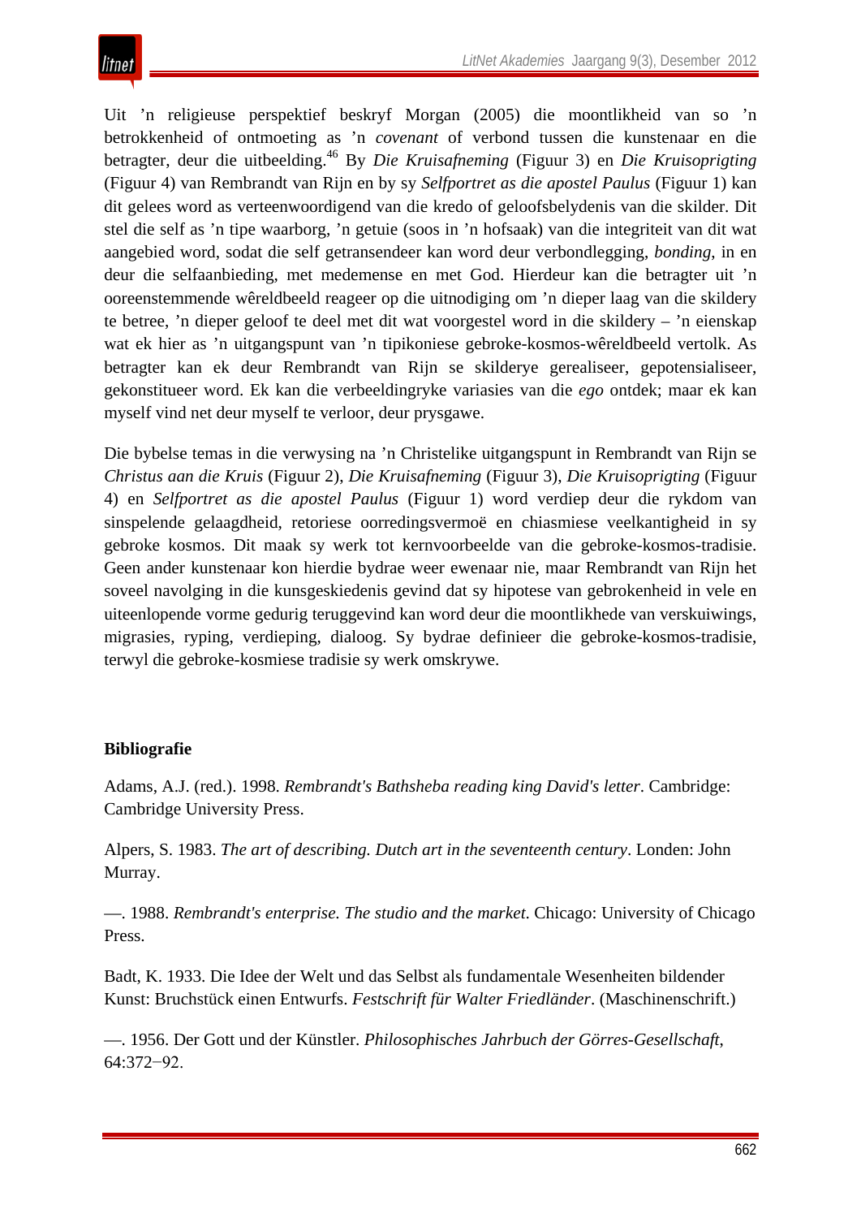Uit ’n religieuse perspektief beskryf Morgan (2005) die moontlikheid van so ’n betrokkenheid of ontmoeting as ’n *covenant* of verbond tussen die kunstenaar en die betragter, deur die uitbeelding.[46] By *Die Kruisafneming* (Figuur 3) en *Die Kruisoprigting* (Figuur 4) van Rembrandt van Rijn en by sy *Selfportret as die apostel Paulus* (Figuur 1) kan dit gelees word as verteenwoordigend van die kredo of geloofsbelydenis van die skilder. Dit stel die self as ’n tipe waarborg, ’n getuie (soos in ’n hofsaak) van die integriteit van dit wat aangebied word, sodat die self getransendeer kan word deur verbondlegging, *bonding*, in en deur die selfaanbieding, met medemense en met God. Hierdeur kan die betragter uit ’n ooreenstemmende wêreldbeeld reageer op die uitnodiging om ’n dieper laag van die skildery te betree, ’n dieper geloof te deel met dit wat voorgestel word in die skildery – ’n eienskap wat ek hier as ’n uitgangspunt van ’n tipikoniese gebroke-kosmos-wêreldbeeld vertolk. As betragter kan ek deur Rembrandt van Rijn se skilderye gerealiseer, gepotensialiseer, gekonstitueer word. Ek kan die verbeeldingryke variasies van die *ego* ontdek; maar ek kan myself vind net deur myself te verloor, deur prysgawe.

Die bybelse temas in die verwysing na ’n Christelike uitgangspunt in Rembrandt van Rijn se *Christus aan die Kruis* (Figuur 2), *Die Kruisafneming* (Figuur 3), *Die Kruisoprigting* (Figuur 4) en *Selfportret as die apostel Paulus* (Figuur 1) word verdiep deur die rykdom van sinspelende gelaagdheid, retoriese oorredingsvermoë en chiasmiese veelkantigheid in sy gebroke kosmos. Dit maak sy werk tot kernvoorbeelde van die gebroke-kosmos-tradisie. Geen ander kunstenaar kon hierdie bydrae weer ewenaar nie, maar Rembrandt van Rijn het soveel navolging in die kunsgeskiedenis gevind dat sy hipotese van gebrokenheid in vele en uiteenlopende vorme gedurig teruggevind kan word deur die moontlikhede van verskuiwings, migrasies, ryping, verdieping, dialoog. Sy bydrae definieer die gebroke-kosmos-tradisie, terwyl die gebroke-kosmiese tradisie sy werk omskrywe.

**Bibliografie**

Adams, A.J. (red.). 1998. *Rembrandt's Bathsheba reading king David's letter*. Cambridge: Cambridge University Press.

Alpers, S. 1983. *The art of describing. Dutch art in the seventeenth century*. Londen: John Murray.

—. 1988. *Rembrandt's enterprise. The studio and the market*. Chicago: University of Chicago Press.

Badt, K. 1933. Die Idee der Welt und das Selbst als fundamentale Wesenheiten bildender Kunst: Bruchstück einen Entwurfs. *Festschrift für Walter Friedländer*. (Maschinenschrift.)

—. 1956. Der Gott und der Künstler. *Philosophisches Jahrbuch der Görres-Gesellschaft*, 64:372−92.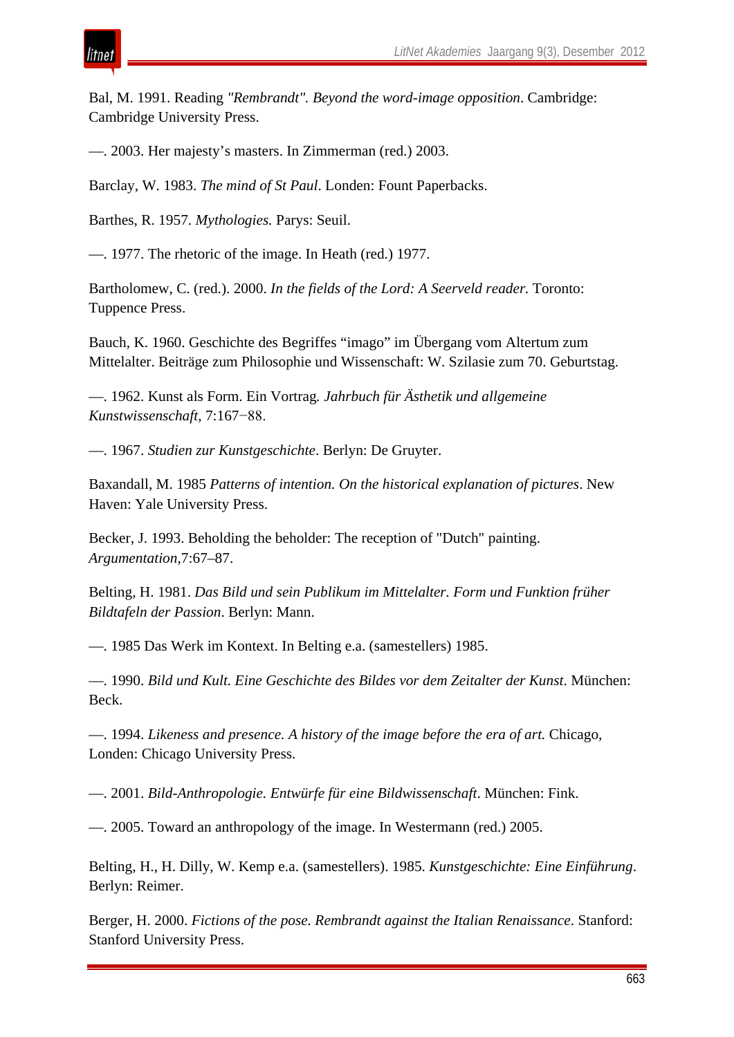Bal, M. 1991. Reading *"Rembrandt". Beyond the word-image opposition*. Cambridge: Cambridge University Press.

—. 2003. Her majesty's masters. In Zimmerman (red.) 2003.

Barclay, W. 1983. *The mind of St Paul*. Londen: Fount Paperbacks.

Barthes, R. 1957. *Mythologies.* Parys: Seuil.

—. 1977. The rhetoric of the image. In Heath (red.) 1977.

Bartholomew, C. (red.). 2000. *In the fields of the Lord: A Seerveld reader.* Toronto: Tuppence Press.

Bauch, K. 1960. Geschichte des Begriffes "imago" im Übergang vom Altertum zum Mittelalter. Beiträge zum Philosophie und Wissenschaft: W. Szilasie zum 70. Geburtstag.

—. 1962. Kunst als Form. Ein Vortrag. *Jahrbuch für Ästhetik und allgemeine Kunstwissenschaft,* 7:167−88.

—. 1967. *Studien zur Kunstgeschichte*. Berlyn: De Gruyter.

Baxandall, M. 1985 *Patterns of intention. On the historical explanation of pictures*. New Haven: Yale University Press.

Becker, J. 1993. Beholding the beholder: The reception of "Dutch" painting. *Argumentation*,7:67–87.

Belting, H. 1981. *Das Bild und sein Publikum im Mittelalter. Form und Funktion früher Bildtafeln der Passion*. Berlyn: Mann.

—. 1985 Das Werk im Kontext. In Belting e.a. (samestellers) 1985.

—. 1990. *Bild und Kult. Eine Geschichte des Bildes vor dem Zeitalter der Kunst*. München: Beck.

—. 1994. *Likeness and presence. A history of the image before the era of art.* Chicago, Londen: Chicago University Press.

—. 2001. *Bild-Anthropologie. Entwürfe für eine Bildwissenschaft*. München: Fink.

—. 2005. Toward an anthropology of the image. In Westermann (red.) 2005.

Belting, H., H. Dilly, W. Kemp e.a. (samestellers). 1985. *Kunstgeschichte: Eine Einführung*. Berlyn: Reimer.

Berger, H. 2000. *Fictions of the pose. Rembrandt against the Italian Renaissance*. Stanford: Stanford University Press.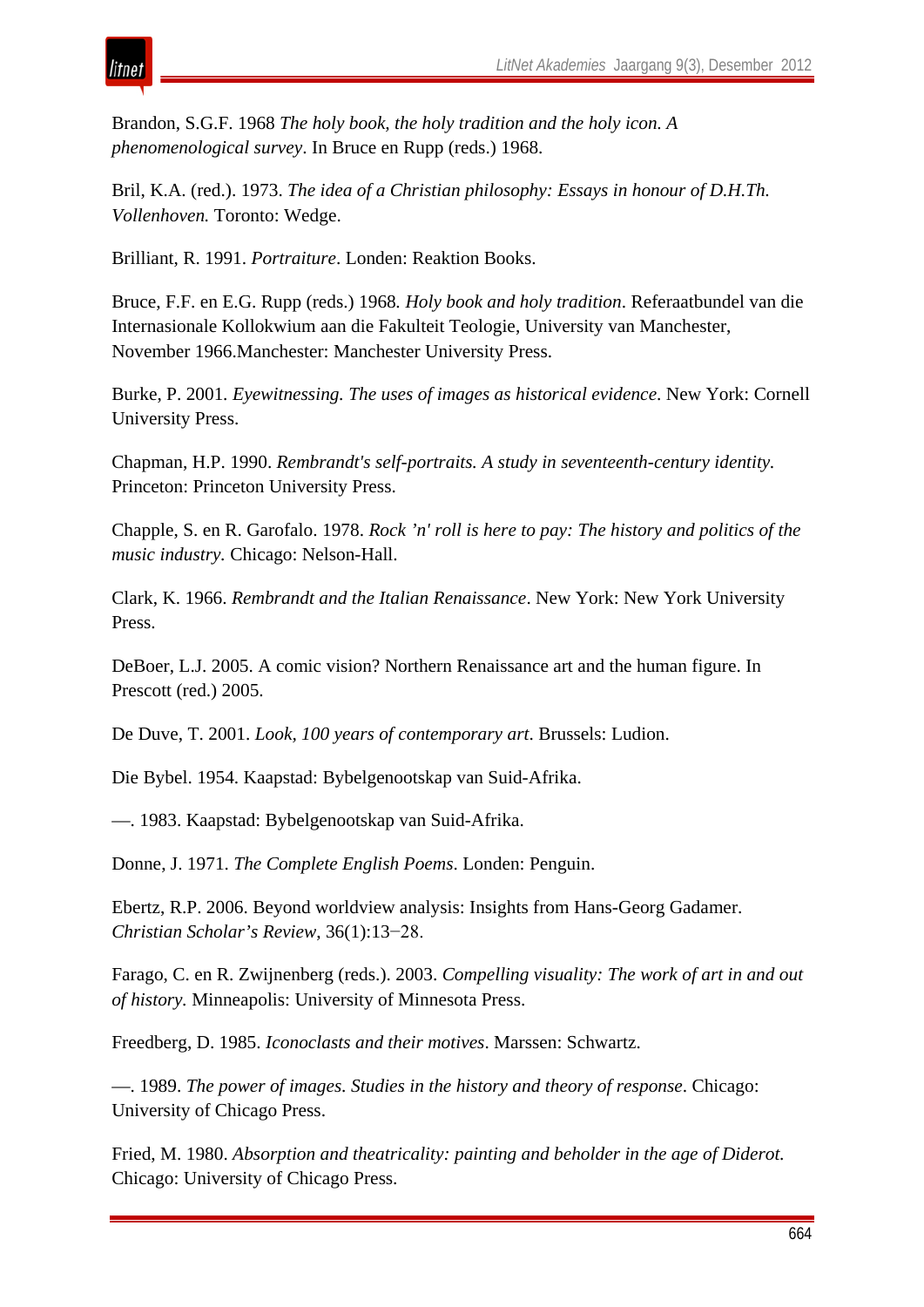Brandon, S.G.F. 1968 *The holy book, the holy tradition and the holy icon. A phenomenological survey*. In Bruce en Rupp (reds.) 1968.

Bril, K.A. (red.). 1973. *The idea of a Christian philosophy: Essays in honour of D.H.Th. Vollenhoven.* Toronto: Wedge.

Brilliant, R. 1991. *Portraiture*. Londen: Reaktion Books.

Bruce, F.F. en E.G. Rupp (reds.) 1968. *Holy book and holy tradition*. Referaatbundel van die Internasionale Kollokwium aan die Fakulteit Teologie, University van Manchester, November 1966.Manchester: Manchester University Press.

Burke, P. 2001. *Eyewitnessing. The uses of images as historical evidence*. New York: Cornell University Press.

Chapman, H.P. 1990. *Rembrandt's self-portraits. A study in seventeenth-century identity*. Princeton: Princeton University Press.

Chapple, S. en R. Garofalo. 1978. *Rock 'n' roll is here to pay: The history and politics of the music industry.* Chicago: Nelson-Hall.

Clark, K. 1966. *Rembrandt and the Italian Renaissance*. New York: New York University Press.

DeBoer, L.J. 2005. A comic vision? Northern Renaissance art and the human figure. In Prescott (red.) 2005.

De Duve, T. 2001. *Look, 100 years of contemporary art*. Brussels: Ludion.

Die Bybel. 1954. Kaapstad: Bybelgenootskap van Suid-Afrika.

—. 1983. Kaapstad: Bybelgenootskap van Suid-Afrika.

Donne, J. 1971. *The Complete English Poems*. Londen: Penguin.

Ebertz, R.P. 2006. Beyond worldview analysis: Insights from Hans-Georg Gadamer. *Christian Scholar's Review*, 36(1):13−28.

Farago, C. en R. Zwijnenberg (reds.). 2003. *Compelling visuality: The work of art in and out of history.* Minneapolis: University of Minnesota Press.

Freedberg, D. 1985. *Iconoclasts and their motives*. Marssen: Schwartz.

—. 1989. *The power of images. Studies in the history and theory of response*. Chicago: University of Chicago Press.

Fried, M. 1980. *Absorption and theatricality: painting and beholder in the age of Diderot.* Chicago: University of Chicago Press.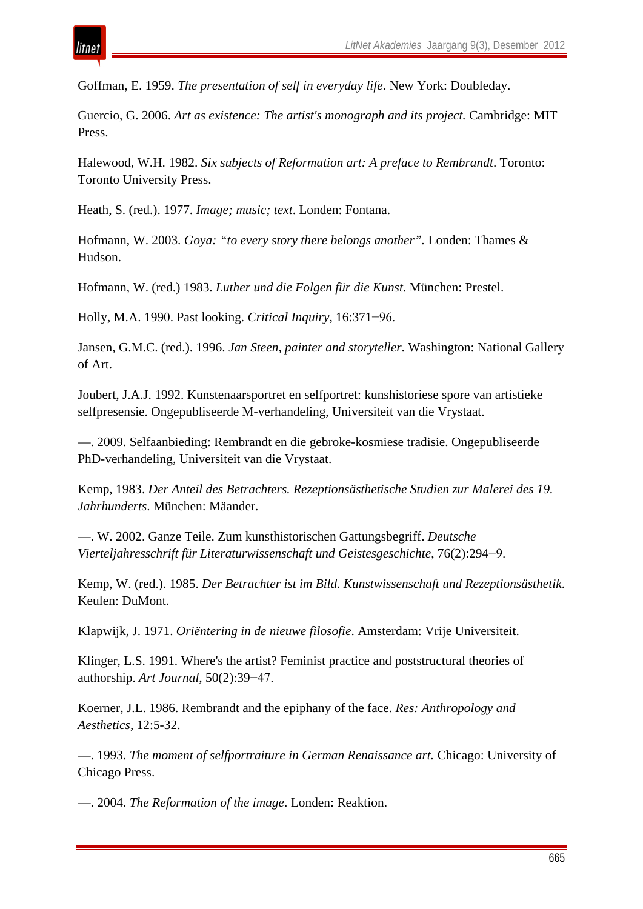Goffman, E. 1959. *The presentation of self in everyday life*. New York: Doubleday.

Guercio, G. 2006. *Art as existence: The artist's monograph and its project.* Cambridge: MIT Press.

Halewood, W.H. 1982. *Six subjects of Reformation art: A preface to Rembrandt*. Toronto: Toronto University Press.

Heath, S. (red.). 1977. *Image; music; text*. Londen: Fontana.

Hofmann, W. 2003. *Goya: "to every story there belongs another"*. Londen: Thames & Hudson.

Hofmann, W. (red.) 1983. *Luther und die Folgen für die Kunst*. München: Prestel.

Holly, M.A. 1990. Past looking. *Critical Inquiry*, 16:371−96.

Jansen, G.M.C. (red.). 1996. *Jan Steen, painter and storyteller*. Washington: National Gallery of Art.

Joubert, J.A.J. 1992. Kunstenaarsportret en selfportret: kunshistoriese spore van artistieke selfpresensie. Ongepubliseerde M-verhandeling, Universiteit van die Vrystaat.

—. 2009. Selfaanbieding: Rembrandt en die gebroke-kosmiese tradisie. Ongepubliseerde PhD-verhandeling, Universiteit van die Vrystaat.

Kemp, 1983. *Der Anteil des Betrachters. Rezeptionsästhetische Studien zur Malerei des 19. Jahrhunderts*. München: Mäander.

—. W. 2002. Ganze Teile. Zum kunsthistorischen Gattungsbegriff. *Deutsche Vierteljahresschrift für Literaturwissenschaft und Geistesgeschichte*, 76(2):294−9.

Kemp, W. (red.). 1985. *Der Betrachter ist im Bild. Kunstwissenschaft und Rezeptionsästhetik*. Keulen: DuMont.

Klapwijk, J. 1971. *Oriëntering in de nieuwe filosofie*. Amsterdam: Vrije Universiteit.

Klinger, L.S. 1991. Where's the artist? Feminist practice and poststructural theories of authorship. *Art Journal*, 50(2):39−47.

Koerner, J.L. 1986. Rembrandt and the epiphany of the face. *Res: Anthropology and Aesthetics*, 12:5-32.

—. 1993. *The moment of selfportraiture in German Renaissance art.* Chicago: University of Chicago Press.

—. 2004. *The Reformation of the image*. Londen: Reaktion.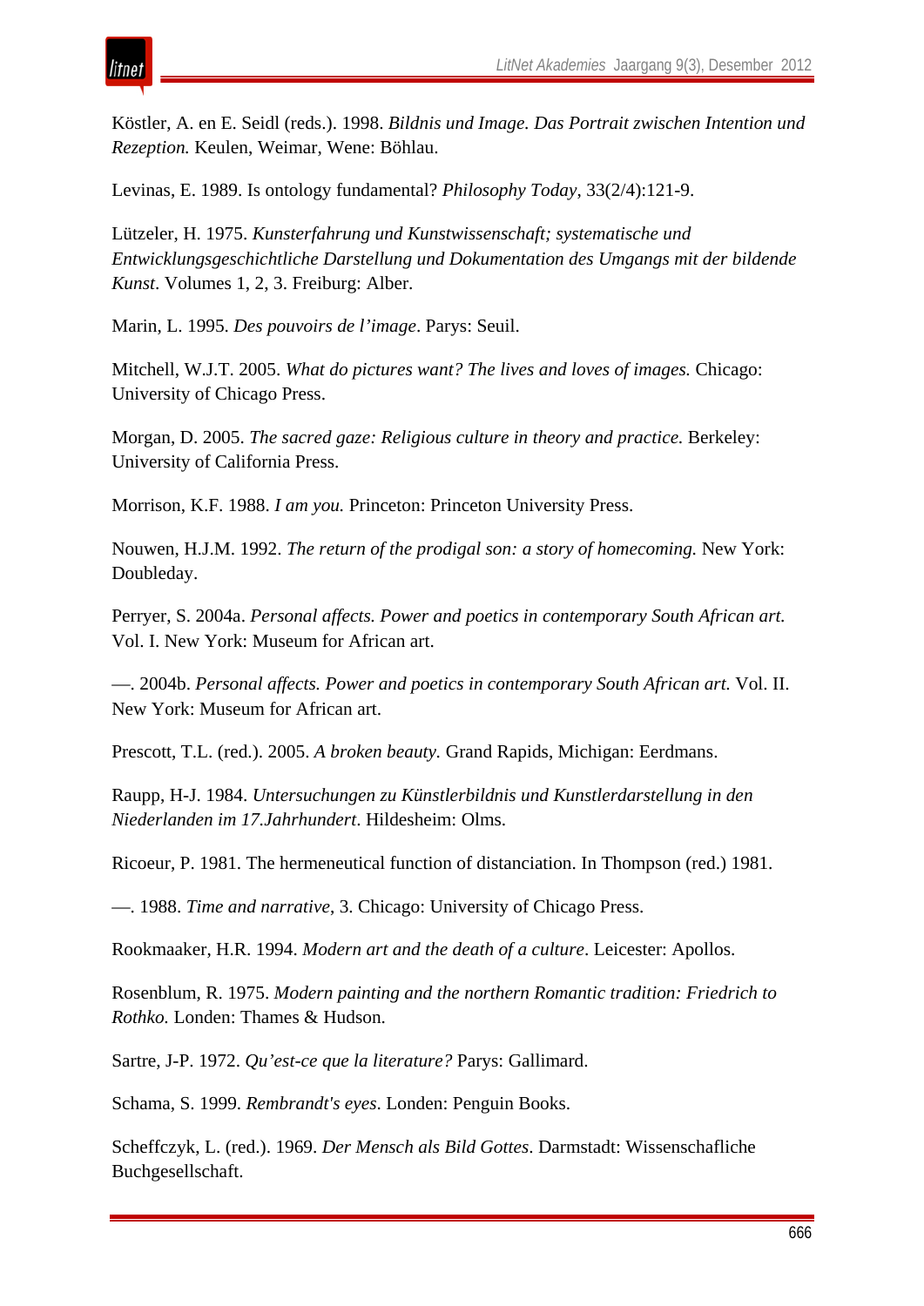Köstler, A. en E. Seidl (reds.). 1998. *Bildnis und Image. Das Portrait zwischen Intention und Rezeption.* Keulen, Weimar, Wene: Böhlau.

Levinas, E. 1989. Is ontology fundamental? *Philosophy Today*, 33(2/4):121-9.

Lützeler, H. 1975. *Kunsterfahrung und Kunstwissenschaft; systematische und Entwicklungsgeschichtliche Darstellung und Dokumentation des Umgangs mit der bildende Kunst*. Volumes 1, 2, 3. Freiburg: Alber.

Marin, L. 1995. *Des pouvoirs de l'image*. Parys: Seuil.

Mitchell, W.J.T. 2005. *What do pictures want? The lives and loves of images.* Chicago: University of Chicago Press.

Morgan, D. 2005. *The sacred gaze: Religious culture in theory and practice.* Berkeley: University of California Press.

Morrison, K.F. 1988. *I am you.* Princeton: Princeton University Press.

Nouwen, H.J.M. 1992. *The return of the prodigal son: a story of homecoming.* New York: Doubleday.

Perryer, S. 2004a. *Personal affects. Power and poetics in contemporary South African art.* Vol. I. New York: Museum for African art.

—. 2004b. *Personal affects. Power and poetics in contemporary South African art.* Vol. II. New York: Museum for African art.

Prescott, T.L. (red.). 2005. *A broken beauty.* Grand Rapids, Michigan: Eerdmans.

Raupp, H-J. 1984. *Untersuchungen zu Künstlerbildnis und Kunstlerdarstellung in den Niederlanden im 17.Jahrhundert*. Hildesheim: Olms.

Ricoeur, P. 1981. The hermeneutical function of distanciation. In Thompson (red.) 1981.

—. 1988. *Time and narrative*, 3. Chicago: University of Chicago Press.

Rookmaaker, H.R. 1994. *Modern art and the death of a culture*. Leicester: Apollos.

Rosenblum, R. 1975. *Modern painting and the northern Romantic tradition: Friedrich to Rothko.* Londen: Thames & Hudson.

Sartre, J-P. 1972. *Qu'est-ce que la literature?* Parys: Gallimard.

Schama, S. 1999. *Rembrandt's eyes*. Londen: Penguin Books.

Scheffczyk, L. (red.). 1969. *Der Mensch als Bild Gottes*. Darmstadt: Wissenschafliche Buchgesellschaft.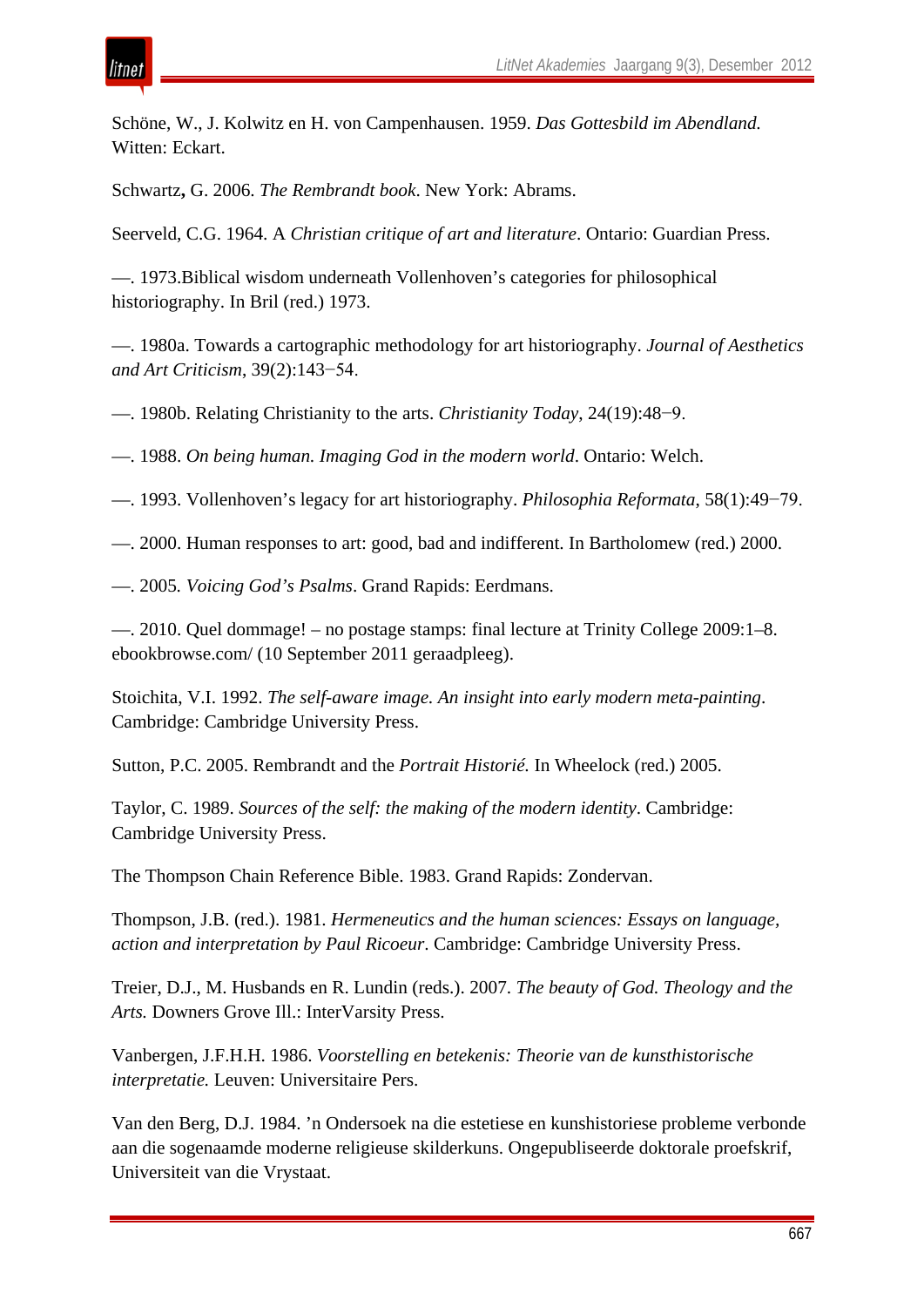Schöne, W., J. Kolwitz en H. von Campenhausen. 1959. *Das Gottesbild im Abendland.* Witten: Eckart.

Schwartz**,** G. 2006. *The Rembrandt book*. New York: Abrams.

Seerveld, C.G. 1964. A *Christian critique of art and literature*. Ontario: Guardian Press.

—. 1973.Biblical wisdom underneath Vollenhoven's categories for philosophical historiography. In Bril (red.) 1973.

—. 1980a. Towards a cartographic methodology for art historiography. *Journal of Aesthetics and Art Criticism*, 39(2):143−54.

—. 1980b. Relating Christianity to the arts. *Christianity Today*, 24(19):48−9.

—. 1988. *On being human. Imaging God in the modern world*. Ontario: Welch.

—. 1993. Vollenhoven's legacy for art historiography. *Philosophia Reformata*, 58(1):49−79.

—. 2000. Human responses to art: good, bad and indifferent. In Bartholomew (red.) 2000.

—. 2005. *Voicing God's Psalms*. Grand Rapids: Eerdmans.

—. 2010. Quel dommage! – no postage stamps: final lecture at Trinity College 2009:1–8. ebookbrowse.com/ (10 September 2011 geraadpleeg).

Stoichita, V.I. 1992. *The self-aware image. An insight into early modern meta-painting*. Cambridge: Cambridge University Press.

Sutton, P.C. 2005. Rembrandt and the *Portrait Historié.* In Wheelock (red.) 2005.

Taylor, C. 1989. *Sources of the self: the making of the modern identity*. Cambridge: Cambridge University Press.

The Thompson Chain Reference Bible. 1983. Grand Rapids: Zondervan.

Thompson, J.B. (red.). 1981. *Hermeneutics and the human sciences: Essays on language, action and interpretation by Paul Ricoeur*. Cambridge: Cambridge University Press.

Treier, D.J., M. Husbands en R. Lundin (reds.). 2007. *The beauty of God. Theology and the Arts.* Downers Grove Ill.: InterVarsity Press.

Vanbergen, J.F.H.H. 1986. *Voorstelling en betekenis: Theorie van de kunsthistorische interpretatie.* Leuven: Universitaire Pers.

Van den Berg, D.J. 1984. 'n Ondersoek na die estetiese en kunshistoriese probleme verbonde aan die sogenaamde moderne religieuse skilderkuns. Ongepubliseerde doktorale proefskrif, Universiteit van die Vrystaat.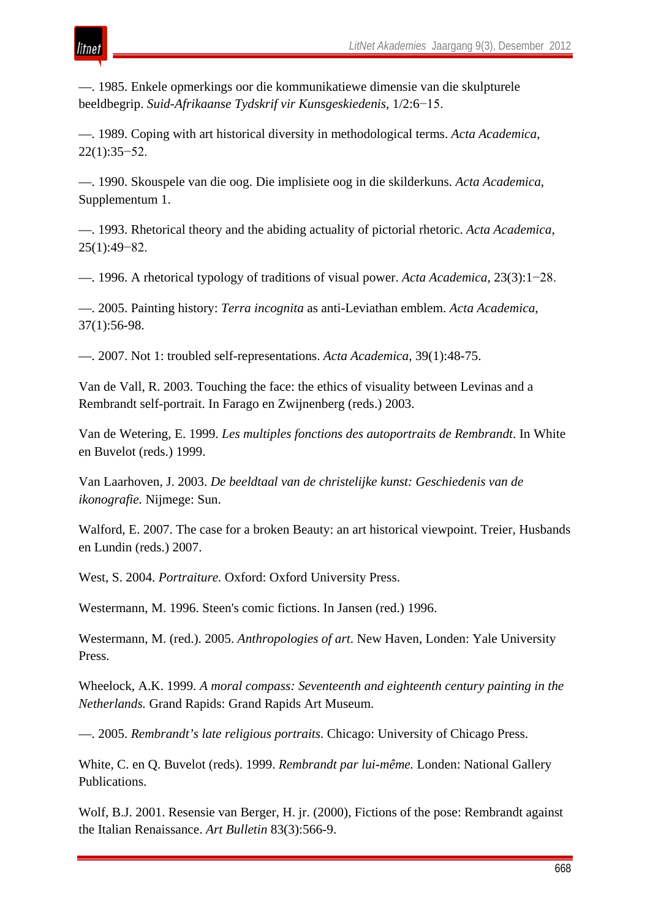—. 1985. Enkele opmerkings oor die kommunikatiewe dimensie van die skulpturele beeldbegrip. *Suid-Afrikaanse Tydskrif vir Kunsgeskiedenis*, 1/2:6−15.

—. 1989. Coping with art historical diversity in methodological terms. *Acta Academica*, 22(1):35−52.

—. 1990. Skouspele van die oog. Die implisiete oog in die skilderkuns. *Acta Academica*, Supplementum 1.

—. 1993. Rhetorical theory and the abiding actuality of pictorial rhetoric. *Acta Academica*, 25(1):49−82.

—. 1996. A rhetorical typology of traditions of visual power. *Acta Academica*, 23(3):1−28.

—. 2005. Painting history: *Terra incognita* as anti-Leviathan emblem. *Acta Academica*, 37(1):56-98.

—. 2007. Not 1: troubled self-representations. *Acta Academica*, 39(1):48-75.

Van de Vall, R. 2003. Touching the face: the ethics of visuality between Levinas and a Rembrandt self-portrait. In Farago en Zwijnenberg (reds.) 2003.

Van de Wetering, E. 1999. *Les multiples fonctions des autoportraits de Rembrandt*. In White en Buvelot (reds.) 1999.

Van Laarhoven, J. 2003. *De beeldtaal van de christelijke kunst: Geschiedenis van de ikonografie.* Nijmege: Sun.

Walford, E. 2007. The case for a broken Beauty: an art historical viewpoint. Treier, Husbands en Lundin (reds.) 2007.

West, S. 2004. *Portraiture.* Oxford: Oxford University Press.

Westermann, M. 1996. Steen's comic fictions. In Jansen (red.) 1996.

Westermann, M. (red.). 2005. *Anthropologies of art*. New Haven, Londen: Yale University Press.

Wheelock, A.K. 1999. *A moral compass: Seventeenth and eighteenth century painting in the Netherlands.* Grand Rapids: Grand Rapids Art Museum.

—. 2005. *Rembrandt's late religious portraits.* Chicago: University of Chicago Press.

White, C. en Q. Buvelot (reds). 1999. *Rembrandt par lui-même.* Londen: National Gallery Publications.

Wolf, B.J. 2001. Resensie van Berger, H. jr. (2000), Fictions of the pose: Rembrandt against the Italian Renaissance. *Art Bulletin* 83(3):566-9.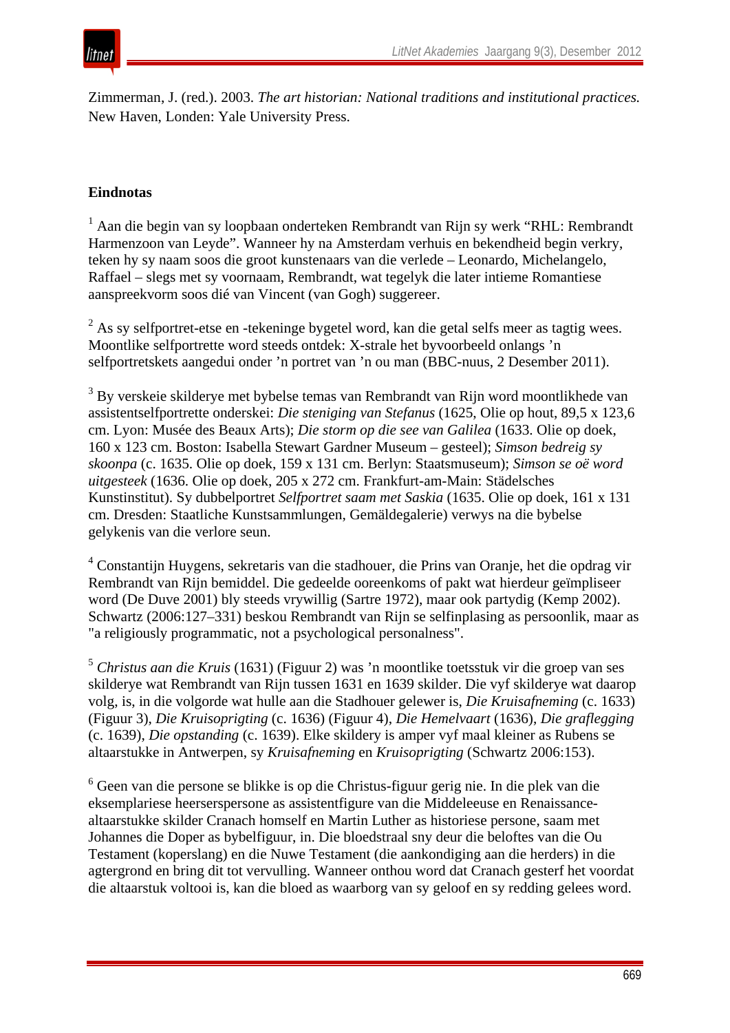Zimmerman, J. (red.). 2003. *The art historian: National traditions and institutional practices.* New Haven, Londen: Yale University Press.

## Eindnotas

[1] Aan die begin van sy loopbaan onderteken Rembrandt van Rijn sy werk "RHL: Rembrandt Harmenzoon van Leyde". Wanneer hy na Amsterdam verhuis en bekendheid begin verkry, teken hy sy naam soos die groot kunstenaars van die verlede – Leonardo, Michelangelo, Raffael – slegs met sy voornaam, Rembrandt, wat tegelyk die later intieme Romantiese aanspreekvorm soos dié van Vincent (van Gogh) suggereer.

[2] As sy selfportret-etse en -tekeninge bygetel word, kan die getal selfs meer as tagtig wees. Moontlike selfportrette word steeds ontdek: X-strale het byvoorbeeld onlangs 'n selfportretskets aangedui onder 'n portret van 'n ou man (BBC-nuus, 2 Desember 2011).

[3] By verskeie skilderye met bybelse temas van Rembrandt van Rijn word moontlikhede van assistentselfportrette onderskei: *Die steniging van Stefanus* (1625, Olie op hout, 89,5 x 123,6 cm. Lyon: Musée des Beaux Arts); *Die storm op die see van Galilea* (1633. Olie op doek, 160 x 123 cm. Boston: Isabella Stewart Gardner Museum – gesteel); *Simson bedreig sy skoonpa* (c. 1635. Olie op doek, 159 x 131 cm. Berlyn: Staatsmuseum); *Simson se oë word uitgesteek* (1636. Olie op doek, 205 x 272 cm. Frankfurt-am-Main: Städelsches Kunstinstitut). Sy dubbelportret *Selfportret saam met Saskia* (1635. Olie op doek, 161 x 131 cm. Dresden: Staatliche Kunstsammlungen, Gemäldegalerie) verwys na die bybelse gelykenis van die verlore seun.

[4] Constantijn Huygens, sekretaris van die stadhouer, die Prins van Oranje, het die opdrag vir Rembrandt van Rijn bemiddel. Die gedeelde ooreenkoms of pakt wat hierdeur geïmpliseer word (De Duve 2001) bly steeds vrywillig (Sartre 1972), maar ook partydig (Kemp 2002). Schwartz (2006:127–331) beskou Rembrandt van Rijn se selfinplasing as persoonlik, maar as "a religiously programmatic, not a psychological personalness".

[5] *Christus aan die Kruis* (1631) (Figuur 2) was 'n moontlike toetsstuk vir die groep van ses skilderye wat Rembrandt van Rijn tussen 1631 en 1639 skilder. Die vyf skilderye wat daarop volg, is, in die volgorde wat hulle aan die Stadhouer gelewer is, *Die Kruisafneming* (c. 1633) (Figuur 3), *Die Kruisoprigting* (c. 1636) (Figuur 4), *Die Hemelvaart* (1636), *Die graflegging* (c. 1639), *Die opstanding* (c. 1639). Elke skildery is amper vyf maal kleiner as Rubens se altaarstukke in Antwerpen, sy *Kruisafneming* en *Kruisoprigting* (Schwartz 2006:153).

[6] Geen van die persone se blikke is op die Christus-figuur gerig nie. In die plek van die eksemplariese heerserspersone as assistentfigure van die Middeleeuse en Renaissance-altaarstukke skilder Cranach homself en Martin Luther as historiese persone, saam met Johannes die Doper as bybelfiguur, in. Die bloedstraal sny deur die beloftes van die Ou Testament (koperslang) en die Nuwe Testament (die aankondiging aan die herders) in die agtergrond en bring dit tot vervulling. Wanneer onthou word dat Cranach gesterf het voordat die altaarstuk voltooi is, kan die bloed as waarborg van sy geloof en sy redding gelees word.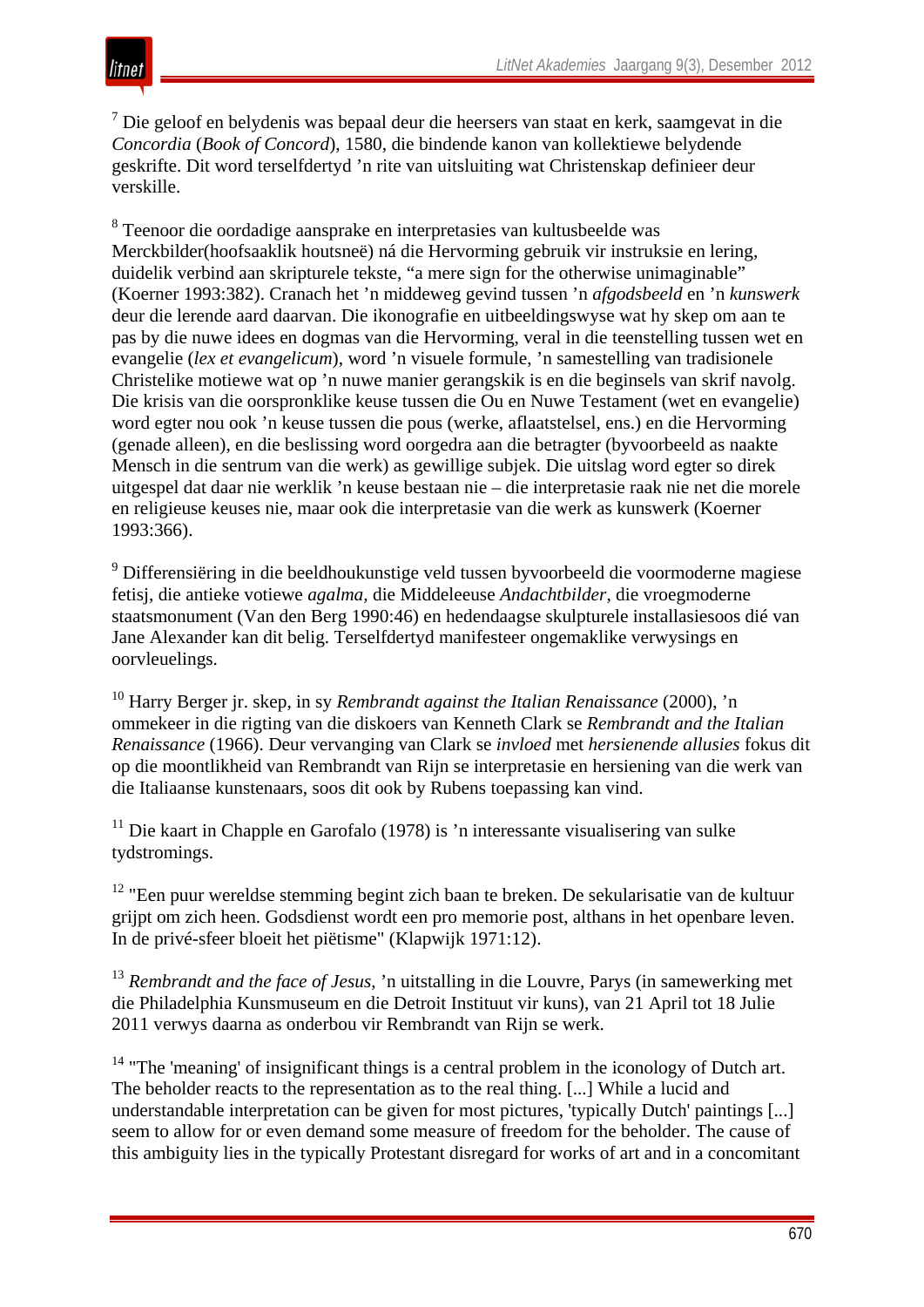[7] Die geloof en belydenis was bepaal deur die heersers van staat en kerk, saamgevat in die *Concordia* (*Book of Concord*), 1580, die bindende kanon van kollektiewe belydende geskrifte. Dit word terselfdertyd 'n rite van uitsluiting wat Christenskap definieer deur verskille.

[8] Teenoor die oordadige aansprake en interpretasies van kultusbeelde was Merckbilder(hoofsaaklik houtsneë) ná die Hervorming gebruik vir instruksie en lering, duidelik verbind aan skripturele tekste, "a mere sign for the otherwise unimaginable" (Koerner 1993:382). Cranach het 'n middeweg gevind tussen 'n *afgodsbeeld* en 'n *kunswerk* deur die lerende aard daarvan. Die ikonografie en uitbeeldingswyse wat hy skep om aan te pas by die nuwe idees en dogmas van die Hervorming, veral in die teenstelling tussen wet en evangelie (*lex et evangelicum*), word 'n visuele formule, 'n samestelling van tradisionele Christelike motiewe wat op 'n nuwe manier gerangskik is en die beginsels van skrif navolg. Die krisis van die oorspronklike keuse tussen die Ou en Nuwe Testament (wet en evangelie) word egter nou ook 'n keuse tussen die pous (werke, aflaatstelsel, ens.) en die Hervorming (genade alleen), en die beslissing word oorgedra aan die betragter (byvoorbeeld as naakte Mensch in die sentrum van die werk) as gewillige subjek. Die uitslag word egter so direk uitgespel dat daar nie werklik 'n keuse bestaan nie – die interpretasie raak nie net die morele en religieuse keuses nie, maar ook die interpretasie van die werk as kunswerk (Koerner 1993:366).

[9] Differensiëring in die beeldhoukunstige veld tussen byvoorbeeld die voormoderne magiese fetisj, die antieke votiewe *agalma*, die Middeleeuse *Andachtbilder*, die vroegmoderne staatsmonument (Van den Berg 1990:46) en hedendaagse skulpturele installasiesoos dié van Jane Alexander kan dit belig. Terselfdertyd manifesteer ongemaklike verwysings en oorvleuelings.

[10] Harry Berger jr. skep, in sy *Rembrandt against the Italian Renaissance* (2000), 'n ommekeer in die rigting van die diskoers van Kenneth Clark se *Rembrandt and the Italian Renaissance* (1966). Deur vervanging van Clark se *invloed* met *hersienende allusies* fokus dit op die moontlikheid van Rembrandt van Rijn se interpretasie en hersiening van die werk van die Italiaanse kunstenaars, soos dit ook by Rubens toepassing kan vind.

[11] Die kaart in Chapple en Garofalo (1978) is 'n interessante visualisering van sulke tydstromings.

[12] "Een puur wereldse stemming begint zich baan te breken. De sekularisatie van de kultuur grijpt om zich heen. Godsdienst wordt een pro memorie post, althans in het openbare leven. In de privé-sfeer bloeit het piëtisme" (Klapwijk 1971:12).

[13] *Rembrandt and the face of Jesus*, 'n uitstalling in die Louvre, Parys (in samewerking met die Philadelphia Kunsmuseum en die Detroit Instituut vir kuns), van 21 April tot 18 Julie 2011 verwys daarna as onderbou vir Rembrandt van Rijn se werk.

[14] "The 'meaning' of insignificant things is a central problem in the iconology of Dutch art. The beholder reacts to the representation as to the real thing. [...] While a lucid and understandable interpretation can be given for most pictures, 'typically Dutch' paintings [...] seem to allow for or even demand some measure of freedom for the beholder. The cause of this ambiguity lies in the typically Protestant disregard for works of art and in a concomitant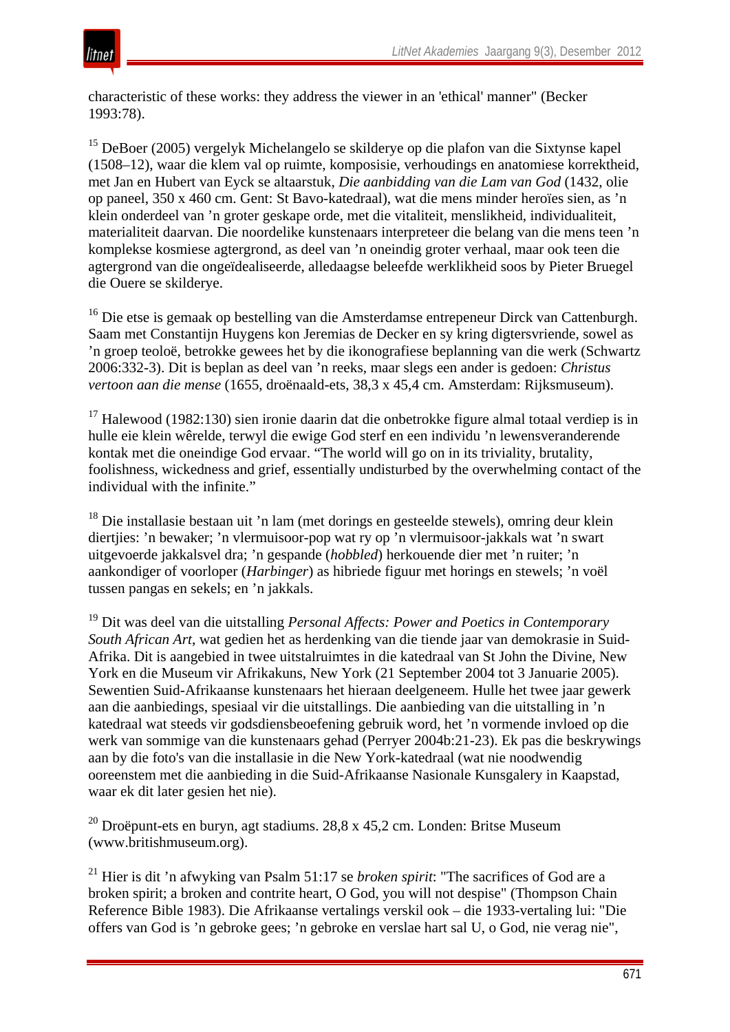characteristic of these works: they address the viewer in an 'ethical' manner" (Becker 1993:78).

[15] DeBoer (2005) vergelyk Michelangelo se skilderye op die plafon van die Sixtynse kapel (1508–12), waar die klem val op ruimte, komposisie, verhoudings en anatomiese korrektheid, met Jan en Hubert van Eyck se altaarstuk, *Die aanbidding van die Lam van God* (1432, olie op paneel, 350 x 460 cm. Gent: St Bavo-katedraal), wat die mens minder heroïes sien, as ’n klein onderdeel van ’n groter geskape orde, met die vitaliteit, menslikheid, individualiteit, materialiteit daarvan. Die noordelike kunstenaars interpreteer die belang van die mens teen ’n komplekse kosmiese agtergrond, as deel van ’n oneindig groter verhaal, maar ook teen die agtergrond van die ongeïdealiseerde, alledaagse beleefde werklikheid soos by Pieter Bruegel die Ouere se skilderye.

[16] Die etse is gemaak op bestelling van die Amsterdamse entrepeneur Dirck van Cattenburgh. Saam met Constantijn Huygens kon Jeremias de Decker en sy kring digtersvriende, sowel as ’n groep teoloë, betrokke gewees het by die ikonografiese beplanning van die werk (Schwartz 2006:332-3). Dit is beplan as deel van ’n reeks, maar slegs een ander is gedoen: *Christus vertoon aan die mense* (1655, droënaald-ets, 38,3 x 45,4 cm. Amsterdam: Rijksmuseum).

[17] Halewood (1982:130) sien ironie daarin dat die onbetrokke figure almal totaal verdiep is in hulle eie klein wêrelde, terwyl die ewige God sterf en een individu ’n lewensveranderende kontak met die oneindige God ervaar. “The world will go on in its triviality, brutality, foolishness, wickedness and grief, essentially undisturbed by the overwhelming contact of the individual with the infinite.”

[18] Die installasie bestaan uit ’n lam (met dorings en gesteelde stewels), omring deur klein diertjies: ’n bewaker; ’n vlermuisoor-pop wat ry op ’n vlermuisoor-jakkals wat ’n swart uitgevoerde jakkalsvel dra; ’n gespande (*hobbled*) herkouende dier met ’n ruiter; ’n aankondiger of voorloper (*Harbinger*) as hibriede figuur met horings en stewels; ’n voël tussen pangas en sekels; en ’n jakkals.

[19] Dit was deel van die uitstalling *Personal Affects: Power and Poetics in Contemporary South African Art*, wat gedien het as herdenking van die tiende jaar van demokrasie in Suid-Afrika. Dit is aangebied in twee uitstalruimtes in die katedraal van St John the Divine, New York en die Museum vir Afrikakuns, New York (21 September 2004 tot 3 Januarie 2005). Sewentien Suid-Afrikaanse kunstenaars het hieraan deelgeneem. Hulle het twee jaar gewerk aan die aanbiedings, spesiaal vir die uitstallings. Die aanbieding van die uitstalling in ’n katedraal wat steeds vir godsdiensbeoefening gebruik word, het ’n vormende invloed op die werk van sommige van die kunstenaars gehad (Perryer 2004b:21-23). Ek pas die beskrywings aan by die foto's van die installasie in die New York-katedraal (wat nie noodwendig ooreenstem met die aanbieding in die Suid-Afrikaanse Nasionale Kunsgalery in Kaapstad, waar ek dit later gesien het nie).

[20] Droëpunt-ets en buryn, agt stadiums. 28,8 x 45,2 cm. Londen: Britse Museum (www.britishmuseum.org).

[21] Hier is dit ’n afwyking van Psalm 51:17 se *broken spirit*: "The sacrifices of God are a broken spirit; a broken and contrite heart, O God, you will not despise" (Thompson Chain Reference Bible 1983). Die Afrikaanse vertalings verskil ook – die 1933-vertaling lui: "Die offers van God is ’n gebroke gees; ’n gebroke en verslae hart sal U, o God, nie verag nie",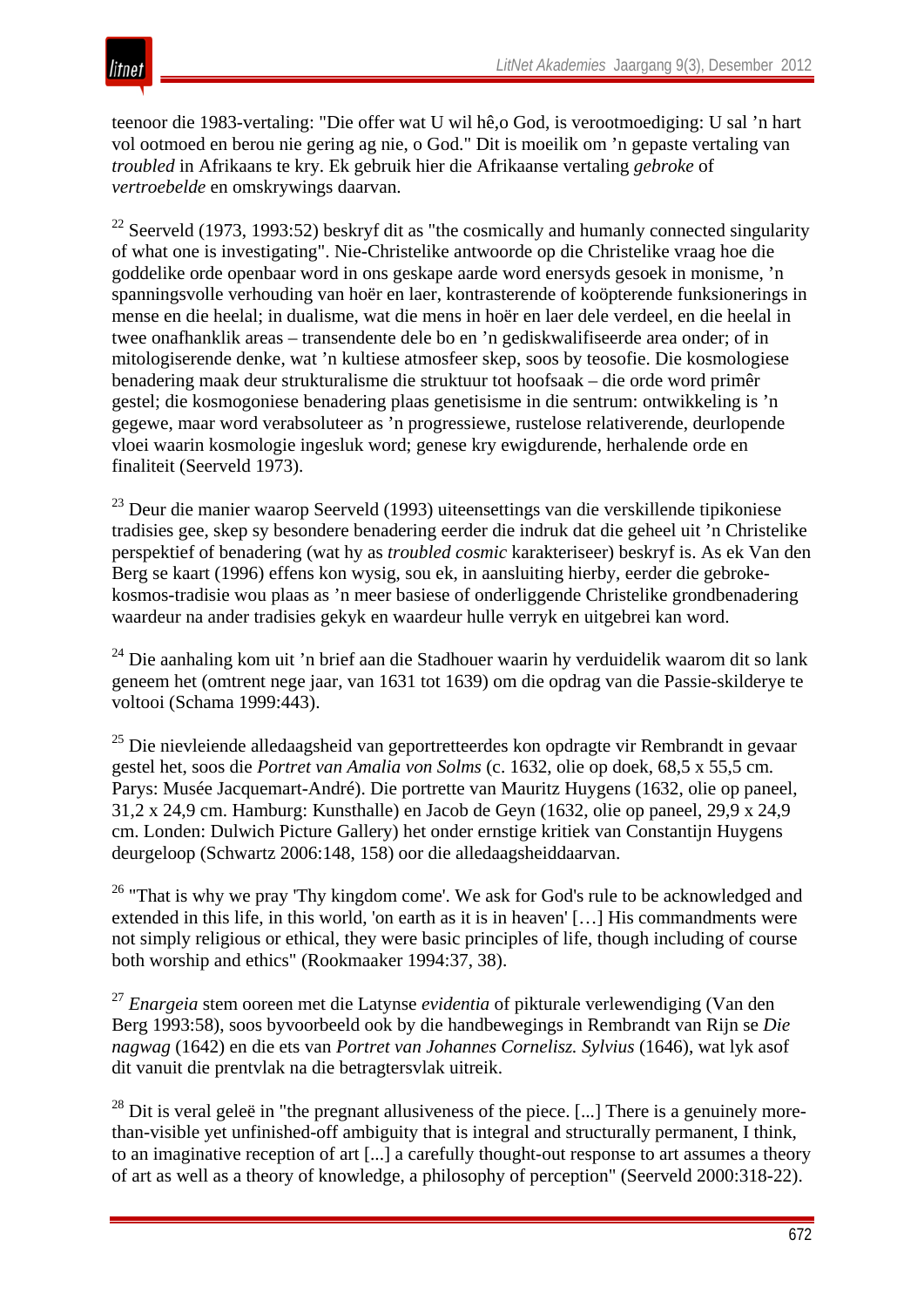teenoor die 1983-vertaling: "Die offer wat U wil hê,o God, is verootmoediging: U sal 'n hart vol ootmoed en berou nie gering ag nie, o God." Dit is moeilik om 'n gepaste vertaling van *troubled* in Afrikaans te kry. Ek gebruik hier die Afrikaanse vertaling *gebroke* of *vertroebelde* en omskrywings daarvan.

[22] Seerveld (1973, 1993:52) beskryf dit as "the cosmically and humanly connected singularity of what one is investigating". Nie-Christelike antwoorde op die Christelike vraag hoe die goddelike orde openbaar word in ons geskape aarde word enersyds gesoek in monisme, 'n spanningsvolle verhouding van hoër en laer, kontrasterende of koöpterende funksionerings in mense en die heelal; in dualisme, wat die mens in hoër en laer dele verdeel, en die heelal in twee onafhanklik areas – transendente dele bo en 'n gediskwalifiseerde area onder; of in mitologiserende denke, wat 'n kultiese atmosfeer skep, soos by teosofie. Die kosmologiese benadering maak deur strukturalisme die struktuur tot hoofsaak – die orde word primêr gestel; die kosmogoniese benadering plaas genetisisme in die sentrum: ontwikkeling is 'n gegewe, maar word verabsoluteer as 'n progressiewe, rustelose relativerende, deurlopende vloei waarin kosmologie ingesluk word; genese kry ewigdurende, herhalende orde en finaliteit (Seerveld 1973).

[23] Deur die manier waarop Seerveld (1993) uiteensettings van die verskillende tipikoniese tradisies gee, skep sy besondere benadering eerder die indruk dat die geheel uit 'n Christelike perspektief of benadering (wat hy as *troubled cosmic* karakteriseer) beskryf is. As ek Van den Berg se kaart (1996) effens kon wysig, sou ek, in aansluiting hierby, eerder die gebroke-kosmos-tradisie wou plaas as 'n meer basiese of onderliggende Christelike grondbenadering waardeur na ander tradisies gekyk en waardeur hulle verryk en uitgebrei kan word.

[24] Die aanhaling kom uit 'n brief aan die Stadhouer waarin hy verduidelik waarom dit so lank geneem het (omtrent nege jaar, van 1631 tot 1639) om die opdrag van die Passie-skilderye te voltooi (Schama 1999:443).

[25] Die nievleiende alledaagsheid van geportretteerdes kon opdragte vir Rembrandt in gevaar gestel het, soos die *Portret van Amalia von Solms* (c. 1632, olie op doek, 68,5 x 55,5 cm. Parys: Musée Jacquemart-André). Die portrette van Mauritz Huygens (1632, olie op paneel, 31,2 x 24,9 cm. Hamburg: Kunsthalle) en Jacob de Geyn (1632, olie op paneel, 29,9 x 24,9 cm. Londen: Dulwich Picture Gallery) het onder ernstige kritiek van Constantijn Huygens deurgeloop (Schwartz 2006:148, 158) oor die alledaagsheiddaarvan.

[26] "That is why we pray 'Thy kingdom come'. We ask for God's rule to be acknowledged and extended in this life, in this world, 'on earth as it is in heaven' […] His commandments were not simply religious or ethical, they were basic principles of life, though including of course both worship and ethics" (Rookmaaker 1994:37, 38).

[27] *Enargeia* stem ooreen met die Latynse *evidentia* of pikturale verlewendiging (Van den Berg 1993:58), soos byvoorbeeld ook by die handbewegings in Rembrandt van Rijn se *Die nagwag* (1642) en die ets van *Portret van Johannes Cornelisz. Sylvius* (1646), wat lyk asof dit vanuit die prentvlak na die betragtersvlak uitreik.

[28] Dit is veral geleë in "the pregnant allusiveness of the piece. [...] There is a genuinely more-than-visible yet unfinished-off ambiguity that is integral and structurally permanent, I think, to an imaginative reception of art [...] a carefully thought-out response to art assumes a theory of art as well as a theory of knowledge, a philosophy of perception" (Seerveld 2000:318-22).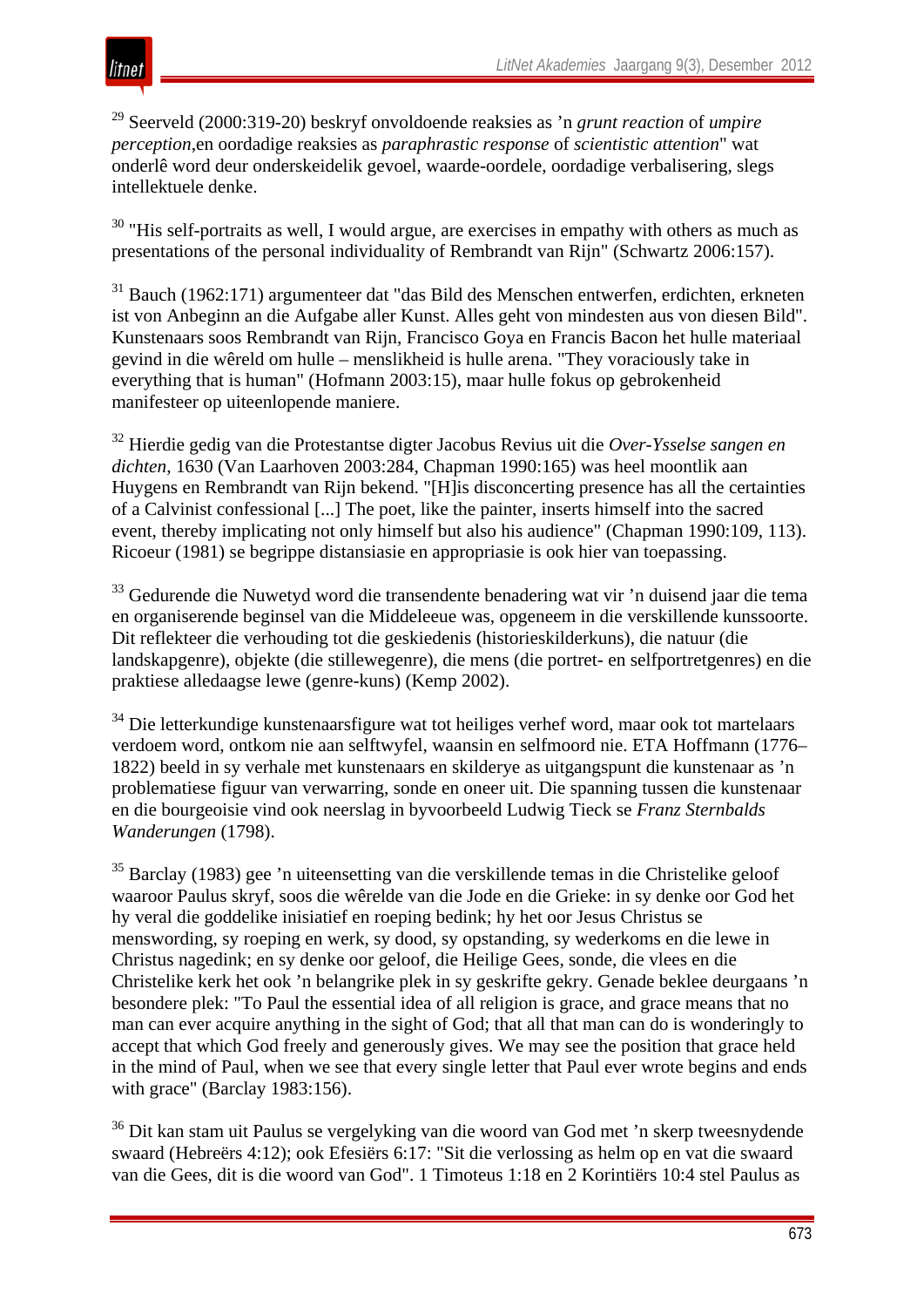[29] Seerveld (2000:319-20) beskryf onvoldoende reaksies as ’n *grunt reaction* of *umpire perception*,en oordadige reaksies as *paraphrastic response* of *scientistic attention*" wat onderlê word deur onderskeidelik gevoel, waarde-oordele, oordadige verbalisering, slegs intellektuele denke.

[30] "His self-portraits as well, I would argue, are exercises in empathy with others as much as presentations of the personal individuality of Rembrandt van Rijn" (Schwartz 2006:157).

[31] Bauch (1962:171) argumenteer dat "das Bild des Menschen entwerfen, erdichten, erkneten ist von Anbeginn an die Aufgabe aller Kunst. Alles geht von mindesten aus von diesen Bild". Kunstenaars soos Rembrandt van Rijn, Francisco Goya en Francis Bacon het hulle materiaal gevind in die wêreld om hulle – menslikheid is hulle arena. "They voraciously take in everything that is human" (Hofmann 2003:15), maar hulle fokus op gebrokenheid manifesteer op uiteenlopende maniere.

[32] Hierdie gedig van die Protestantse digter Jacobus Revius uit die *Over-Ysselse sangen en dichten*, 1630 (Van Laarhoven 2003:284, Chapman 1990:165) was heel moontlik aan Huygens en Rembrandt van Rijn bekend. "[H]is disconcerting presence has all the certainties of a Calvinist confessional [...] The poet, like the painter, inserts himself into the sacred event, thereby implicating not only himself but also his audience" (Chapman 1990:109, 113). Ricoeur (1981) se begrippe distansiasie en appropriasie is ook hier van toepassing.

[33] Gedurende die Nuwetyd word die transendente benadering wat vir ’n duisend jaar die tema en organiserende beginsel van die Middeleeue was, opgeneem in die verskillende kunssoorte. Dit reflekteer die verhouding tot die geskiedenis (historieskilderkuns), die natuur (die landskapgenre), objekte (die stillewegenre), die mens (die portret- en selfportretgenres) en die praktiese alledaagse lewe (genre-kuns) (Kemp 2002).

[34] Die letterkundige kunstenaarsfigure wat tot heiliges verhef word, maar ook tot martelaars verdoem word, ontkom nie aan selftwyfel, waansin en selfmoord nie. ETA Hoffmann (1776–1822) beeld in sy verhale met kunstenaars en skilderye as uitgangspunt die kunstenaar as ’n problematiese figuur van verwarring, sonde en oneer uit. Die spanning tussen die kunstenaar en die bourgeoisie vind ook neerslag in byvoorbeeld Ludwig Tieck se *Franz Sternbalds Wanderungen* (1798).

[35] Barclay (1983) gee ’n uiteensetting van die verskillende temas in die Christelike geloof waaroor Paulus skryf, soos die wêrelde van die Jode en die Grieke: in sy denke oor God het hy veral die goddelike inisiatief en roeping bedink; hy het oor Jesus Christus se menswording, sy roeping en werk, sy dood, sy opstanding, sy wederkoms en die lewe in Christus nagedink; en sy denke oor geloof, die Heilige Gees, sonde, die vlees en die Christelike kerk het ook ’n belangrike plek in sy geskrifte gekry. Genade beklee deurgaans ’n besondere plek: "To Paul the essential idea of all religion is grace, and grace means that no man can ever acquire anything in the sight of God; that all that man can do is wonderingly to accept that which God freely and generously gives. We may see the position that grace held in the mind of Paul, when we see that every single letter that Paul ever wrote begins and ends with grace" (Barclay 1983:156).

[36] Dit kan stam uit Paulus se vergelyking van die woord van God met ’n skerp tweesnydende swaard (Hebreërs 4:12); ook Efesiërs 6:17: "Sit die verlossing as helm op en vat die swaard van die Gees, dit is die woord van God". 1 Timoteus 1:18 en 2 Korintiërs 10:4 stel Paulus as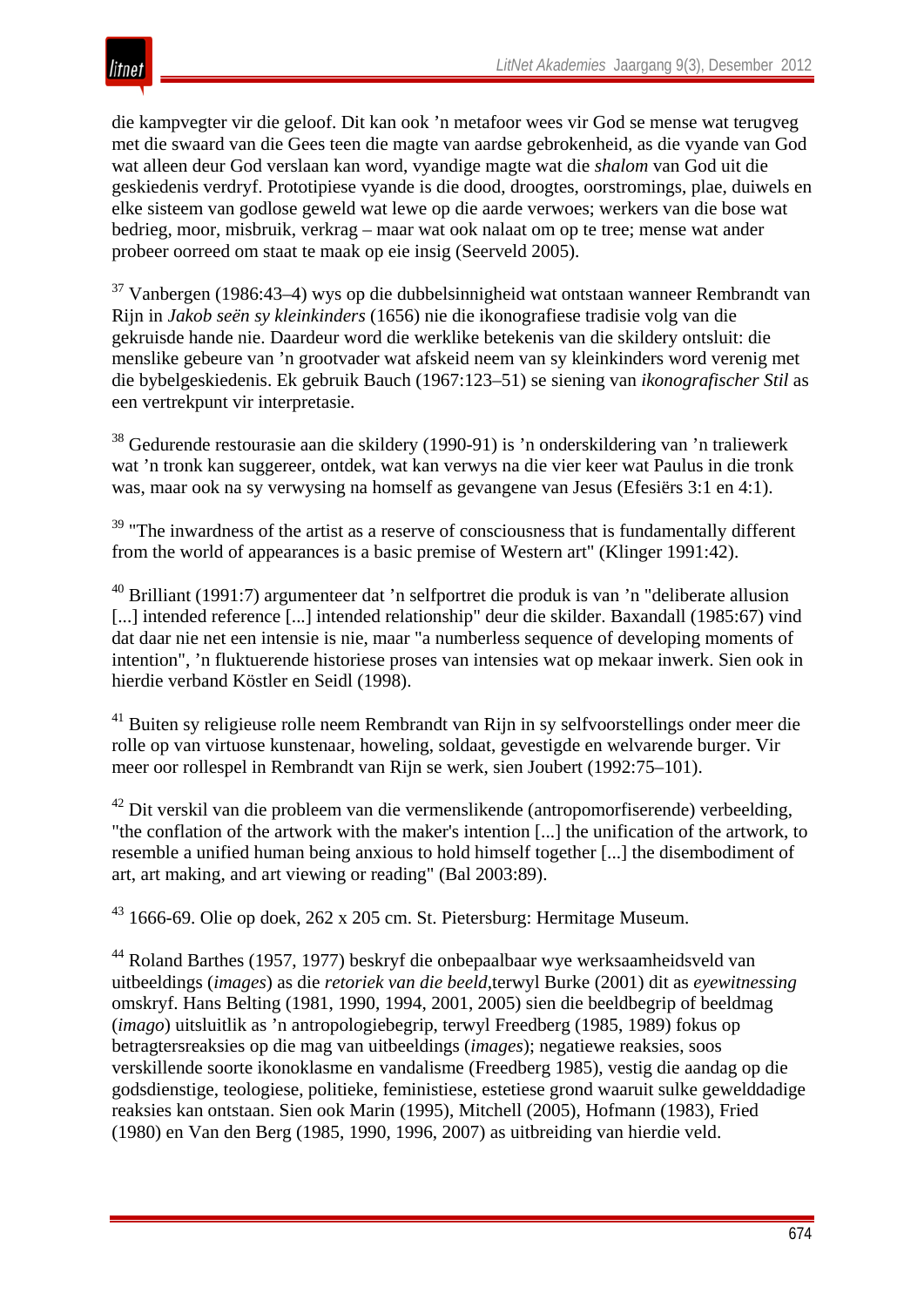die kampvegter vir die geloof. Dit kan ook ’n metafoor wees vir God se mense wat terugveg met die swaard van die Gees teen die magte van aardse gebrokenheid, as die vyande van God wat alleen deur God verslaan kan word, vyandige magte wat die *shalom* van God uit die geskiedenis verdryf. Prototipiese vyande is die dood, droogtes, oorstromings, plae, duiwels en elke sisteem van godlose geweld wat lewe op die aarde verwoes; werkers van die bose wat bedrieg, moor, misbruik, verkrag – maar wat ook nalaat om op te tree; mense wat ander probeer oorreed om staat te maak op eie insig (Seerveld 2005).

[37] Vanbergen (1986:43–4) wys op die dubbelsinnigheid wat ontstaan wanneer Rembrandt van Rijn in *Jakob seën sy kleinkinders* (1656) nie die ikonografiese tradisie volg van die gekruisde hande nie. Daardeur word die werklike betekenis van die skildery ontsluit: die menslike gebeure van ’n grootvader wat afskeid neem van sy kleinkinders word verenig met die bybelgeskiedenis. Ek gebruik Bauch (1967:123–51) se siening van *ikonografischer Stil* as een vertrekpunt vir interpretasie.

[38] Gedurende restourasie aan die skildery (1990-91) is ’n onderskildering van ’n traliewerk wat ’n tronk kan suggereer, ontdek, wat kan verwys na die vier keer wat Paulus in die tronk was, maar ook na sy verwysing na homself as gevangene van Jesus (Efesiërs 3:1 en 4:1).

[39] "The inwardness of the artist as a reserve of consciousness that is fundamentally different from the world of appearances is a basic premise of Western art" (Klinger 1991:42).

[40] Brilliant (1991:7) argumenteer dat ’n selfportret die produk is van ’n "deliberate allusion [...] intended reference [...] intended relationship" deur die skilder. Baxandall (1985:67) vind dat daar nie net een intensie is nie, maar "a numberless sequence of developing moments of intention", ’n fluktuerende historiese proses van intensies wat op mekaar inwerk. Sien ook in hierdie verband Köstler en Seidl (1998).

[41] Buiten sy religieuse rolle neem Rembrandt van Rijn in sy selfvoorstellings onder meer die rolle op van virtuose kunstenaar, howeling, soldaat, gevestigde en welvarende burger. Vir meer oor rollespel in Rembrandt van Rijn se werk, sien Joubert (1992:75–101).

[42] Dit verskil van die probleem van die vermenslikende (antropomorfiserende) verbeelding, "the conflation of the artwork with the maker's intention [...] the unification of the artwork, to resemble a unified human being anxious to hold himself together [...] the disembodiment of art, art making, and art viewing or reading" (Bal 2003:89).

[43] 1666-69. Olie op doek, 262 x 205 cm. St. Pietersburg: Hermitage Museum.

[44] Roland Barthes (1957, 1977) beskryf die onbepaalbaar wye werksaamheidsveld van uitbeeldings (*images*) as die *retoriek van die beeld*,terwyl Burke (2001) dit as *eyewitnessing* omskryf. Hans Belting (1981, 1990, 1994, 2001, 2005) sien die beeldbegrip of beeldmag (*imago*) uitsluitlik as ’n antropologiebegrip, terwyl Freedberg (1985, 1989) fokus op betragtersreaksies op die mag van uitbeeldings (*images*); negatiewe reaksies, soos verskillende soorte ikonoklasme en vandalisme (Freedberg 1985), vestig die aandag op die godsdienstige, teologiese, politieke, feministiese, estetiese grond waaruit sulke gewelddadige reaksies kan ontstaan. Sien ook Marin (1995), Mitchell (2005), Hofmann (1983), Fried (1980) en Van den Berg (1985, 1990, 1996, 2007) as uitbreiding van hierdie veld.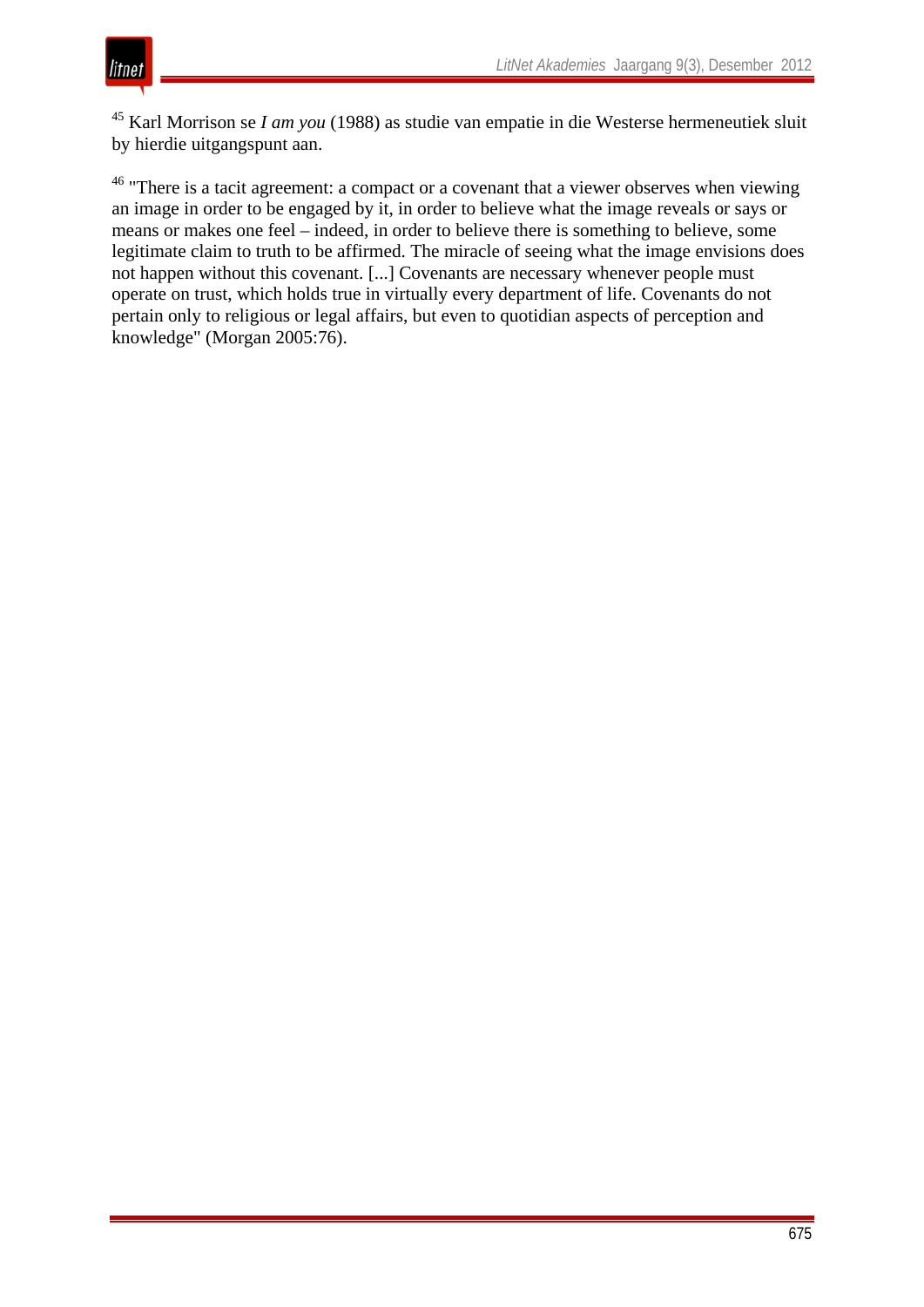[45] Karl Morrison se *I am you* (1988) as studie van empatie in die Westerse hermeneutiek sluit by hierdie uitgangspunt aan.

[46] "There is a tacit agreement: a compact or a covenant that a viewer observes when viewing an image in order to be engaged by it, in order to believe what the image reveals or says or means or makes one feel – indeed, in order to believe there is something to believe, some legitimate claim to truth to be affirmed. The miracle of seeing what the image envisions does not happen without this covenant. [...] Covenants are necessary whenever people must operate on trust, which holds true in virtually every department of life. Covenants do not pertain only to religious or legal affairs, but even to quotidian aspects of perception and knowledge" (Morgan 2005:76).